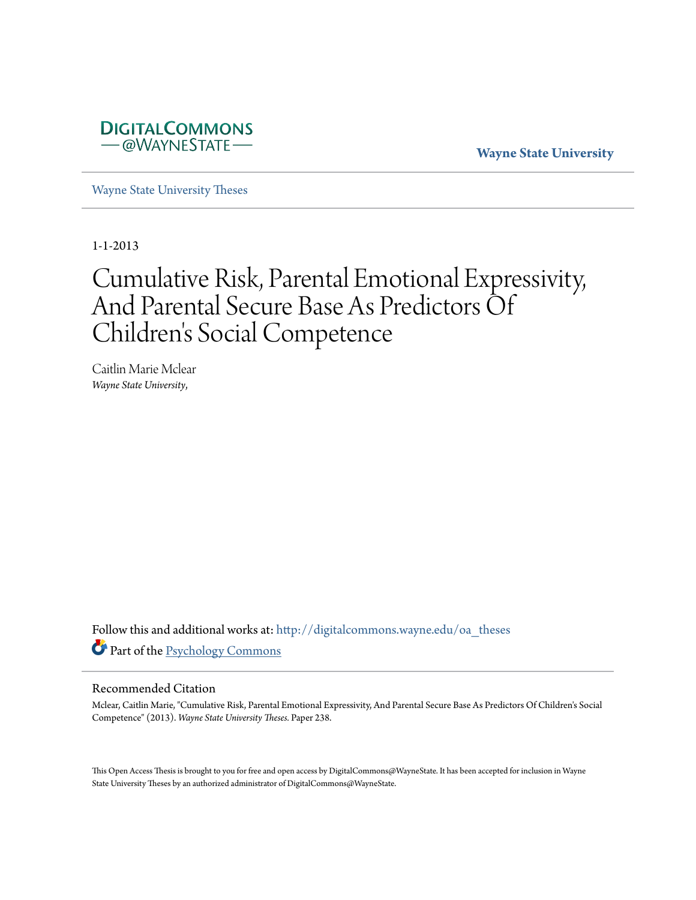DigitalCommons @WayneState

**Wayne State University**

Wayne State University Theses

1-1-2013

# Cumulative Risk, Parental Emotional Expressivity, And Parental Secure Base As Predictors Of Children's Social Competence

Caitlin Marie Mclear
*Wayne State University,*

Follow this and additional works at: http://digitalcommons.wayne.edu/oa_theses
Part of the Psychology Commons

## Recommended Citation

Mclear, Caitlin Marie, "Cumulative Risk, Parental Emotional Expressivity, And Parental Secure Base As Predictors Of Children's Social Competence" (2013). *Wayne State University Theses.* Paper 238.

This Open Access Thesis is brought to you for free and open access by DigitalCommons@WayneState. It has been accepted for inclusion in Wayne State University Theses by an authorized administrator of DigitalCommons@WayneState.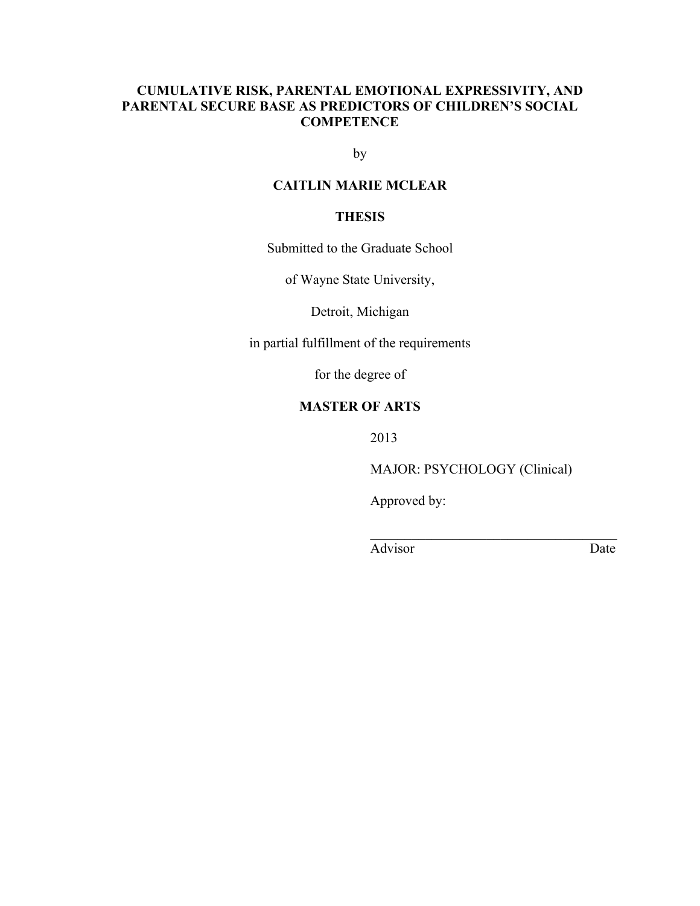# CUMULATIVE RISK, PARENTAL EMOTIONAL EXPRESSIVITY, AND PARENTAL SECURE BASE AS PREDICTORS OF CHILDREN'S SOCIAL COMPETENCE

by

**CAITLIN MARIE MCLEAR**

**THESIS**

Submitted to the Graduate School

of Wayne State University,

Detroit, Michigan

in partial fulfillment of the requirements

for the degree of

**MASTER OF ARTS**

2013

MAJOR: PSYCHOLOGY (Clinical)

Approved by:

\_\_\_\_\_\_\_\_\_\_\_\_\_\_\_\_\_\_\_\_\_\_\_\_\_\_\_\_\_\_\_\_\_\_\_\_

Advisor Date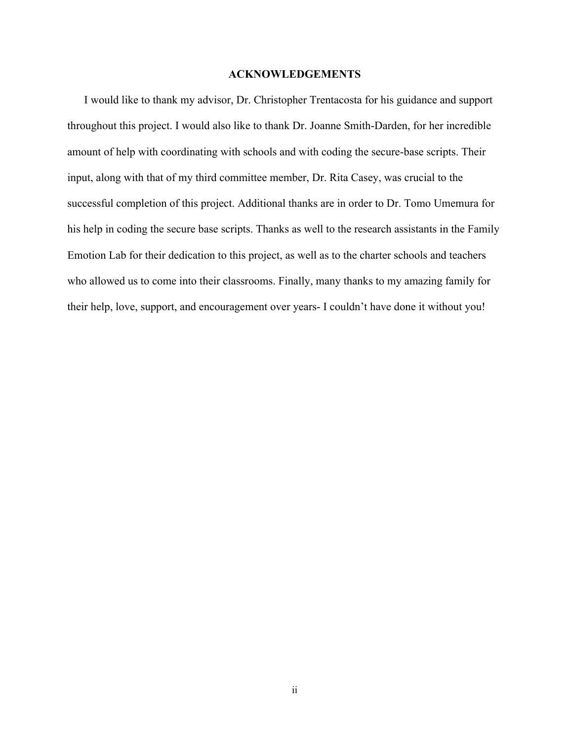# ACKNOWLEDGEMENTS

I would like to thank my advisor, Dr. Christopher Trentacosta for his guidance and support throughout this project. I would also like to thank Dr. Joanne Smith-Darden, for her incredible amount of help with coordinating with schools and with coding the secure-base scripts. Their input, along with that of my third committee member, Dr. Rita Casey, was crucial to the successful completion of this project. Additional thanks are in order to Dr. Tomo Umemura for his help in coding the secure base scripts. Thanks as well to the research assistants in the Family Emotion Lab for their dedication to this project, as well as to the charter schools and teachers who allowed us to come into their classrooms. Finally, many thanks to my amazing family for their help, love, support, and encouragement over years- I couldn't have done it without you!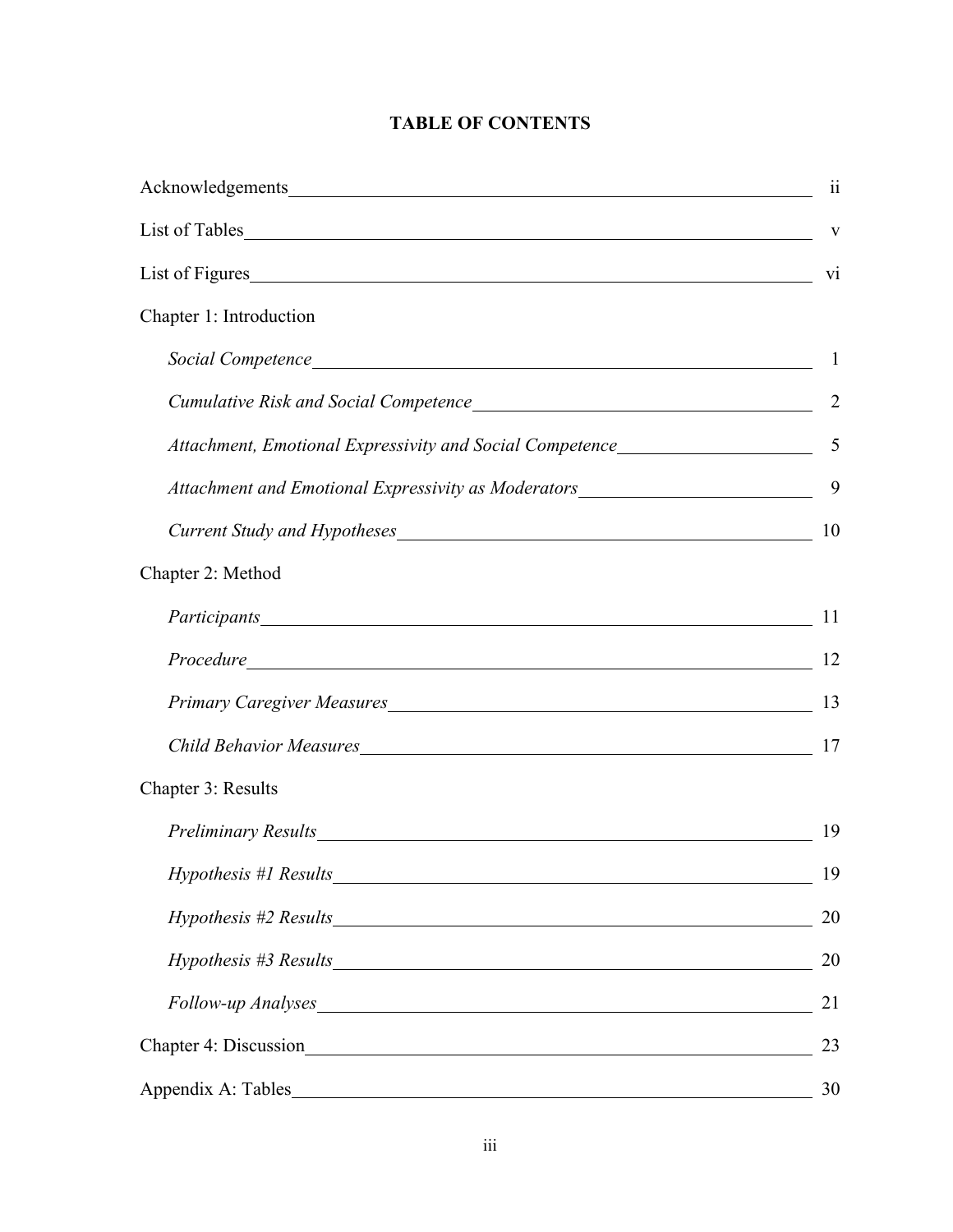# TABLE OF CONTENTS

| | |
|---|---|
| Acknowledgements | ii |
| List of Tables | v |
| List of Figures | vi |
| Chapter 1: Introduction | |
| *Social Competence* | 1 |
| *Cumulative Risk and Social Competence* | 2 |
| *Attachment, Emotional Expressivity and Social Competence* | 5 |
| *Attachment and Emotional Expressivity as Moderators* | 9 |
| *Current Study and Hypotheses* | 10 |
| Chapter 2: Method | |
| *Participants* | 11 |
| *Procedure* | 12 |
| *Primary Caregiver Measures* | 13 |
| *Child Behavior Measures* | 17 |
| Chapter 3: Results | |
| *Preliminary Results* | 19 |
| *Hypothesis #1 Results* | 19 |
| *Hypothesis #2 Results* | 20 |
| *Hypothesis #3 Results* | 20 |
| *Follow-up Analyses* | 21 |
| Chapter 4: Discussion | 23 |
| Appendix A: Tables | 30 |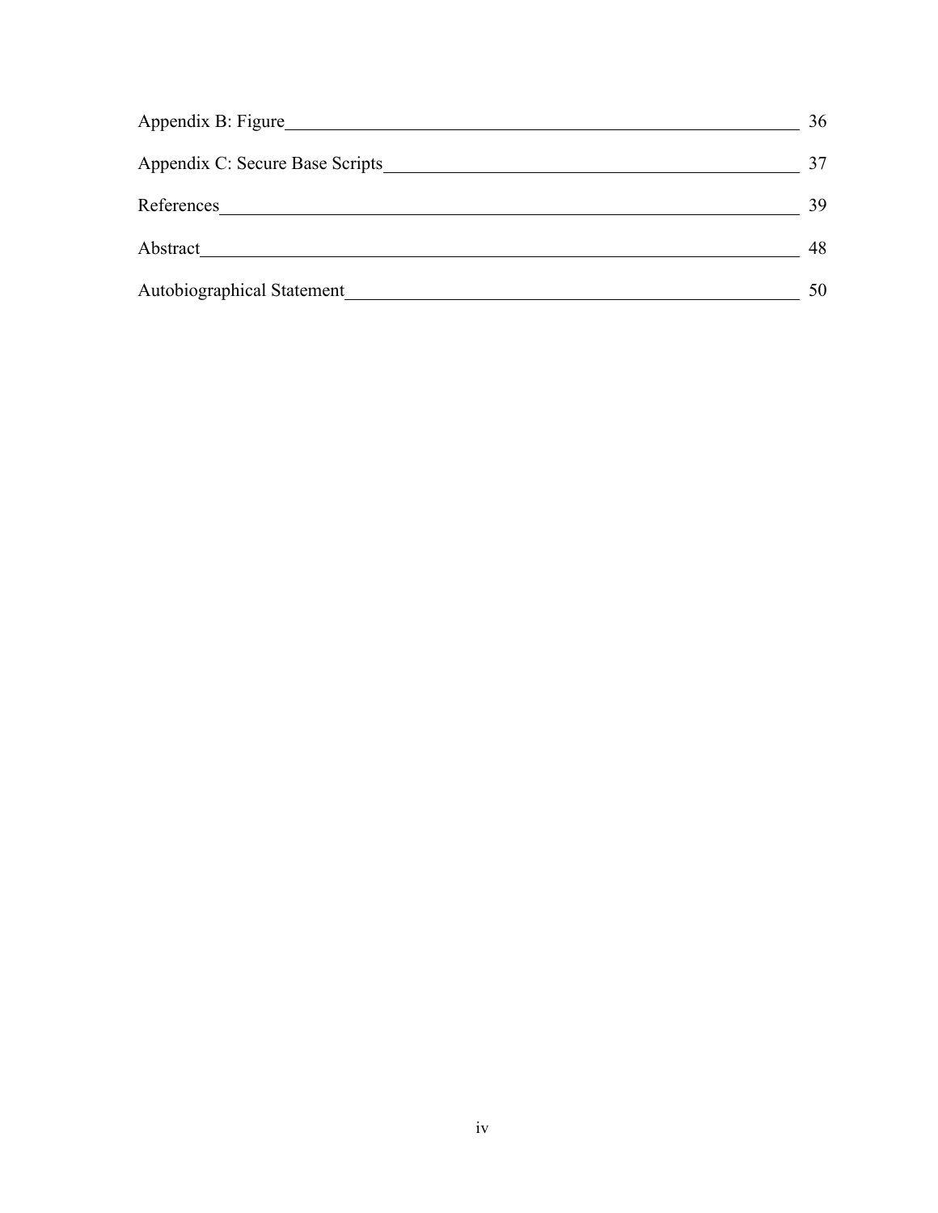Appendix B: Figure 36

Appendix C: Secure Base Scripts 37

References 39

Abstract 48

Autobiographical Statement 50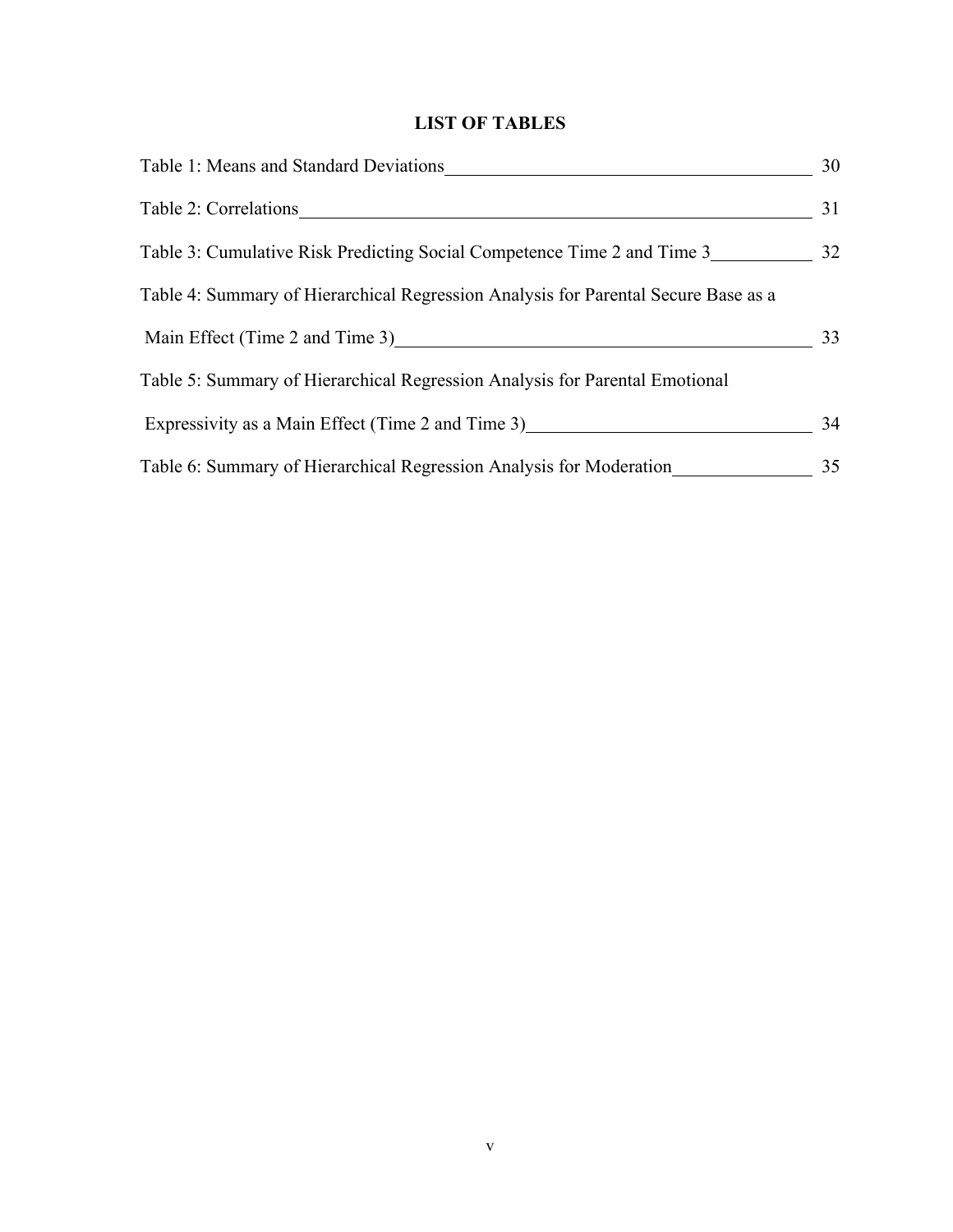# LIST OF TABLES

Table 1: Means and Standard Deviations 30

Table 2: Correlations 31

Table 3: Cumulative Risk Predicting Social Competence Time 2 and Time 3 32

Table 4: Summary of Hierarchical Regression Analysis for Parental Secure Base as a Main Effect (Time 2 and Time 3) 33

Table 5: Summary of Hierarchical Regression Analysis for Parental Emotional Expressivity as a Main Effect (Time 2 and Time 3) 34

Table 6: Summary of Hierarchical Regression Analysis for Moderation 35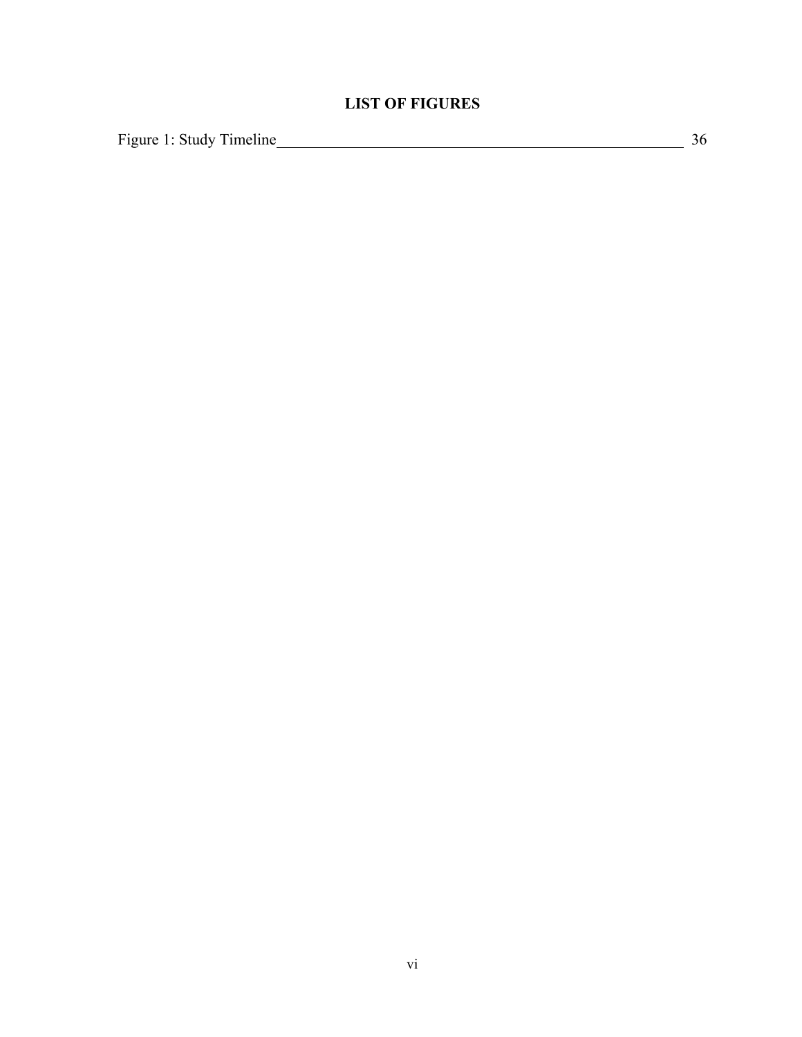## LIST OF FIGURES

Figure 1: Study Timeline 36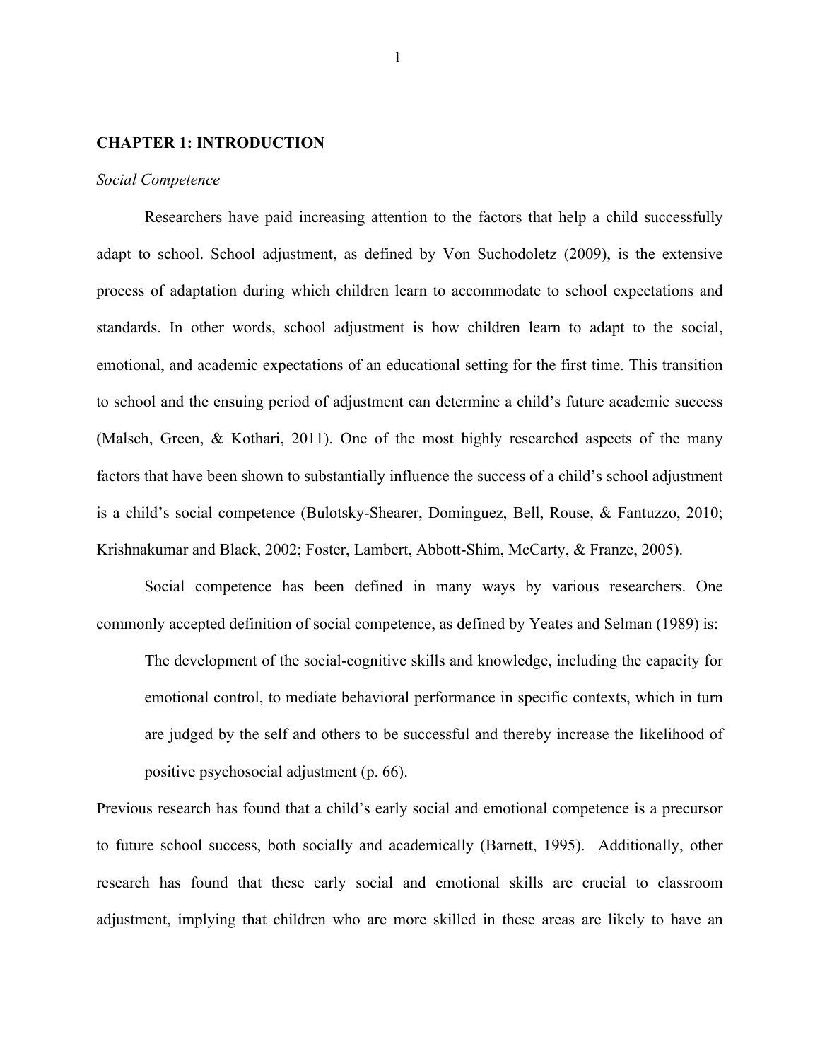# CHAPTER 1: INTRODUCTION

*Social Competence*

Researchers have paid increasing attention to the factors that help a child successfully adapt to school. School adjustment, as defined by Von Suchodoletz (2009), is the extensive process of adaptation during which children learn to accommodate to school expectations and standards. In other words, school adjustment is how children learn to adapt to the social, emotional, and academic expectations of an educational setting for the first time. This transition to school and the ensuing period of adjustment can determine a child's future academic success (Malsch, Green, & Kothari, 2011). One of the most highly researched aspects of the many factors that have been shown to substantially influence the success of a child's school adjustment is a child's social competence (Bulotsky-Shearer, Dominguez, Bell, Rouse, & Fantuzzo, 2010; Krishnakumar and Black, 2002; Foster, Lambert, Abbott-Shim, McCarty, & Franze, 2005).

Social competence has been defined in many ways by various researchers. One commonly accepted definition of social competence, as defined by Yeates and Selman (1989) is:

> The development of the social-cognitive skills and knowledge, including the capacity for emotional control, to mediate behavioral performance in specific contexts, which in turn are judged by the self and others to be successful and thereby increase the likelihood of positive psychosocial adjustment (p. 66).

Previous research has found that a child's early social and emotional competence is a precursor to future school success, both socially and academically (Barnett, 1995). Additionally, other research has found that these early social and emotional skills are crucial to classroom adjustment, implying that children who are more skilled in these areas are likely to have an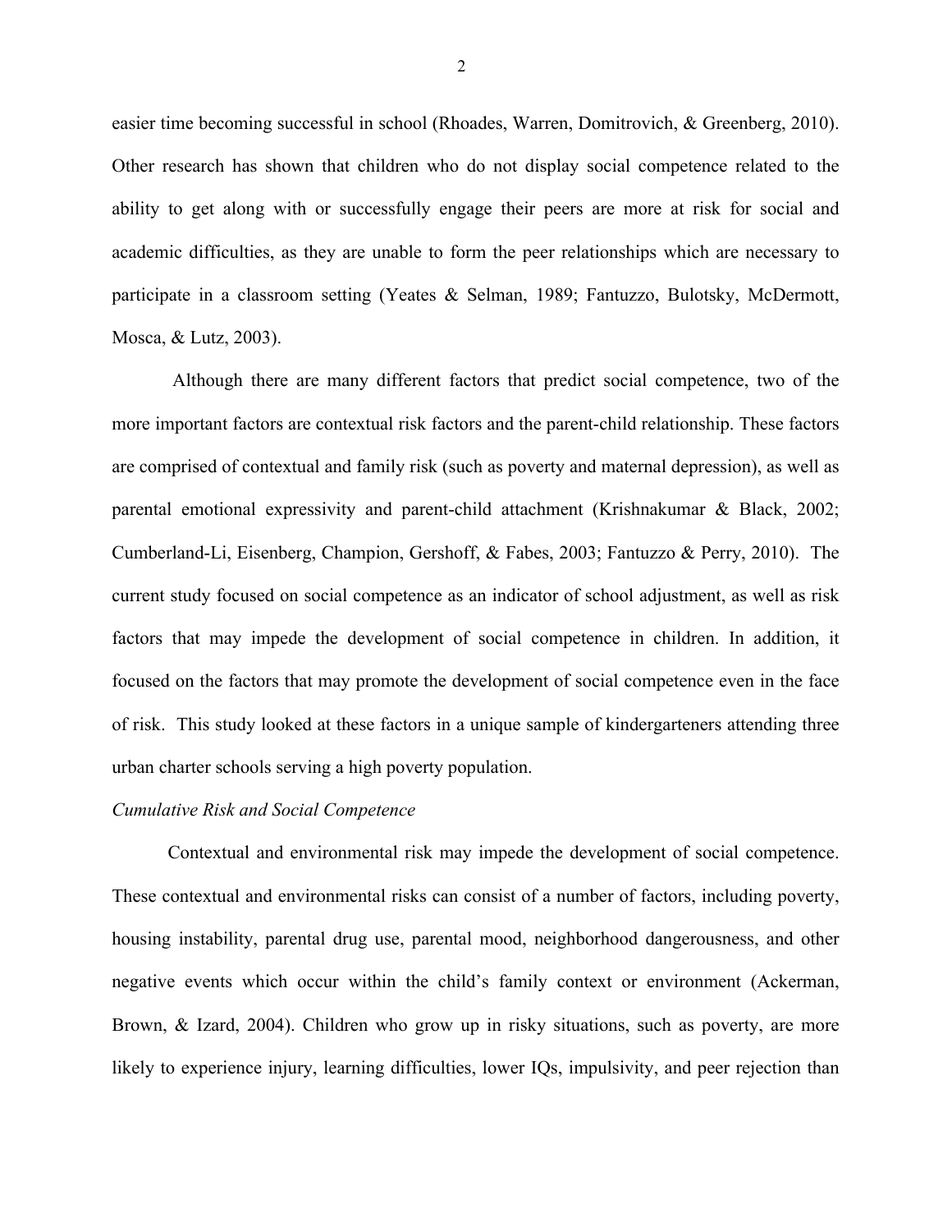easier time becoming successful in school (Rhoades, Warren, Domitrovich, & Greenberg, 2010). Other research has shown that children who do not display social competence related to the ability to get along with or successfully engage their peers are more at risk for social and academic difficulties, as they are unable to form the peer relationships which are necessary to participate in a classroom setting (Yeates & Selman, 1989; Fantuzzo, Bulotsky, McDermott, Mosca, & Lutz, 2003).

Although there are many different factors that predict social competence, two of the more important factors are contextual risk factors and the parent-child relationship. These factors are comprised of contextual and family risk (such as poverty and maternal depression), as well as parental emotional expressivity and parent-child attachment (Krishnakumar & Black, 2002; Cumberland-Li, Eisenberg, Champion, Gershoff, & Fabes, 2003; Fantuzzo & Perry, 2010). The current study focused on social competence as an indicator of school adjustment, as well as risk factors that may impede the development of social competence in children. In addition, it focused on the factors that may promote the development of social competence even in the face of risk. This study looked at these factors in a unique sample of kindergarteners attending three urban charter schools serving a high poverty population.

*Cumulative Risk and Social Competence*

Contextual and environmental risk may impede the development of social competence. These contextual and environmental risks can consist of a number of factors, including poverty, housing instability, parental drug use, parental mood, neighborhood dangerousness, and other negative events which occur within the child's family context or environment (Ackerman, Brown, & Izard, 2004). Children who grow up in risky situations, such as poverty, are more likely to experience injury, learning difficulties, lower IQs, impulsivity, and peer rejection than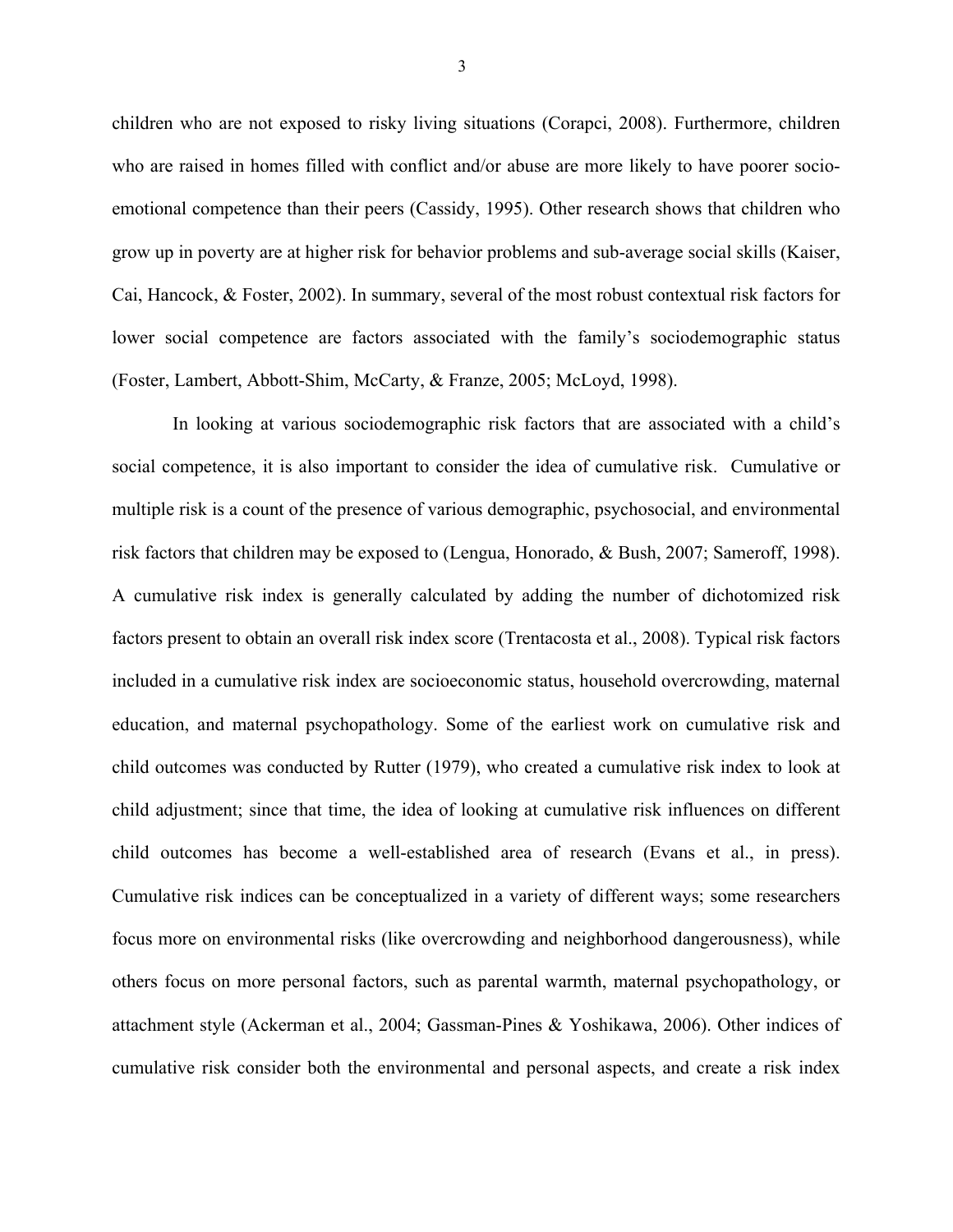children who are not exposed to risky living situations (Corapci, 2008). Furthermore, children who are raised in homes filled with conflict and/or abuse are more likely to have poorer socio-emotional competence than their peers (Cassidy, 1995). Other research shows that children who grow up in poverty are at higher risk for behavior problems and sub-average social skills (Kaiser, Cai, Hancock, & Foster, 2002). In summary, several of the most robust contextual risk factors for lower social competence are factors associated with the family's sociodemographic status (Foster, Lambert, Abbott-Shim, McCarty, & Franze, 2005; McLoyd, 1998).

In looking at various sociodemographic risk factors that are associated with a child's social competence, it is also important to consider the idea of cumulative risk. Cumulative or multiple risk is a count of the presence of various demographic, psychosocial, and environmental risk factors that children may be exposed to (Lengua, Honorado, & Bush, 2007; Sameroff, 1998). A cumulative risk index is generally calculated by adding the number of dichotomized risk factors present to obtain an overall risk index score (Trentacosta et al., 2008). Typical risk factors included in a cumulative risk index are socioeconomic status, household overcrowding, maternal education, and maternal psychopathology. Some of the earliest work on cumulative risk and child outcomes was conducted by Rutter (1979), who created a cumulative risk index to look at child adjustment; since that time, the idea of looking at cumulative risk influences on different child outcomes has become a well-established area of research (Evans et al., in press). Cumulative risk indices can be conceptualized in a variety of different ways; some researchers focus more on environmental risks (like overcrowding and neighborhood dangerousness), while others focus on more personal factors, such as parental warmth, maternal psychopathology, or attachment style (Ackerman et al., 2004; Gassman-Pines & Yoshikawa, 2006). Other indices of cumulative risk consider both the environmental and personal aspects, and create a risk index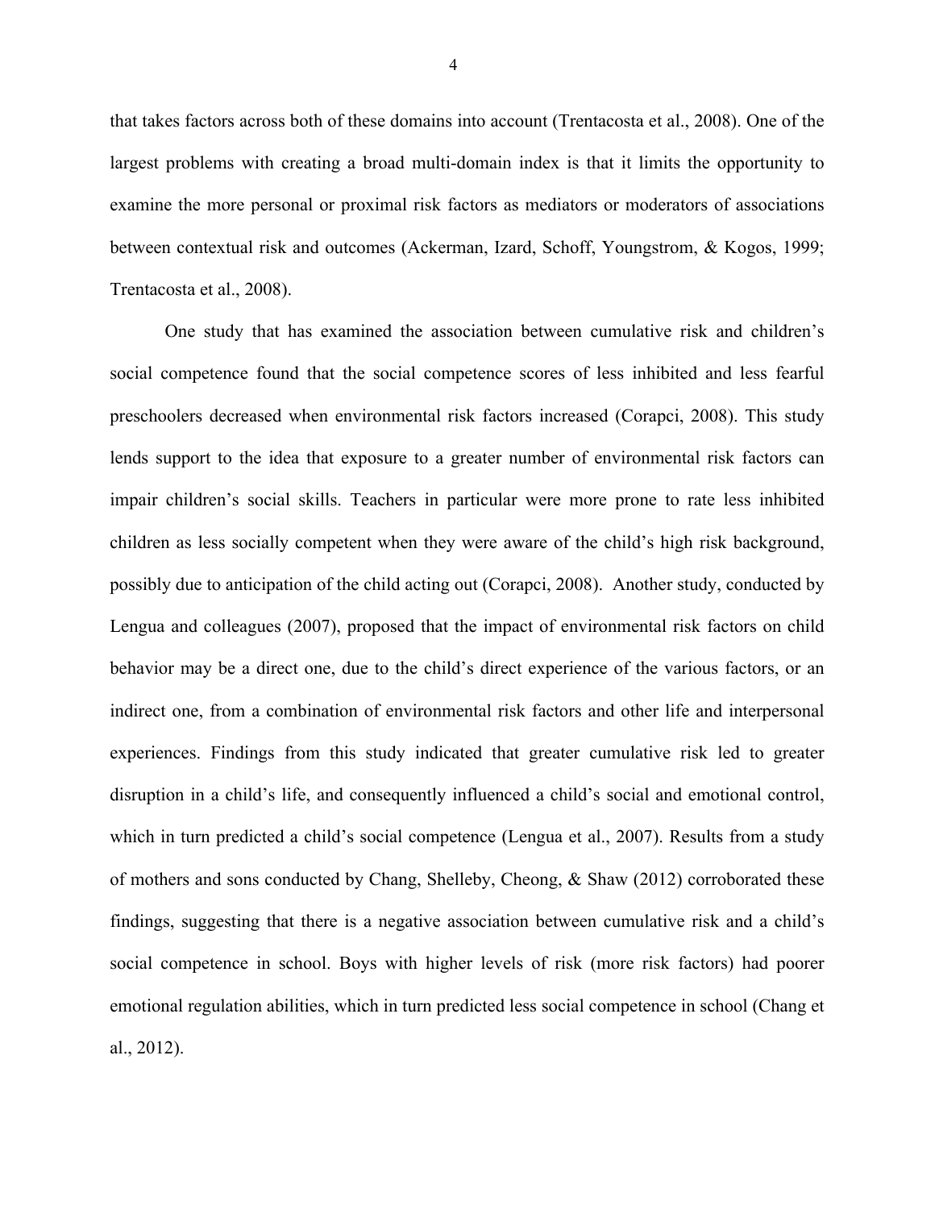that takes factors across both of these domains into account (Trentacosta et al., 2008). One of the largest problems with creating a broad multi-domain index is that it limits the opportunity to examine the more personal or proximal risk factors as mediators or moderators of associations between contextual risk and outcomes (Ackerman, Izard, Schoff, Youngstrom, & Kogos, 1999; Trentacosta et al., 2008).

One study that has examined the association between cumulative risk and children's social competence found that the social competence scores of less inhibited and less fearful preschoolers decreased when environmental risk factors increased (Corapci, 2008). This study lends support to the idea that exposure to a greater number of environmental risk factors can impair children's social skills. Teachers in particular were more prone to rate less inhibited children as less socially competent when they were aware of the child's high risk background, possibly due to anticipation of the child acting out (Corapci, 2008). Another study, conducted by Lengua and colleagues (2007), proposed that the impact of environmental risk factors on child behavior may be a direct one, due to the child's direct experience of the various factors, or an indirect one, from a combination of environmental risk factors and other life and interpersonal experiences. Findings from this study indicated that greater cumulative risk led to greater disruption in a child's life, and consequently influenced a child's social and emotional control, which in turn predicted a child's social competence (Lengua et al., 2007). Results from a study of mothers and sons conducted by Chang, Shelleby, Cheong, & Shaw (2012) corroborated these findings, suggesting that there is a negative association between cumulative risk and a child's social competence in school. Boys with higher levels of risk (more risk factors) had poorer emotional regulation abilities, which in turn predicted less social competence in school (Chang et al., 2012).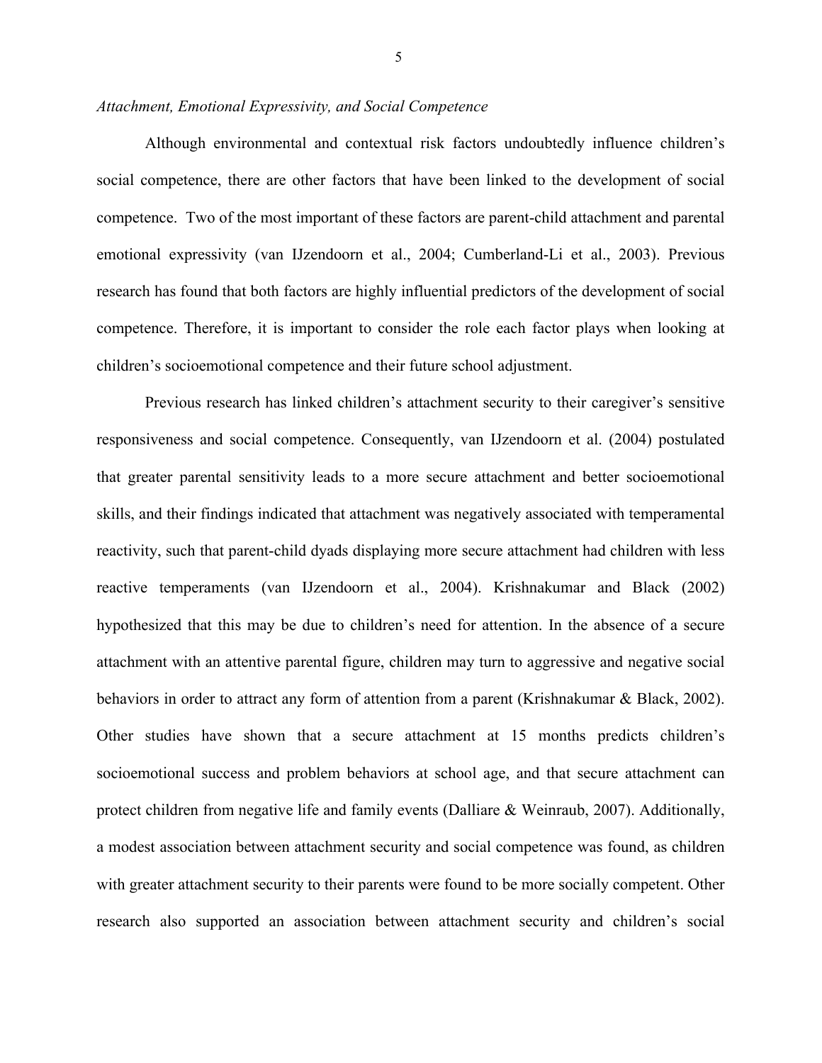*Attachment, Emotional Expressivity, and Social Competence*

Although environmental and contextual risk factors undoubtedly influence children's social competence, there are other factors that have been linked to the development of social competence. Two of the most important of these factors are parent-child attachment and parental emotional expressivity (van IJzendoorn et al., 2004; Cumberland-Li et al., 2003). Previous research has found that both factors are highly influential predictors of the development of social competence. Therefore, it is important to consider the role each factor plays when looking at children's socioemotional competence and their future school adjustment.

Previous research has linked children's attachment security to their caregiver's sensitive responsiveness and social competence. Consequently, van IJzendoorn et al. (2004) postulated that greater parental sensitivity leads to a more secure attachment and better socioemotional skills, and their findings indicated that attachment was negatively associated with temperamental reactivity, such that parent-child dyads displaying more secure attachment had children with less reactive temperaments (van IJzendoorn et al., 2004). Krishnakumar and Black (2002) hypothesized that this may be due to children's need for attention. In the absence of a secure attachment with an attentive parental figure, children may turn to aggressive and negative social behaviors in order to attract any form of attention from a parent (Krishnakumar & Black, 2002). Other studies have shown that a secure attachment at 15 months predicts children's socioemotional success and problem behaviors at school age, and that secure attachment can protect children from negative life and family events (Dalliare & Weinraub, 2007). Additionally, a modest association between attachment security and social competence was found, as children with greater attachment security to their parents were found to be more socially competent. Other research also supported an association between attachment security and children's social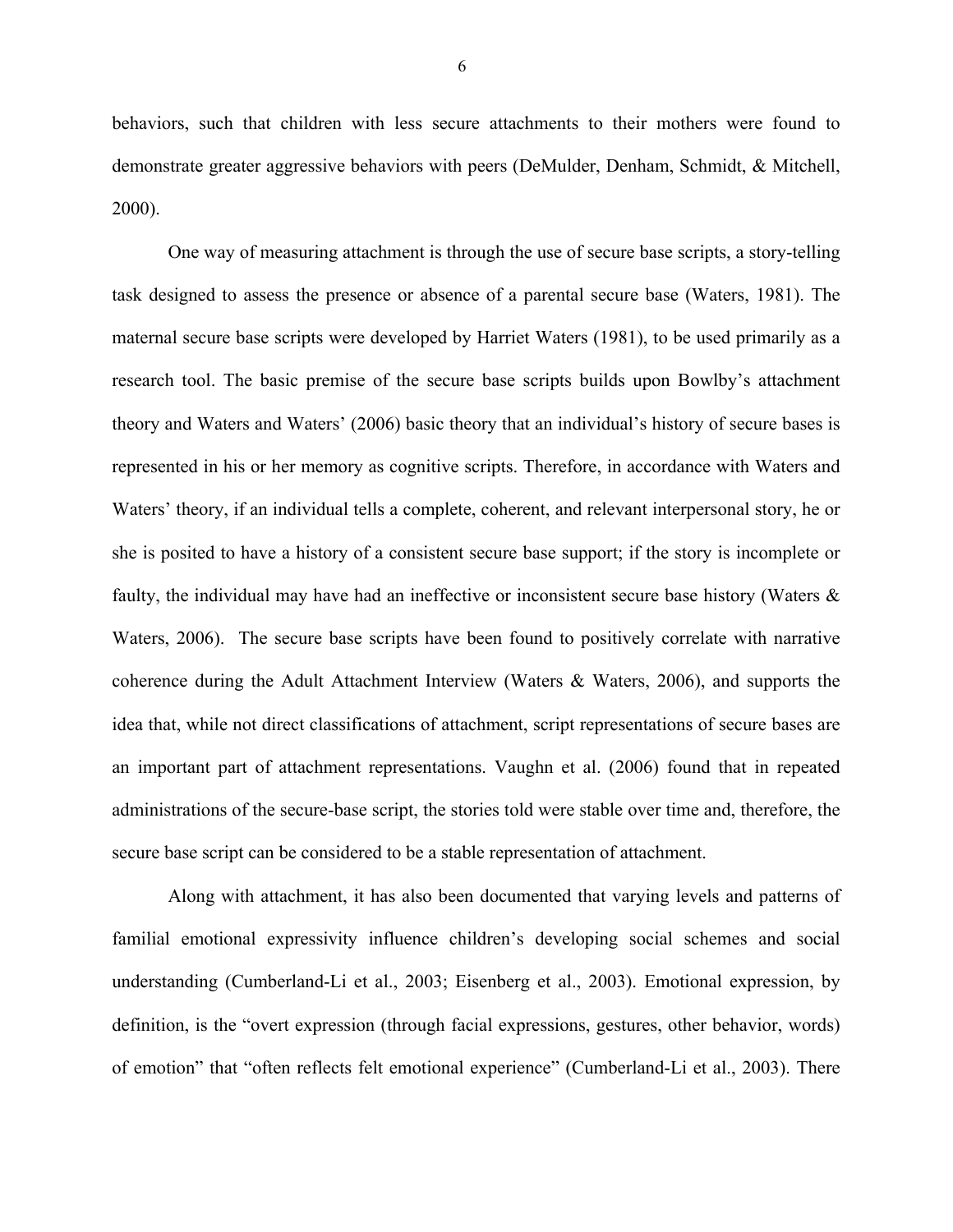behaviors, such that children with less secure attachments to their mothers were found to demonstrate greater aggressive behaviors with peers (DeMulder, Denham, Schmidt, & Mitchell, 2000).

One way of measuring attachment is through the use of secure base scripts, a story-telling task designed to assess the presence or absence of a parental secure base (Waters, 1981). The maternal secure base scripts were developed by Harriet Waters (1981), to be used primarily as a research tool. The basic premise of the secure base scripts builds upon Bowlby's attachment theory and Waters and Waters' (2006) basic theory that an individual's history of secure bases is represented in his or her memory as cognitive scripts. Therefore, in accordance with Waters and Waters' theory, if an individual tells a complete, coherent, and relevant interpersonal story, he or she is posited to have a history of a consistent secure base support; if the story is incomplete or faulty, the individual may have had an ineffective or inconsistent secure base history (Waters & Waters, 2006). The secure base scripts have been found to positively correlate with narrative coherence during the Adult Attachment Interview (Waters & Waters, 2006), and supports the idea that, while not direct classifications of attachment, script representations of secure bases are an important part of attachment representations. Vaughn et al. (2006) found that in repeated administrations of the secure-base script, the stories told were stable over time and, therefore, the secure base script can be considered to be a stable representation of attachment.

Along with attachment, it has also been documented that varying levels and patterns of familial emotional expressivity influence children's developing social schemes and social understanding (Cumberland-Li et al., 2003; Eisenberg et al., 2003). Emotional expression, by definition, is the "overt expression (through facial expressions, gestures, other behavior, words) of emotion" that "often reflects felt emotional experience" (Cumberland-Li et al., 2003). There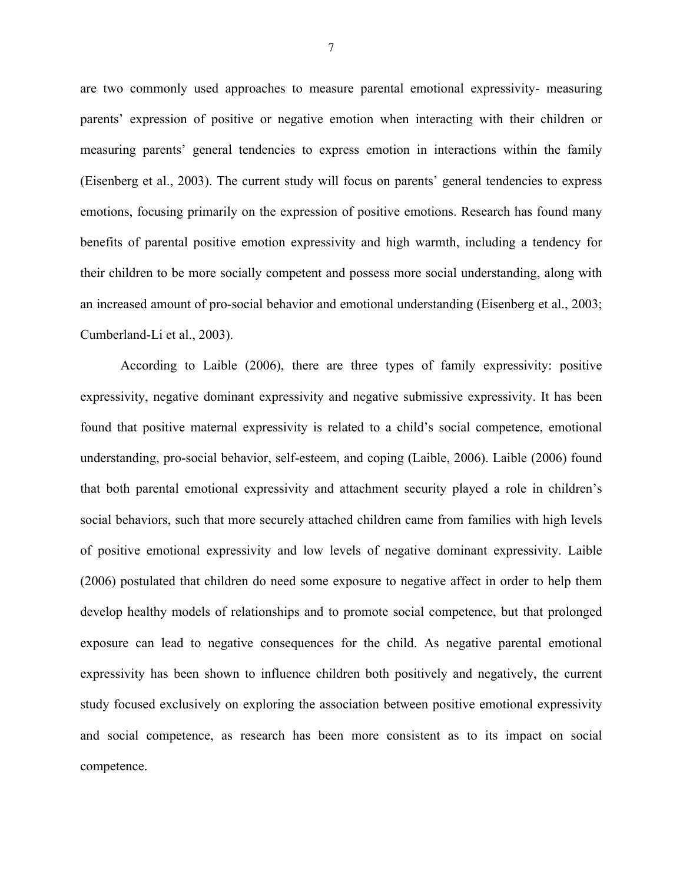are two commonly used approaches to measure parental emotional expressivity- measuring parents' expression of positive or negative emotion when interacting with their children or measuring parents' general tendencies to express emotion in interactions within the family (Eisenberg et al., 2003). The current study will focus on parents' general tendencies to express emotions, focusing primarily on the expression of positive emotions. Research has found many benefits of parental positive emotion expressivity and high warmth, including a tendency for their children to be more socially competent and possess more social understanding, along with an increased amount of pro-social behavior and emotional understanding (Eisenberg et al., 2003; Cumberland-Li et al., 2003).

According to Laible (2006), there are three types of family expressivity: positive expressivity, negative dominant expressivity and negative submissive expressivity. It has been found that positive maternal expressivity is related to a child's social competence, emotional understanding, pro-social behavior, self-esteem, and coping (Laible, 2006). Laible (2006) found that both parental emotional expressivity and attachment security played a role in children's social behaviors, such that more securely attached children came from families with high levels of positive emotional expressivity and low levels of negative dominant expressivity. Laible (2006) postulated that children do need some exposure to negative affect in order to help them develop healthy models of relationships and to promote social competence, but that prolonged exposure can lead to negative consequences for the child. As negative parental emotional expressivity has been shown to influence children both positively and negatively, the current study focused exclusively on exploring the association between positive emotional expressivity and social competence, as research has been more consistent as to its impact on social competence.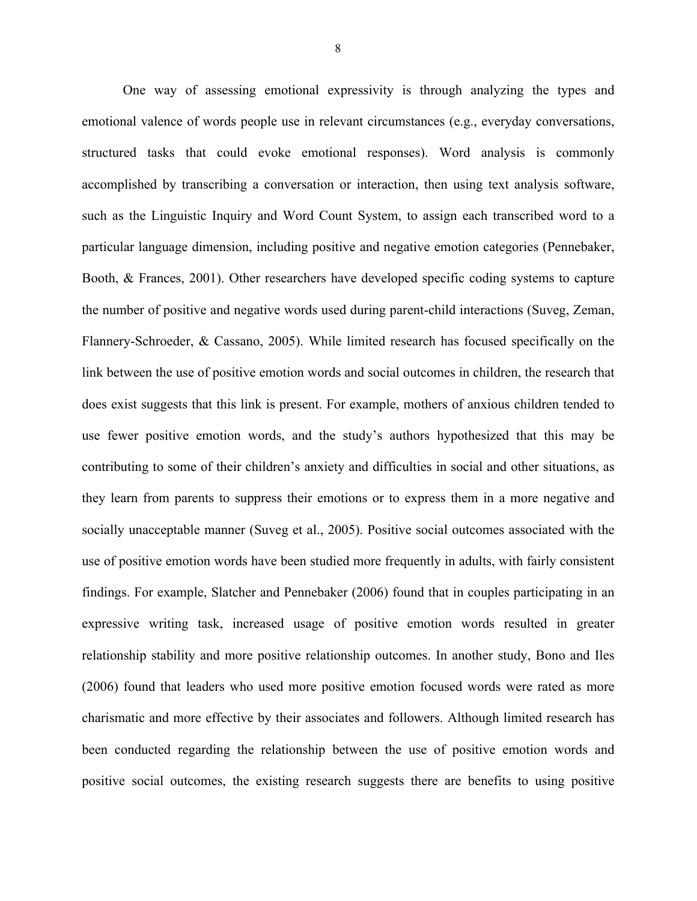One way of assessing emotional expressivity is through analyzing the types and emotional valence of words people use in relevant circumstances (e.g., everyday conversations, structured tasks that could evoke emotional responses). Word analysis is commonly accomplished by transcribing a conversation or interaction, then using text analysis software, such as the Linguistic Inquiry and Word Count System, to assign each transcribed word to a particular language dimension, including positive and negative emotion categories (Pennebaker, Booth, & Frances, 2001). Other researchers have developed specific coding systems to capture the number of positive and negative words used during parent-child interactions (Suveg, Zeman, Flannery-Schroeder, & Cassano, 2005). While limited research has focused specifically on the link between the use of positive emotion words and social outcomes in children, the research that does exist suggests that this link is present. For example, mothers of anxious children tended to use fewer positive emotion words, and the study's authors hypothesized that this may be contributing to some of their children's anxiety and difficulties in social and other situations, as they learn from parents to suppress their emotions or to express them in a more negative and socially unacceptable manner (Suveg et al., 2005). Positive social outcomes associated with the use of positive emotion words have been studied more frequently in adults, with fairly consistent findings. For example, Slatcher and Pennebaker (2006) found that in couples participating in an expressive writing task, increased usage of positive emotion words resulted in greater relationship stability and more positive relationship outcomes. In another study, Bono and Iles (2006) found that leaders who used more positive emotion focused words were rated as more charismatic and more effective by their associates and followers. Although limited research has been conducted regarding the relationship between the use of positive emotion words and positive social outcomes, the existing research suggests there are benefits to using positive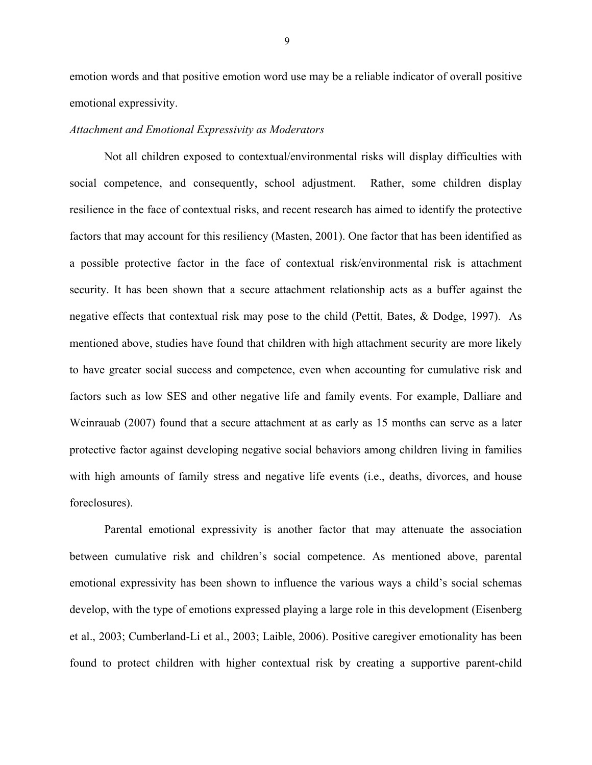emotion words and that positive emotion word use may be a reliable indicator of overall positive emotional expressivity.

*Attachment and Emotional Expressivity as Moderators*

Not all children exposed to contextual/environmental risks will display difficulties with social competence, and consequently, school adjustment. Rather, some children display resilience in the face of contextual risks, and recent research has aimed to identify the protective factors that may account for this resiliency (Masten, 2001). One factor that has been identified as a possible protective factor in the face of contextual risk/environmental risk is attachment security. It has been shown that a secure attachment relationship acts as a buffer against the negative effects that contextual risk may pose to the child (Pettit, Bates, & Dodge, 1997). As mentioned above, studies have found that children with high attachment security are more likely to have greater social success and competence, even when accounting for cumulative risk and factors such as low SES and other negative life and family events. For example, Dalliare and Weinrauab (2007) found that a secure attachment at as early as 15 months can serve as a later protective factor against developing negative social behaviors among children living in families with high amounts of family stress and negative life events (i.e., deaths, divorces, and house foreclosures).

Parental emotional expressivity is another factor that may attenuate the association between cumulative risk and children's social competence. As mentioned above, parental emotional expressivity has been shown to influence the various ways a child's social schemas develop, with the type of emotions expressed playing a large role in this development (Eisenberg et al., 2003; Cumberland-Li et al., 2003; Laible, 2006). Positive caregiver emotionality has been found to protect children with higher contextual risk by creating a supportive parent-child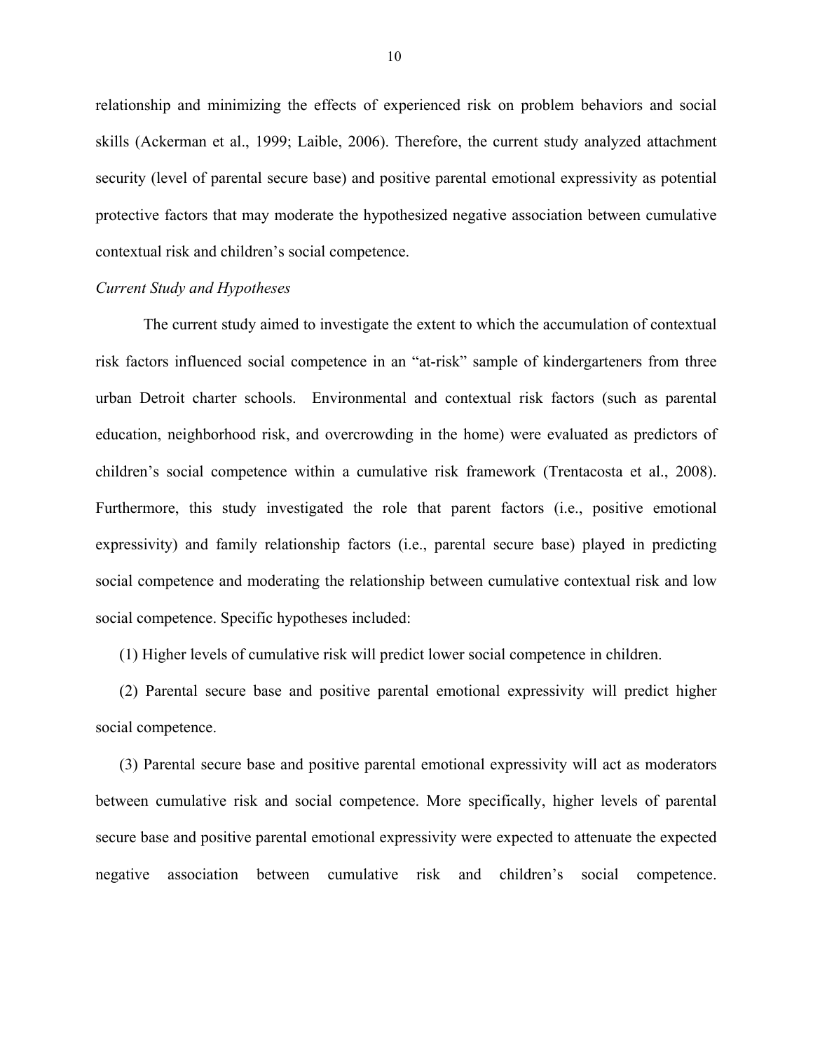relationship and minimizing the effects of experienced risk on problem behaviors and social skills (Ackerman et al., 1999; Laible, 2006). Therefore, the current study analyzed attachment security (level of parental secure base) and positive parental emotional expressivity as potential protective factors that may moderate the hypothesized negative association between cumulative contextual risk and children's social competence.

*Current Study and Hypotheses*

The current study aimed to investigate the extent to which the accumulation of contextual risk factors influenced social competence in an "at-risk" sample of kindergarteners from three urban Detroit charter schools. Environmental and contextual risk factors (such as parental education, neighborhood risk, and overcrowding in the home) were evaluated as predictors of children's social competence within a cumulative risk framework (Trentacosta et al., 2008). Furthermore, this study investigated the role that parent factors (i.e., positive emotional expressivity) and family relationship factors (i.e., parental secure base) played in predicting social competence and moderating the relationship between cumulative contextual risk and low social competence. Specific hypotheses included:

(1) Higher levels of cumulative risk will predict lower social competence in children.

(2) Parental secure base and positive parental emotional expressivity will predict higher social competence.

(3) Parental secure base and positive parental emotional expressivity will act as moderators between cumulative risk and social competence. More specifically, higher levels of parental secure base and positive parental emotional expressivity were expected to attenuate the expected negative association between cumulative risk and children's social competence.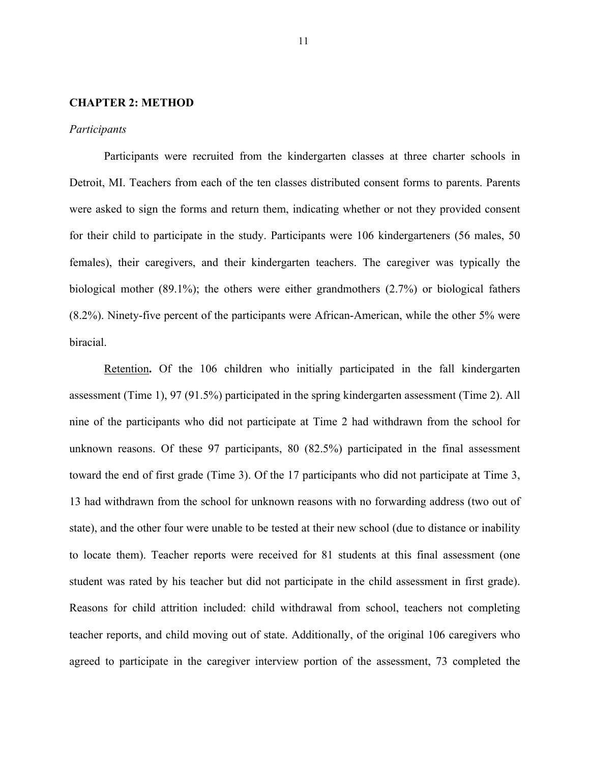# CHAPTER 2: METHOD

*Participants*

Participants were recruited from the kindergarten classes at three charter schools in Detroit, MI. Teachers from each of the ten classes distributed consent forms to parents. Parents were asked to sign the forms and return them, indicating whether or not they provided consent for their child to participate in the study. Participants were 106 kindergarteners (56 males, 50 females), their caregivers, and their kindergarten teachers. The caregiver was typically the biological mother (89.1%); the others were either grandmothers (2.7%) or biological fathers (8.2%). Ninety-five percent of the participants were African-American, while the other 5% were biracial.

Retention**.** Of the 106 children who initially participated in the fall kindergarten assessment (Time 1), 97 (91.5%) participated in the spring kindergarten assessment (Time 2). All nine of the participants who did not participate at Time 2 had withdrawn from the school for unknown reasons. Of these 97 participants, 80 (82.5%) participated in the final assessment toward the end of first grade (Time 3). Of the 17 participants who did not participate at Time 3, 13 had withdrawn from the school for unknown reasons with no forwarding address (two out of state), and the other four were unable to be tested at their new school (due to distance or inability to locate them). Teacher reports were received for 81 students at this final assessment (one student was rated by his teacher but did not participate in the child assessment in first grade). Reasons for child attrition included: child withdrawal from school, teachers not completing teacher reports, and child moving out of state. Additionally, of the original 106 caregivers who agreed to participate in the caregiver interview portion of the assessment, 73 completed the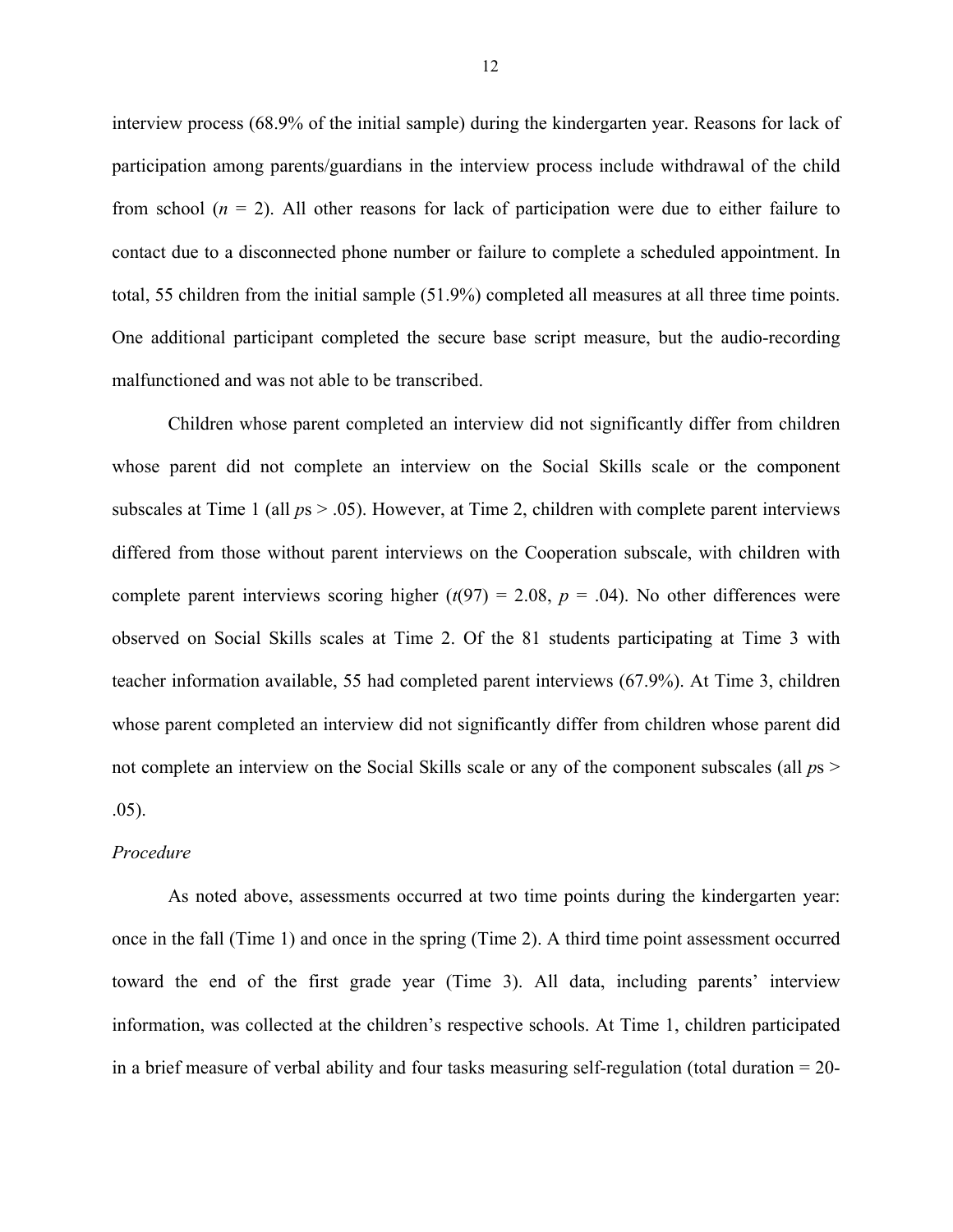interview process (68.9% of the initial sample) during the kindergarten year. Reasons for lack of participation among parents/guardians in the interview process include withdrawal of the child from school ($n$ = 2). All other reasons for lack of participation were due to either failure to contact due to a disconnected phone number or failure to complete a scheduled appointment. In total, 55 children from the initial sample (51.9%) completed all measures at all three time points. One additional participant completed the secure base script measure, but the audio-recording malfunctioned and was not able to be transcribed.

Children whose parent completed an interview did not significantly differ from children whose parent did not complete an interview on the Social Skills scale or the component subscales at Time 1 (all $p$s > .05). However, at Time 2, children with complete parent interviews differed from those without parent interviews on the Cooperation subscale, with children with complete parent interviews scoring higher ($t(97) = 2.08$, $p = .04$). No other differences were observed on Social Skills scales at Time 2. Of the 81 students participating at Time 3 with teacher information available, 55 had completed parent interviews (67.9%). At Time 3, children whose parent completed an interview did not significantly differ from children whose parent did not complete an interview on the Social Skills scale or any of the component subscales (all $p$s > .05).

*Procedure*

As noted above, assessments occurred at two time points during the kindergarten year: once in the fall (Time 1) and once in the spring (Time 2). A third time point assessment occurred toward the end of the first grade year (Time 3). All data, including parents' interview information, was collected at the children's respective schools. At Time 1, children participated in a brief measure of verbal ability and four tasks measuring self-regulation (total duration = 20-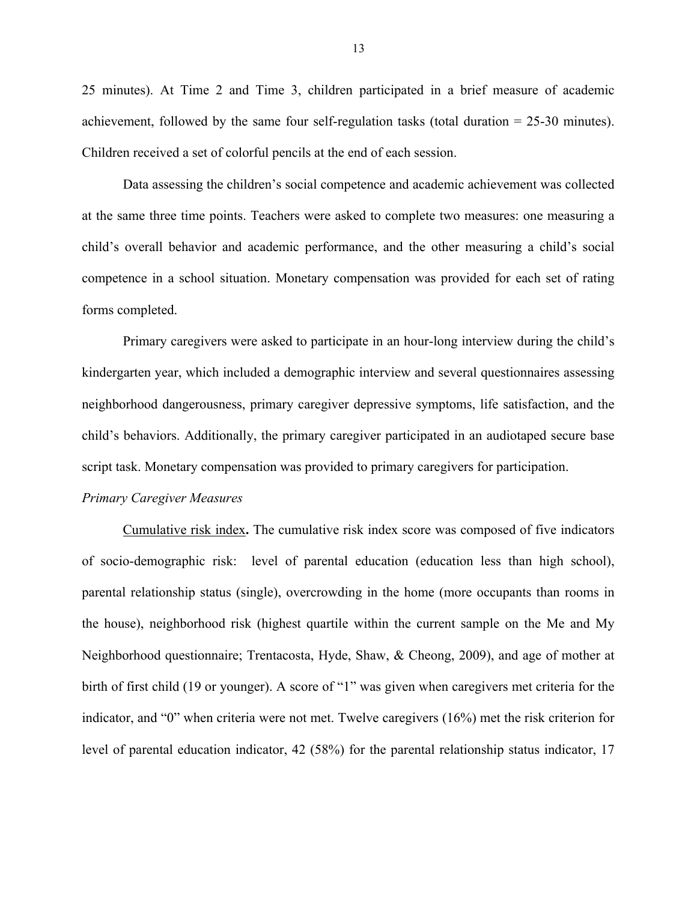25 minutes). At Time 2 and Time 3, children participated in a brief measure of academic achievement, followed by the same four self-regulation tasks (total duration = 25-30 minutes). Children received a set of colorful pencils at the end of each session.

Data assessing the children's social competence and academic achievement was collected at the same three time points. Teachers were asked to complete two measures: one measuring a child's overall behavior and academic performance, and the other measuring a child's social competence in a school situation. Monetary compensation was provided for each set of rating forms completed.

Primary caregivers were asked to participate in an hour-long interview during the child's kindergarten year, which included a demographic interview and several questionnaires assessing neighborhood dangerousness, primary caregiver depressive symptoms, life satisfaction, and the child's behaviors. Additionally, the primary caregiver participated in an audiotaped secure base script task. Monetary compensation was provided to primary caregivers for participation.

*Primary Caregiver Measures*

Cumulative risk index**.** The cumulative risk index score was composed of five indicators of socio-demographic risk: level of parental education (education less than high school), parental relationship status (single), overcrowding in the home (more occupants than rooms in the house), neighborhood risk (highest quartile within the current sample on the Me and My Neighborhood questionnaire; Trentacosta, Hyde, Shaw, & Cheong, 2009), and age of mother at birth of first child (19 or younger). A score of "1" was given when caregivers met criteria for the indicator, and "0" when criteria were not met. Twelve caregivers (16%) met the risk criterion for level of parental education indicator, 42 (58%) for the parental relationship status indicator, 17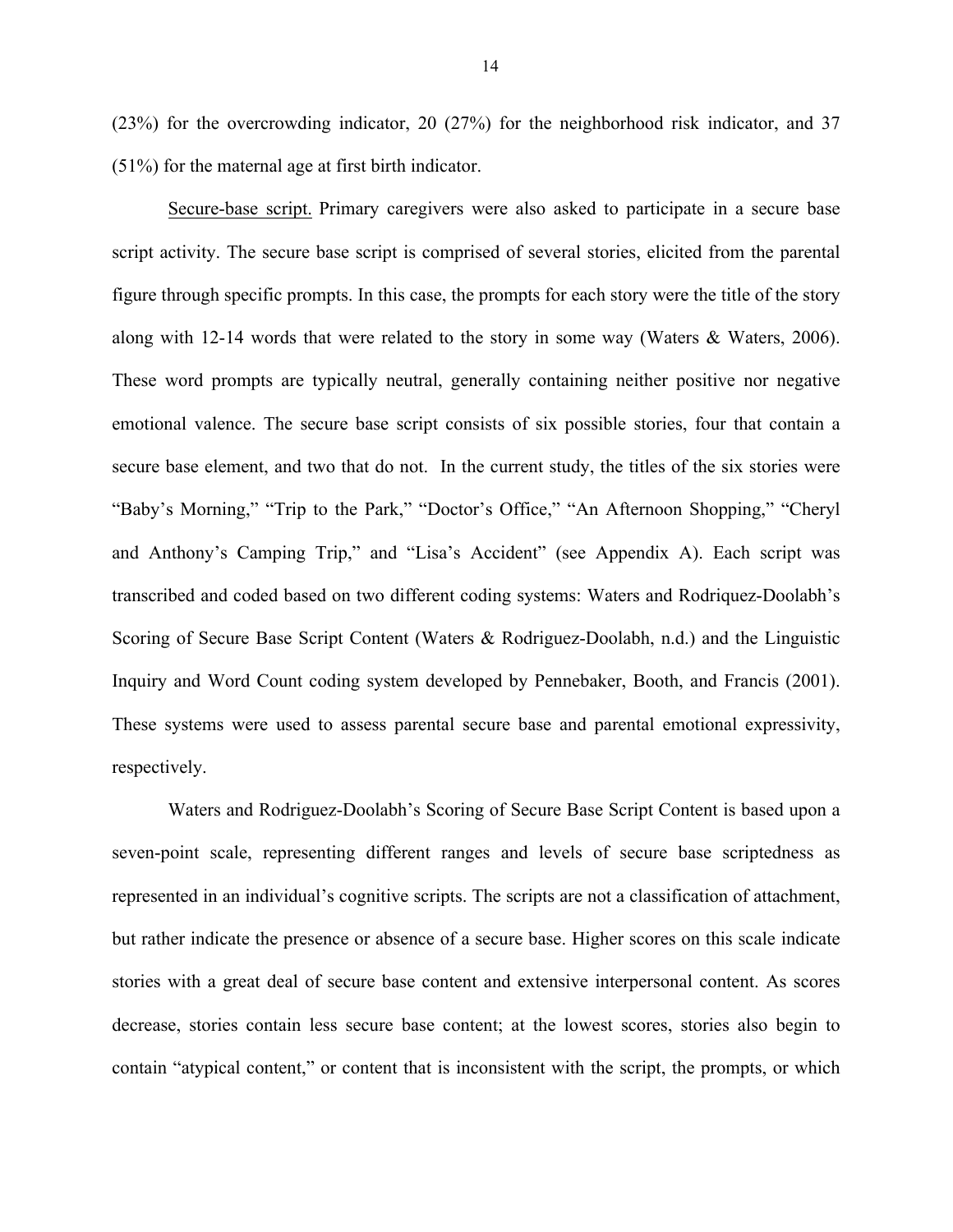(23%) for the overcrowding indicator, 20 (27%) for the neighborhood risk indicator, and 37 (51%) for the maternal age at first birth indicator.

Secure-base script. Primary caregivers were also asked to participate in a secure base script activity. The secure base script is comprised of several stories, elicited from the parental figure through specific prompts. In this case, the prompts for each story were the title of the story along with 12-14 words that were related to the story in some way (Waters & Waters, 2006). These word prompts are typically neutral, generally containing neither positive nor negative emotional valence. The secure base script consists of six possible stories, four that contain a secure base element, and two that do not. In the current study, the titles of the six stories were "Baby's Morning," "Trip to the Park," "Doctor's Office," "An Afternoon Shopping," "Cheryl and Anthony's Camping Trip," and "Lisa's Accident" (see Appendix A). Each script was transcribed and coded based on two different coding systems: Waters and Rodriquez-Doolabh's Scoring of Secure Base Script Content (Waters & Rodriguez-Doolabh, n.d.) and the Linguistic Inquiry and Word Count coding system developed by Pennebaker, Booth, and Francis (2001). These systems were used to assess parental secure base and parental emotional expressivity, respectively.

Waters and Rodriguez-Doolabh's Scoring of Secure Base Script Content is based upon a seven-point scale, representing different ranges and levels of secure base scriptedness as represented in an individual's cognitive scripts. The scripts are not a classification of attachment, but rather indicate the presence or absence of a secure base. Higher scores on this scale indicate stories with a great deal of secure base content and extensive interpersonal content. As scores decrease, stories contain less secure base content; at the lowest scores, stories also begin to contain "atypical content," or content that is inconsistent with the script, the prompts, or which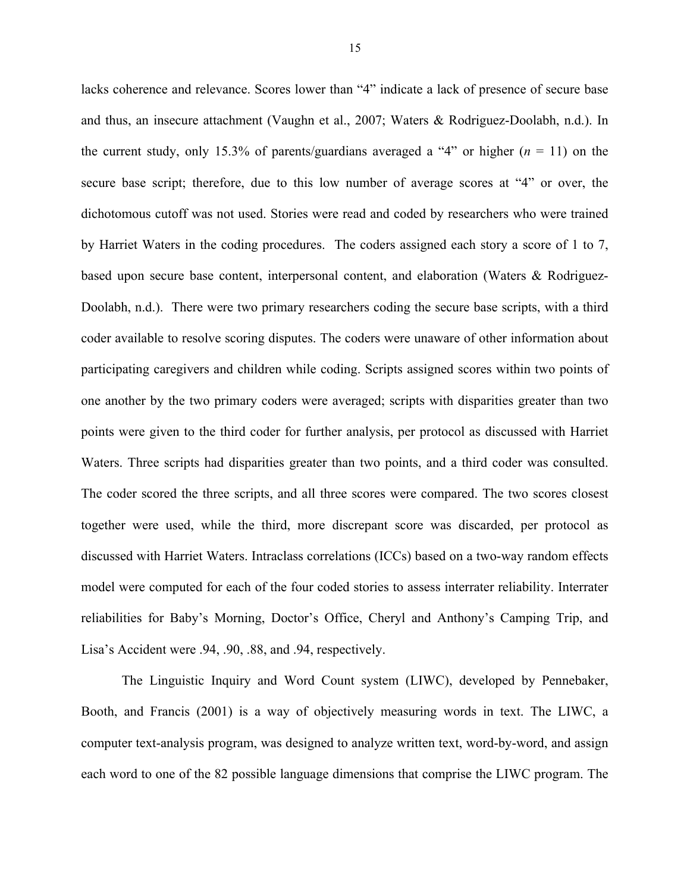lacks coherence and relevance. Scores lower than "4" indicate a lack of presence of secure base and thus, an insecure attachment (Vaughn et al., 2007; Waters & Rodriguez-Doolabh, n.d.). In the current study, only 15.3% of parents/guardians averaged a "4" or higher ($n$ = 11) on the secure base script; therefore, due to this low number of average scores at "4" or over, the dichotomous cutoff was not used. Stories were read and coded by researchers who were trained by Harriet Waters in the coding procedures. The coders assigned each story a score of 1 to 7, based upon secure base content, interpersonal content, and elaboration (Waters & Rodriguez-Doolabh, n.d.). There were two primary researchers coding the secure base scripts, with a third coder available to resolve scoring disputes. The coders were unaware of other information about participating caregivers and children while coding. Scripts assigned scores within two points of one another by the two primary coders were averaged; scripts with disparities greater than two points were given to the third coder for further analysis, per protocol as discussed with Harriet Waters. Three scripts had disparities greater than two points, and a third coder was consulted. The coder scored the three scripts, and all three scores were compared. The two scores closest together were used, while the third, more discrepant score was discarded, per protocol as discussed with Harriet Waters. Intraclass correlations (ICCs) based on a two-way random effects model were computed for each of the four coded stories to assess interrater reliability. Interrater reliabilities for Baby's Morning, Doctor's Office, Cheryl and Anthony's Camping Trip, and Lisa's Accident were .94, .90, .88, and .94, respectively.

The Linguistic Inquiry and Word Count system (LIWC), developed by Pennebaker, Booth, and Francis (2001) is a way of objectively measuring words in text. The LIWC, a computer text-analysis program, was designed to analyze written text, word-by-word, and assign each word to one of the 82 possible language dimensions that comprise the LIWC program. The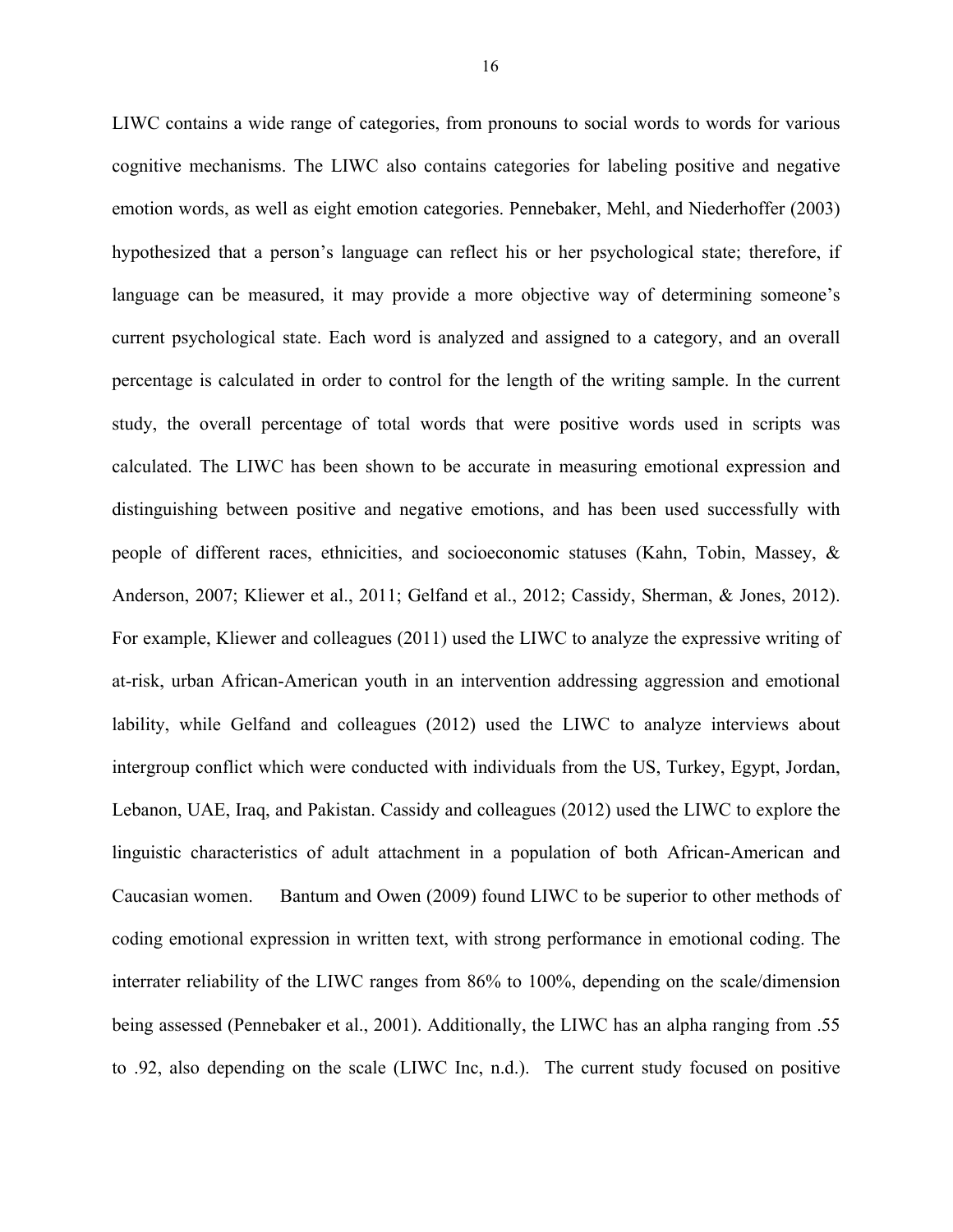LIWC contains a wide range of categories, from pronouns to social words to words for various cognitive mechanisms. The LIWC also contains categories for labeling positive and negative emotion words, as well as eight emotion categories. Pennebaker, Mehl, and Niederhoffer (2003) hypothesized that a person's language can reflect his or her psychological state; therefore, if language can be measured, it may provide a more objective way of determining someone's current psychological state. Each word is analyzed and assigned to a category, and an overall percentage is calculated in order to control for the length of the writing sample. In the current study, the overall percentage of total words that were positive words used in scripts was calculated. The LIWC has been shown to be accurate in measuring emotional expression and distinguishing between positive and negative emotions, and has been used successfully with people of different races, ethnicities, and socioeconomic statuses (Kahn, Tobin, Massey, & Anderson, 2007; Kliewer et al., 2011; Gelfand et al., 2012; Cassidy, Sherman, & Jones, 2012). For example, Kliewer and colleagues (2011) used the LIWC to analyze the expressive writing of at-risk, urban African-American youth in an intervention addressing aggression and emotional lability, while Gelfand and colleagues (2012) used the LIWC to analyze interviews about intergroup conflict which were conducted with individuals from the US, Turkey, Egypt, Jordan, Lebanon, UAE, Iraq, and Pakistan. Cassidy and colleagues (2012) used the LIWC to explore the linguistic characteristics of adult attachment in a population of both African-American and Caucasian women. Bantum and Owen (2009) found LIWC to be superior to other methods of coding emotional expression in written text, with strong performance in emotional coding. The interrater reliability of the LIWC ranges from 86% to 100%, depending on the scale/dimension being assessed (Pennebaker et al., 2001). Additionally, the LIWC has an alpha ranging from .55 to .92, also depending on the scale (LIWC Inc, n.d.). The current study focused on positive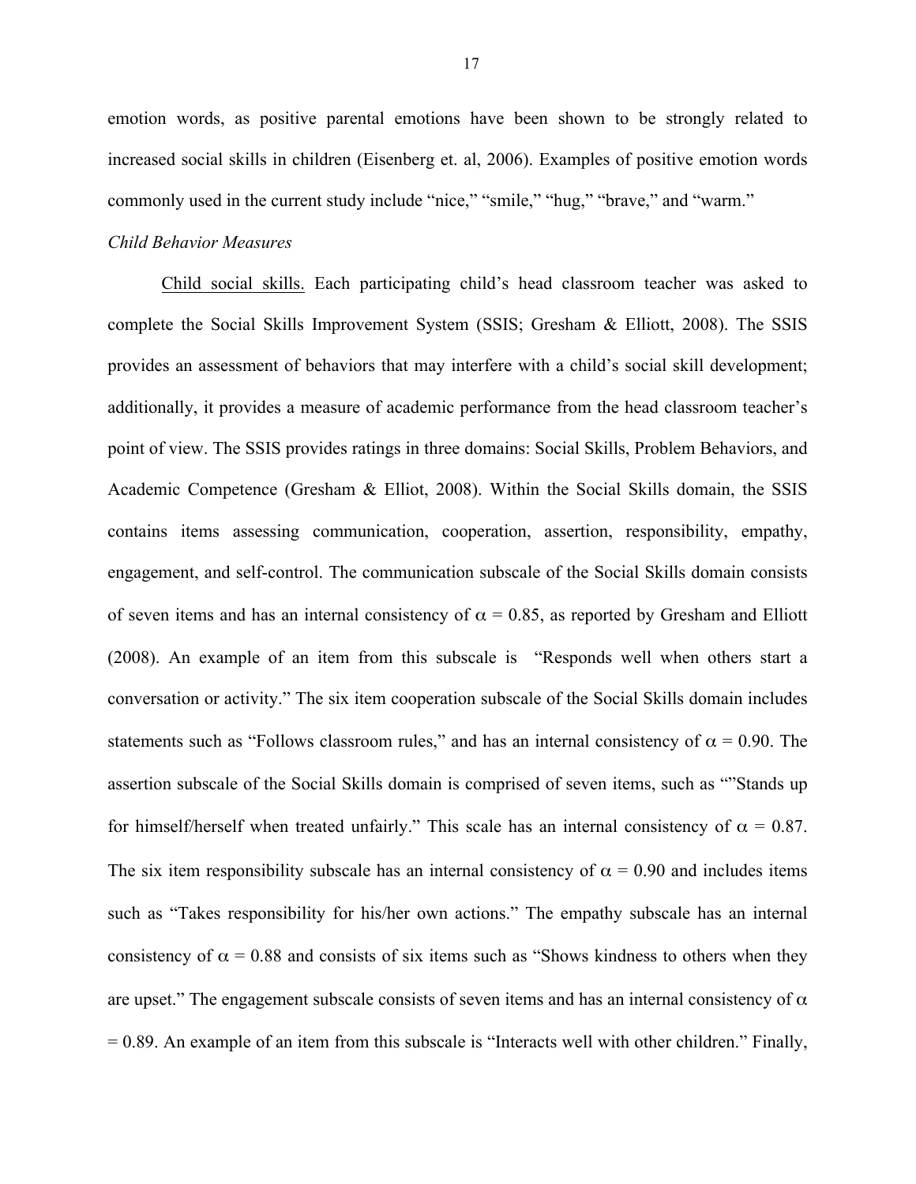emotion words, as positive parental emotions have been shown to be strongly related to increased social skills in children (Eisenberg et. al, 2006). Examples of positive emotion words commonly used in the current study include “nice,” “smile,” “hug,” “brave,” and “warm.”

*Child Behavior Measures*

Child social skills. Each participating child’s head classroom teacher was asked to complete the Social Skills Improvement System (SSIS; Gresham & Elliott, 2008). The SSIS provides an assessment of behaviors that may interfere with a child’s social skill development; additionally, it provides a measure of academic performance from the head classroom teacher’s point of view. The SSIS provides ratings in three domains: Social Skills, Problem Behaviors, and Academic Competence (Gresham & Elliot, 2008). Within the Social Skills domain, the SSIS contains items assessing communication, cooperation, assertion, responsibility, empathy, engagement, and self-control. The communication subscale of the Social Skills domain consists of seven items and has an internal consistency of $\alpha = 0.85$, as reported by Gresham and Elliott (2008). An example of an item from this subscale is “Responds well when others start a conversation or activity.” The six item cooperation subscale of the Social Skills domain includes statements such as “Follows classroom rules,” and has an internal consistency of $\alpha = 0.90$. The assertion subscale of the Social Skills domain is comprised of seven items, such as “”Stands up for himself/herself when treated unfairly.” This scale has an internal consistency of $\alpha = 0.87$. The six item responsibility subscale has an internal consistency of $\alpha = 0.90$ and includes items such as “Takes responsibility for his/her own actions.” The empathy subscale has an internal consistency of $\alpha = 0.88$ and consists of six items such as “Shows kindness to others when they are upset.” The engagement subscale consists of seven items and has an internal consistency of $\alpha = 0.89$. An example of an item from this subscale is “Interacts well with other children.” Finally,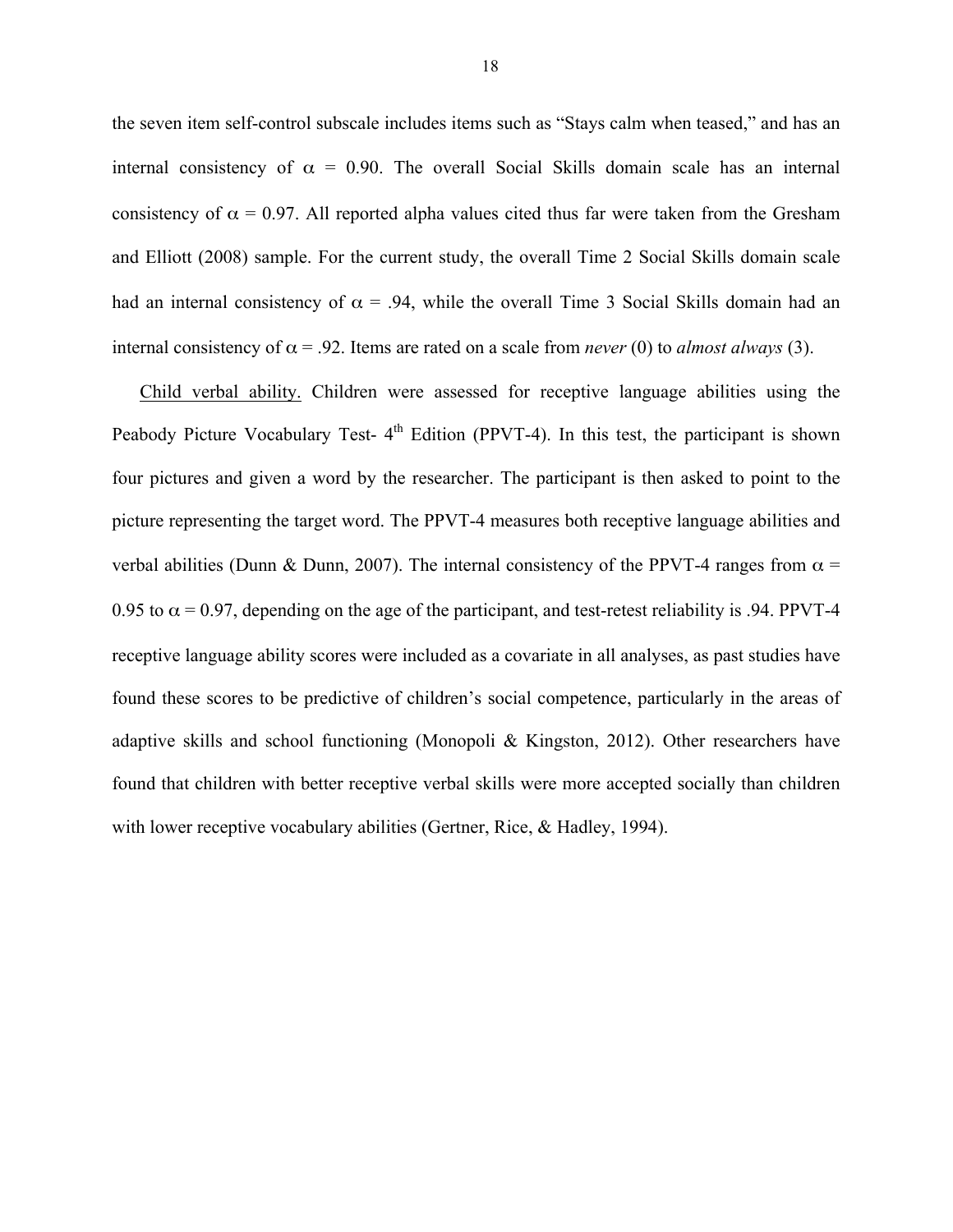the seven item self-control subscale includes items such as "Stays calm when teased," and has an internal consistency of $\alpha$ = 0.90. The overall Social Skills domain scale has an internal consistency of $\alpha$ = 0.97. All reported alpha values cited thus far were taken from the Gresham and Elliott (2008) sample. For the current study, the overall Time 2 Social Skills domain scale had an internal consistency of $\alpha$ = .94, while the overall Time 3 Social Skills domain had an internal consistency of $\alpha$ = .92. Items are rated on a scale from *never* (0) to *almost always* (3).

Child verbal ability. Children were assessed for receptive language abilities using the Peabody Picture Vocabulary Test- 4$^{th}$ Edition (PPVT-4). In this test, the participant is shown four pictures and given a word by the researcher. The participant is then asked to point to the picture representing the target word. The PPVT-4 measures both receptive language abilities and verbal abilities (Dunn & Dunn, 2007). The internal consistency of the PPVT-4 ranges from $\alpha$ = 0.95 to $\alpha$ = 0.97, depending on the age of the participant, and test-retest reliability is .94. PPVT-4 receptive language ability scores were included as a covariate in all analyses, as past studies have found these scores to be predictive of children's social competence, particularly in the areas of adaptive skills and school functioning (Monopoli & Kingston, 2012). Other researchers have found that children with better receptive verbal skills were more accepted socially than children with lower receptive vocabulary abilities (Gertner, Rice, & Hadley, 1994).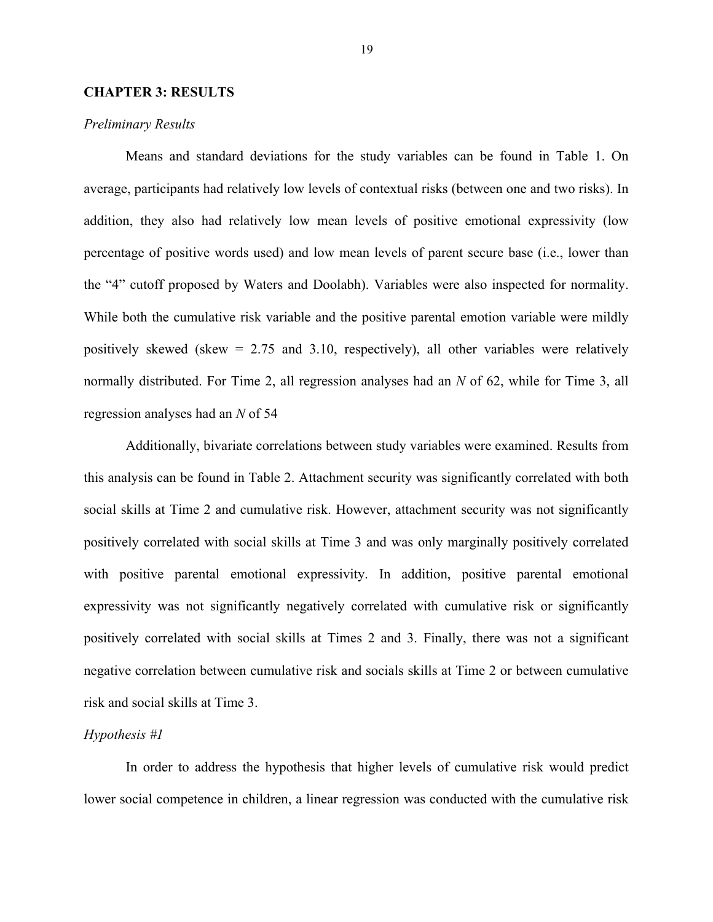## CHAPTER 3: RESULTS

### *Preliminary Results*

Means and standard deviations for the study variables can be found in Table 1. On average, participants had relatively low levels of contextual risks (between one and two risks). In addition, they also had relatively low mean levels of positive emotional expressivity (low percentage of positive words used) and low mean levels of parent secure base (i.e., lower than the "4" cutoff proposed by Waters and Doolabh). Variables were also inspected for normality. While both the cumulative risk variable and the positive parental emotion variable were mildly positively skewed (skew = 2.75 and 3.10, respectively), all other variables were relatively normally distributed. For Time 2, all regression analyses had an $N$ of 62, while for Time 3, all regression analyses had an $N$ of 54

Additionally, bivariate correlations between study variables were examined. Results from this analysis can be found in Table 2. Attachment security was significantly correlated with both social skills at Time 2 and cumulative risk. However, attachment security was not significantly positively correlated with social skills at Time 3 and was only marginally positively correlated with positive parental emotional expressivity. In addition, positive parental emotional expressivity was not significantly negatively correlated with cumulative risk or significantly positively correlated with social skills at Times 2 and 3. Finally, there was not a significant negative correlation between cumulative risk and socials skills at Time 2 or between cumulative risk and social skills at Time 3.

### *Hypothesis #1*

In order to address the hypothesis that higher levels of cumulative risk would predict lower social competence in children, a linear regression was conducted with the cumulative risk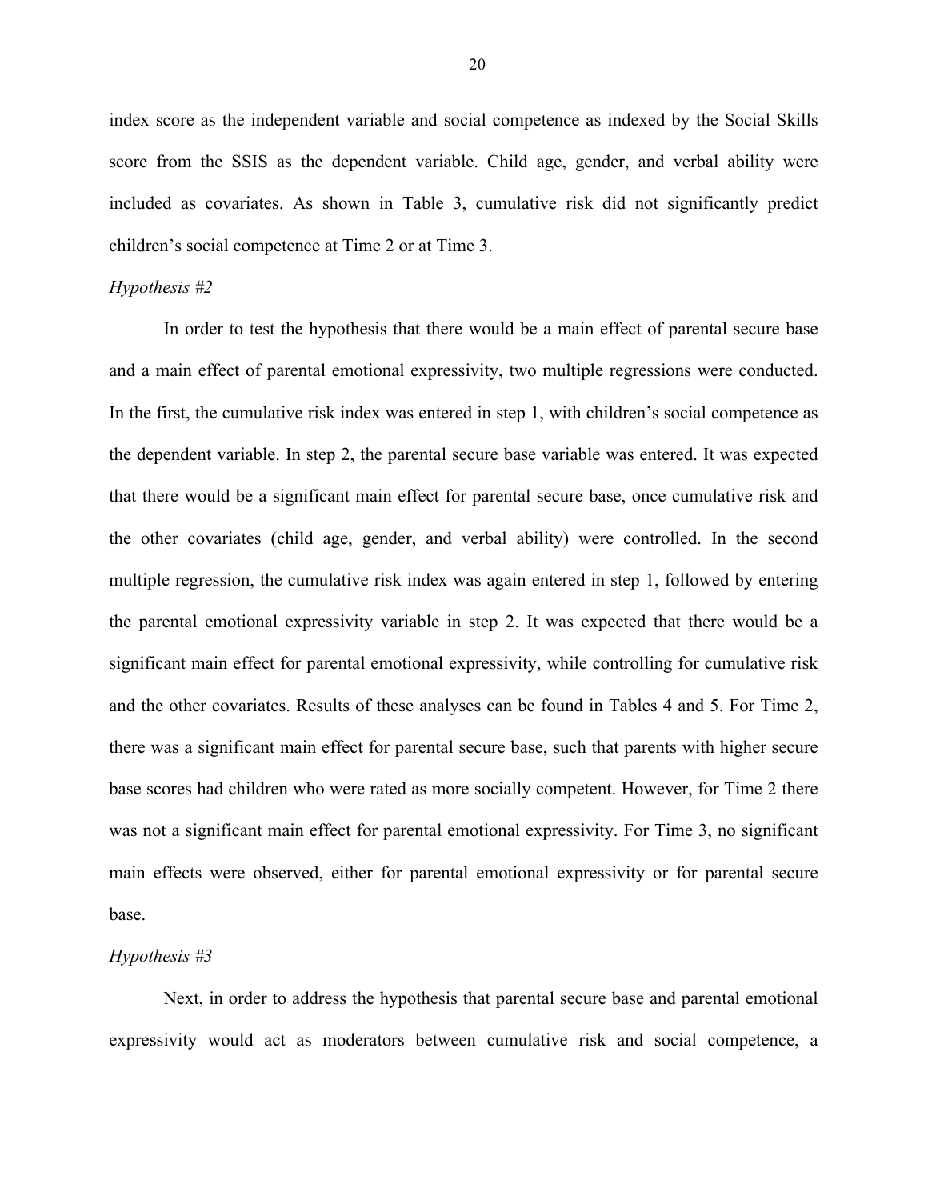index score as the independent variable and social competence as indexed by the Social Skills score from the SSIS as the dependent variable. Child age, gender, and verbal ability were included as covariates. As shown in Table 3, cumulative risk did not significantly predict children's social competence at Time 2 or at Time 3.

*Hypothesis #2*

In order to test the hypothesis that there would be a main effect of parental secure base and a main effect of parental emotional expressivity, two multiple regressions were conducted. In the first, the cumulative risk index was entered in step 1, with children's social competence as the dependent variable. In step 2, the parental secure base variable was entered. It was expected that there would be a significant main effect for parental secure base, once cumulative risk and the other covariates (child age, gender, and verbal ability) were controlled. In the second multiple regression, the cumulative risk index was again entered in step 1, followed by entering the parental emotional expressivity variable in step 2. It was expected that there would be a significant main effect for parental emotional expressivity, while controlling for cumulative risk and the other covariates. Results of these analyses can be found in Tables 4 and 5. For Time 2, there was a significant main effect for parental secure base, such that parents with higher secure base scores had children who were rated as more socially competent. However, for Time 2 there was not a significant main effect for parental emotional expressivity. For Time 3, no significant main effects were observed, either for parental emotional expressivity or for parental secure base.

*Hypothesis #3*

Next, in order to address the hypothesis that parental secure base and parental emotional expressivity would act as moderators between cumulative risk and social competence, a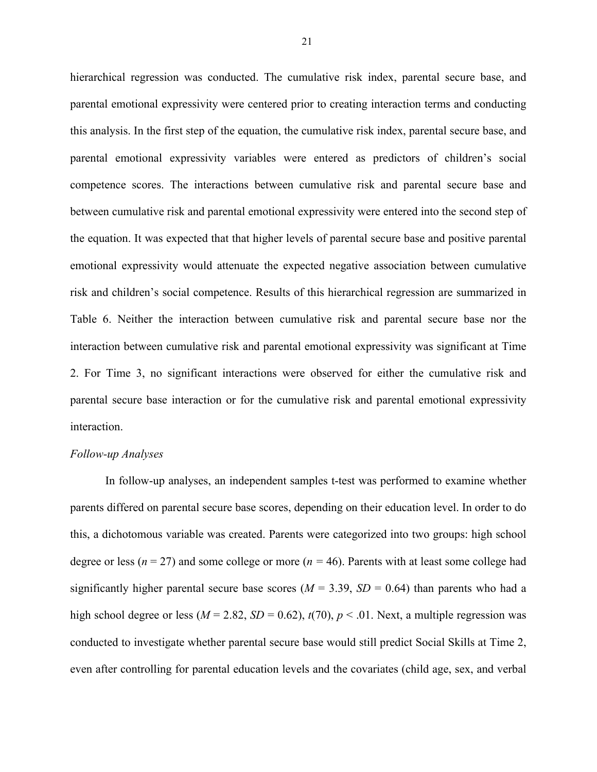hierarchical regression was conducted. The cumulative risk index, parental secure base, and parental emotional expressivity were centered prior to creating interaction terms and conducting this analysis. In the first step of the equation, the cumulative risk index, parental secure base, and parental emotional expressivity variables were entered as predictors of children's social competence scores. The interactions between cumulative risk and parental secure base and between cumulative risk and parental emotional expressivity were entered into the second step of the equation. It was expected that that higher levels of parental secure base and positive parental emotional expressivity would attenuate the expected negative association between cumulative risk and children's social competence. Results of this hierarchical regression are summarized in Table 6. Neither the interaction between cumulative risk and parental secure base nor the interaction between cumulative risk and parental emotional expressivity was significant at Time 2. For Time 3, no significant interactions were observed for either the cumulative risk and parental secure base interaction or for the cumulative risk and parental emotional expressivity interaction.

*Follow-up Analyses*

In follow-up analyses, an independent samples t-test was performed to examine whether parents differed on parental secure base scores, depending on their education level. In order to do this, a dichotomous variable was created. Parents were categorized into two groups: high school degree or less ($n$ = 27) and some college or more ($n$ = 46). Parents with at least some college had significantly higher parental secure base scores ($M$ = 3.39, $SD$ = 0.64) than parents who had a high school degree or less ($M$ = 2.82, $SD$ = 0.62), $t(70)$, $p$ < .01. Next, a multiple regression was conducted to investigate whether parental secure base would still predict Social Skills at Time 2, even after controlling for parental education levels and the covariates (child age, sex, and verbal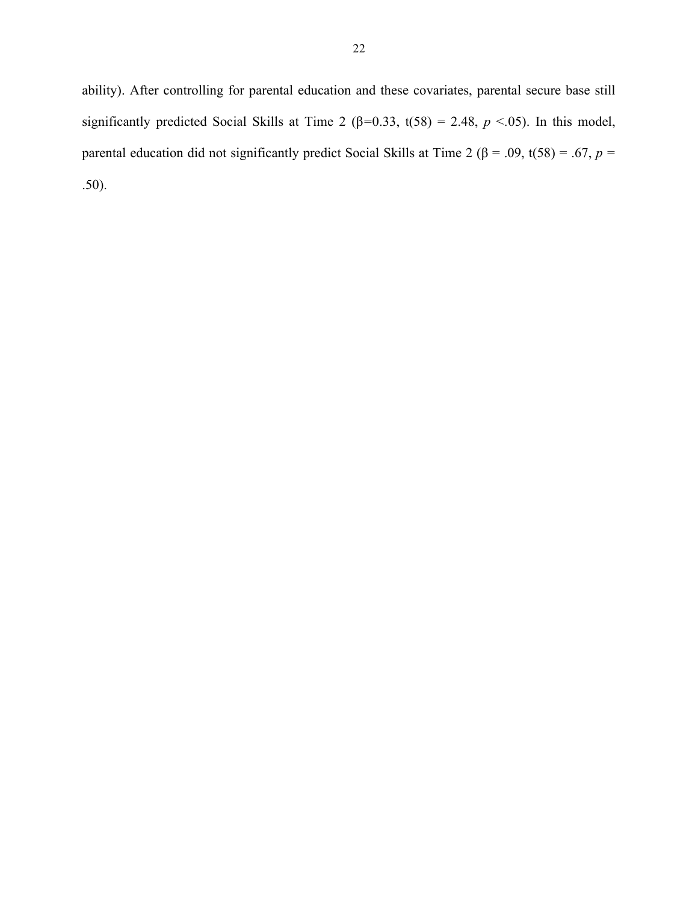ability). After controlling for parental education and these covariates, parental secure base still significantly predicted Social Skills at Time 2 ($\beta$=0.33, $t(58) = 2.48$, $p$ <.05). In this model, parental education did not significantly predict Social Skills at Time 2 ($\beta$ = .09, $t(58) = .67$, $p$ = .50).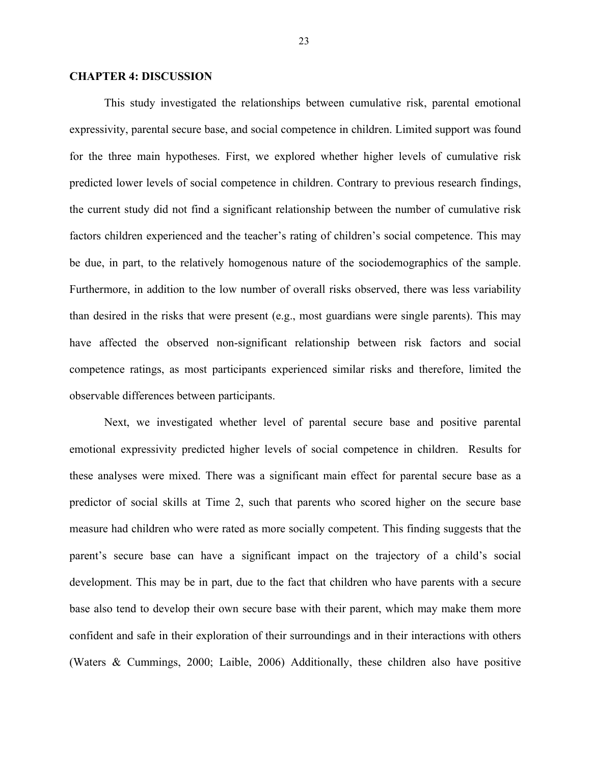## CHAPTER 4: DISCUSSION

This study investigated the relationships between cumulative risk, parental emotional expressivity, parental secure base, and social competence in children. Limited support was found for the three main hypotheses. First, we explored whether higher levels of cumulative risk predicted lower levels of social competence in children. Contrary to previous research findings, the current study did not find a significant relationship between the number of cumulative risk factors children experienced and the teacher's rating of children's social competence. This may be due, in part, to the relatively homogenous nature of the sociodemographics of the sample. Furthermore, in addition to the low number of overall risks observed, there was less variability than desired in the risks that were present (e.g., most guardians were single parents). This may have affected the observed non-significant relationship between risk factors and social competence ratings, as most participants experienced similar risks and therefore, limited the observable differences between participants.

Next, we investigated whether level of parental secure base and positive parental emotional expressivity predicted higher levels of social competence in children. Results for these analyses were mixed. There was a significant main effect for parental secure base as a predictor of social skills at Time 2, such that parents who scored higher on the secure base measure had children who were rated as more socially competent. This finding suggests that the parent's secure base can have a significant impact on the trajectory of a child's social development. This may be in part, due to the fact that children who have parents with a secure base also tend to develop their own secure base with their parent, which may make them more confident and safe in their exploration of their surroundings and in their interactions with others (Waters & Cummings, 2000; Laible, 2006) Additionally, these children also have positive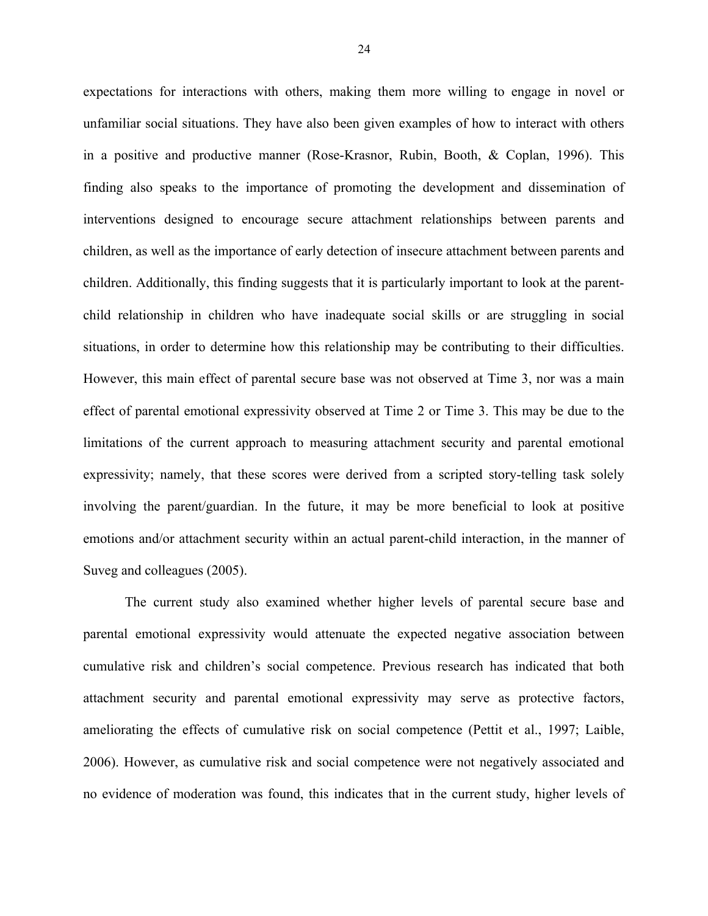expectations for interactions with others, making them more willing to engage in novel or unfamiliar social situations. They have also been given examples of how to interact with others in a positive and productive manner (Rose-Krasnor, Rubin, Booth, & Coplan, 1996). This finding also speaks to the importance of promoting the development and dissemination of interventions designed to encourage secure attachment relationships between parents and children, as well as the importance of early detection of insecure attachment between parents and children. Additionally, this finding suggests that it is particularly important to look at the parent-child relationship in children who have inadequate social skills or are struggling in social situations, in order to determine how this relationship may be contributing to their difficulties. However, this main effect of parental secure base was not observed at Time 3, nor was a main effect of parental emotional expressivity observed at Time 2 or Time 3. This may be due to the limitations of the current approach to measuring attachment security and parental emotional expressivity; namely, that these scores were derived from a scripted story-telling task solely involving the parent/guardian. In the future, it may be more beneficial to look at positive emotions and/or attachment security within an actual parent-child interaction, in the manner of Suveg and colleagues (2005).

The current study also examined whether higher levels of parental secure base and parental emotional expressivity would attenuate the expected negative association between cumulative risk and children's social competence. Previous research has indicated that both attachment security and parental emotional expressivity may serve as protective factors, ameliorating the effects of cumulative risk on social competence (Pettit et al., 1997; Laible, 2006). However, as cumulative risk and social competence were not negatively associated and no evidence of moderation was found, this indicates that in the current study, higher levels of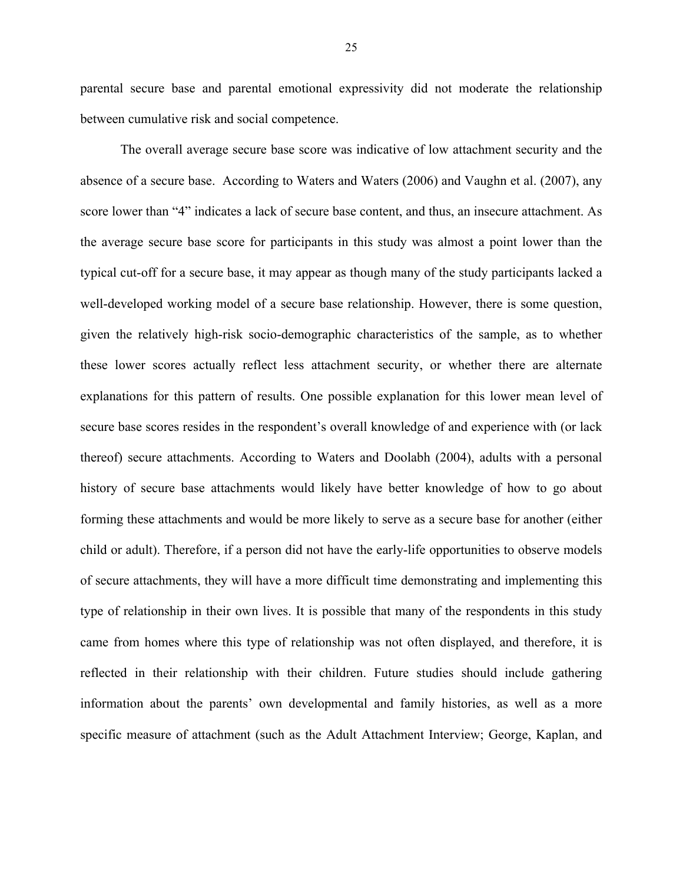parental secure base and parental emotional expressivity did not moderate the relationship between cumulative risk and social competence.

The overall average secure base score was indicative of low attachment security and the absence of a secure base. According to Waters and Waters (2006) and Vaughn et al. (2007), any score lower than "4" indicates a lack of secure base content, and thus, an insecure attachment. As the average secure base score for participants in this study was almost a point lower than the typical cut-off for a secure base, it may appear as though many of the study participants lacked a well-developed working model of a secure base relationship. However, there is some question, given the relatively high-risk socio-demographic characteristics of the sample, as to whether these lower scores actually reflect less attachment security, or whether there are alternate explanations for this pattern of results. One possible explanation for this lower mean level of secure base scores resides in the respondent's overall knowledge of and experience with (or lack thereof) secure attachments. According to Waters and Doolabh (2004), adults with a personal history of secure base attachments would likely have better knowledge of how to go about forming these attachments and would be more likely to serve as a secure base for another (either child or adult). Therefore, if a person did not have the early-life opportunities to observe models of secure attachments, they will have a more difficult time demonstrating and implementing this type of relationship in their own lives. It is possible that many of the respondents in this study came from homes where this type of relationship was not often displayed, and therefore, it is reflected in their relationship with their children. Future studies should include gathering information about the parents' own developmental and family histories, as well as a more specific measure of attachment (such as the Adult Attachment Interview; George, Kaplan, and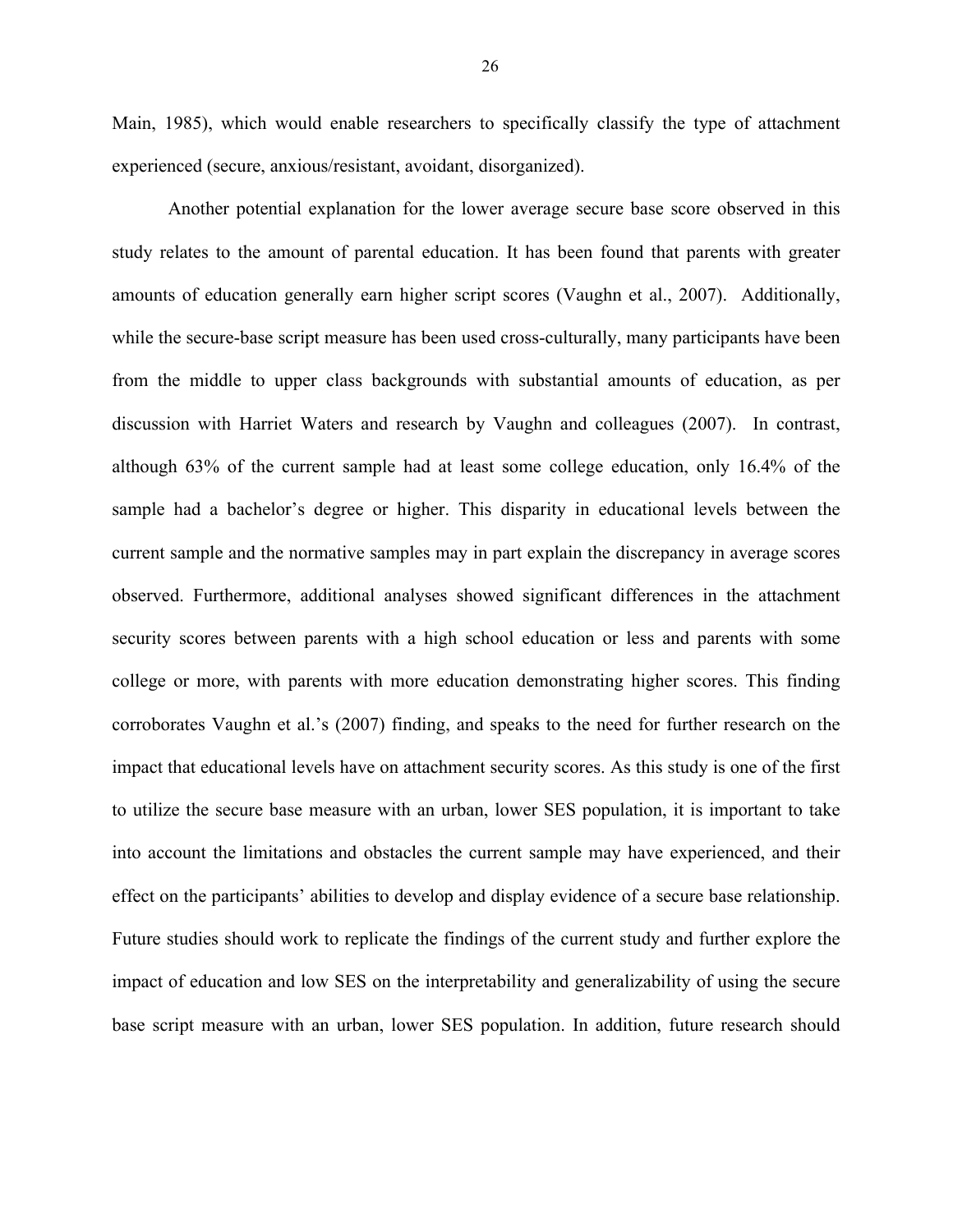Main, 1985), which would enable researchers to specifically classify the type of attachment experienced (secure, anxious/resistant, avoidant, disorganized).

Another potential explanation for the lower average secure base score observed in this study relates to the amount of parental education. It has been found that parents with greater amounts of education generally earn higher script scores (Vaughn et al., 2007). Additionally, while the secure-base script measure has been used cross-culturally, many participants have been from the middle to upper class backgrounds with substantial amounts of education, as per discussion with Harriet Waters and research by Vaughn and colleagues (2007). In contrast, although 63% of the current sample had at least some college education, only 16.4% of the sample had a bachelor's degree or higher. This disparity in educational levels between the current sample and the normative samples may in part explain the discrepancy in average scores observed. Furthermore, additional analyses showed significant differences in the attachment security scores between parents with a high school education or less and parents with some college or more, with parents with more education demonstrating higher scores. This finding corroborates Vaughn et al.'s (2007) finding, and speaks to the need for further research on the impact that educational levels have on attachment security scores. As this study is one of the first to utilize the secure base measure with an urban, lower SES population, it is important to take into account the limitations and obstacles the current sample may have experienced, and their effect on the participants' abilities to develop and display evidence of a secure base relationship. Future studies should work to replicate the findings of the current study and further explore the impact of education and low SES on the interpretability and generalizability of using the secure base script measure with an urban, lower SES population. In addition, future research should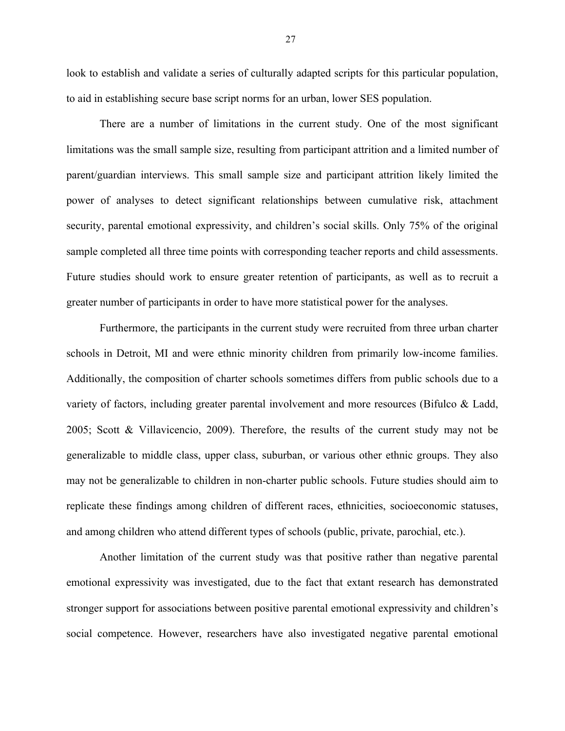look to establish and validate a series of culturally adapted scripts for this particular population, to aid in establishing secure base script norms for an urban, lower SES population.

There are a number of limitations in the current study. One of the most significant limitations was the small sample size, resulting from participant attrition and a limited number of parent/guardian interviews. This small sample size and participant attrition likely limited the power of analyses to detect significant relationships between cumulative risk, attachment security, parental emotional expressivity, and children's social skills. Only 75% of the original sample completed all three time points with corresponding teacher reports and child assessments. Future studies should work to ensure greater retention of participants, as well as to recruit a greater number of participants in order to have more statistical power for the analyses.

Furthermore, the participants in the current study were recruited from three urban charter schools in Detroit, MI and were ethnic minority children from primarily low-income families. Additionally, the composition of charter schools sometimes differs from public schools due to a variety of factors, including greater parental involvement and more resources (Bifulco & Ladd, 2005; Scott & Villavicencio, 2009). Therefore, the results of the current study may not be generalizable to middle class, upper class, suburban, or various other ethnic groups. They also may not be generalizable to children in non-charter public schools. Future studies should aim to replicate these findings among children of different races, ethnicities, socioeconomic statuses, and among children who attend different types of schools (public, private, parochial, etc.).

Another limitation of the current study was that positive rather than negative parental emotional expressivity was investigated, due to the fact that extant research has demonstrated stronger support for associations between positive parental emotional expressivity and children's social competence. However, researchers have also investigated negative parental emotional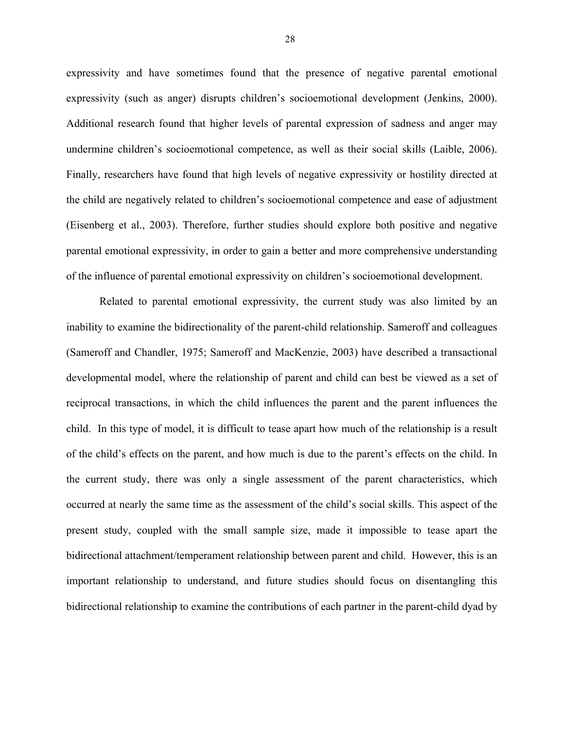expressivity and have sometimes found that the presence of negative parental emotional expressivity (such as anger) disrupts children's socioemotional development (Jenkins, 2000). Additional research found that higher levels of parental expression of sadness and anger may undermine children's socioemotional competence, as well as their social skills (Laible, 2006). Finally, researchers have found that high levels of negative expressivity or hostility directed at the child are negatively related to children's socioemotional competence and ease of adjustment (Eisenberg et al., 2003). Therefore, further studies should explore both positive and negative parental emotional expressivity, in order to gain a better and more comprehensive understanding of the influence of parental emotional expressivity on children's socioemotional development.

Related to parental emotional expressivity, the current study was also limited by an inability to examine the bidirectionality of the parent-child relationship. Sameroff and colleagues (Sameroff and Chandler, 1975; Sameroff and MacKenzie, 2003) have described a transactional developmental model, where the relationship of parent and child can best be viewed as a set of reciprocal transactions, in which the child influences the parent and the parent influences the child. In this type of model, it is difficult to tease apart how much of the relationship is a result of the child's effects on the parent, and how much is due to the parent's effects on the child. In the current study, there was only a single assessment of the parent characteristics, which occurred at nearly the same time as the assessment of the child's social skills. This aspect of the present study, coupled with the small sample size, made it impossible to tease apart the bidirectional attachment/temperament relationship between parent and child. However, this is an important relationship to understand, and future studies should focus on disentangling this bidirectional relationship to examine the contributions of each partner in the parent-child dyad by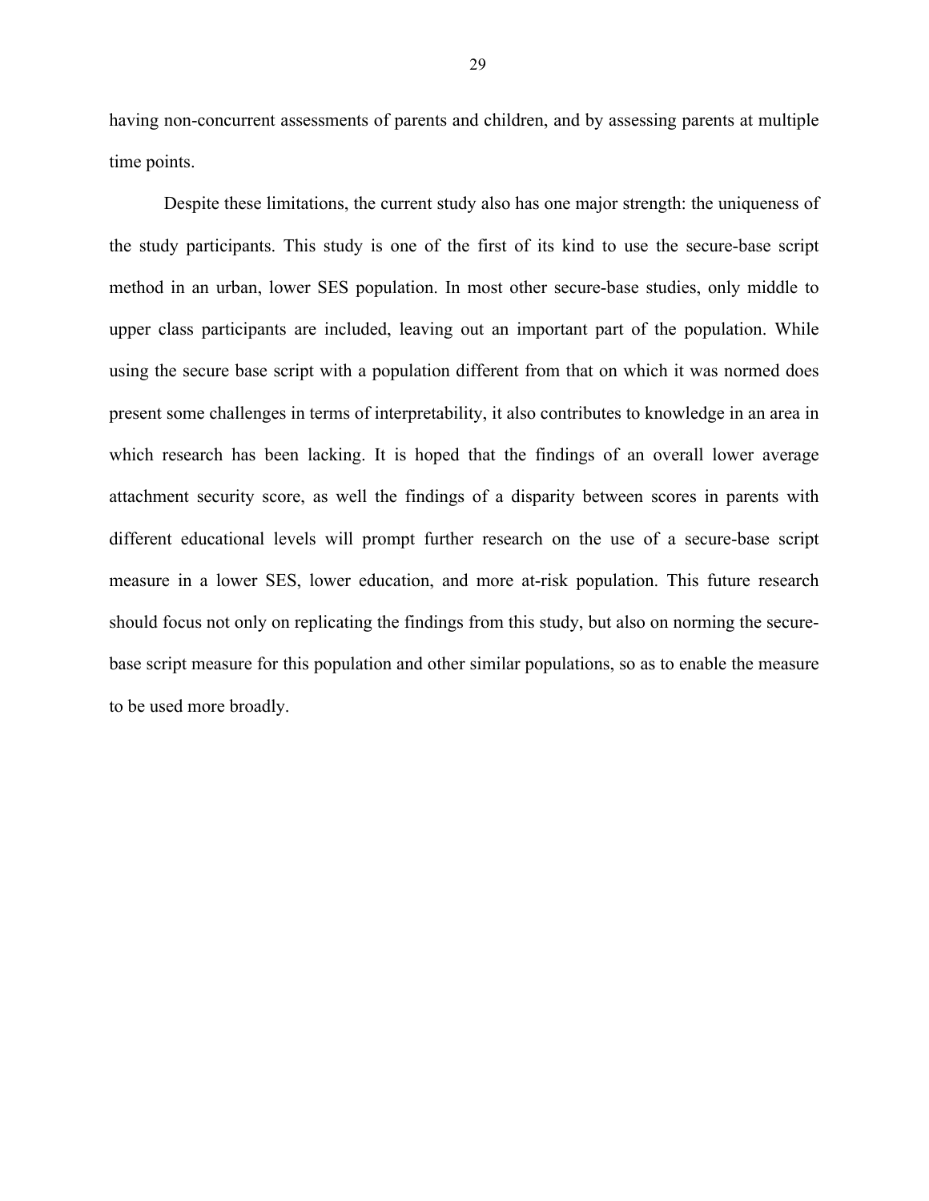having non-concurrent assessments of parents and children, and by assessing parents at multiple time points.

Despite these limitations, the current study also has one major strength: the uniqueness of the study participants. This study is one of the first of its kind to use the secure-base script method in an urban, lower SES population. In most other secure-base studies, only middle to upper class participants are included, leaving out an important part of the population. While using the secure base script with a population different from that on which it was normed does present some challenges in terms of interpretability, it also contributes to knowledge in an area in which research has been lacking. It is hoped that the findings of an overall lower average attachment security score, as well the findings of a disparity between scores in parents with different educational levels will prompt further research on the use of a secure-base script measure in a lower SES, lower education, and more at-risk population. This future research should focus not only on replicating the findings from this study, but also on norming the secure-base script measure for this population and other similar populations, so as to enable the measure to be used more broadly.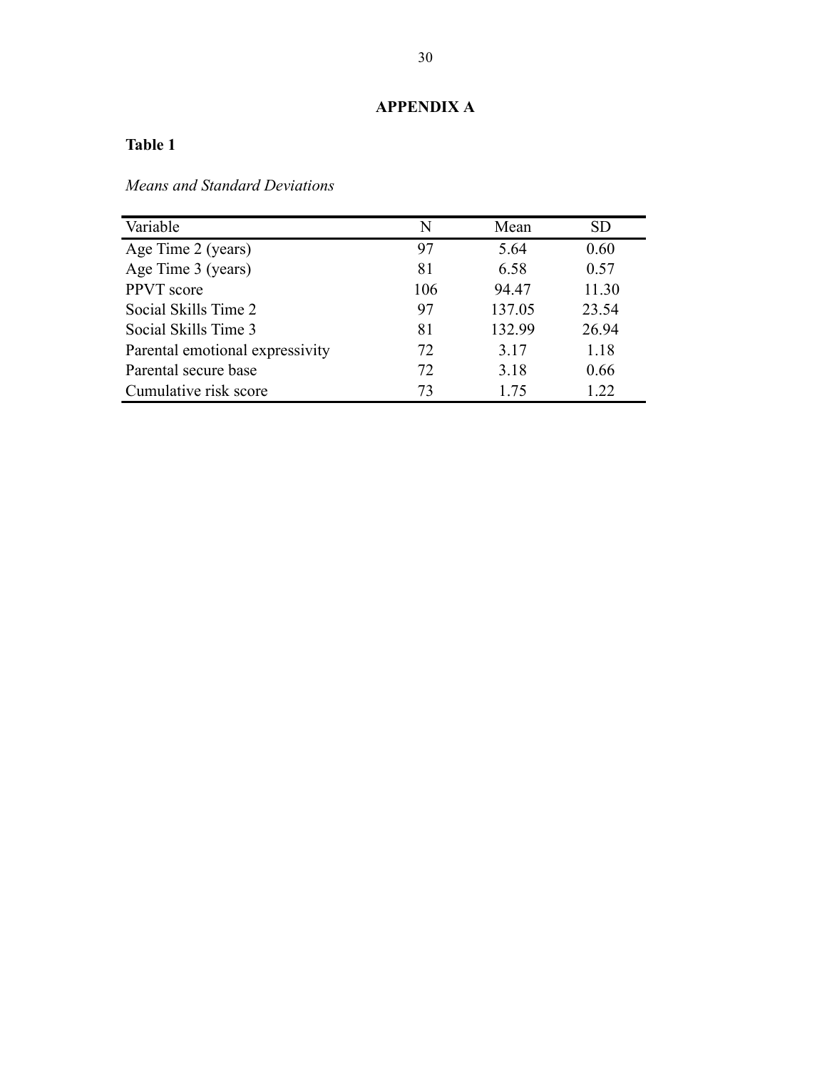# APPENDIX A

**Table 1**

*Means and Standard Deviations*

| Variable | N | Mean | SD |
|---|---|---|---|
| Age Time 2 (years) | 97 | 5.64 | 0.60 |
| Age Time 3 (years) | 81 | 6.58 | 0.57 |
| PPVT score | 106 | 94.47 | 11.30 |
| Social Skills Time 2 | 97 | 137.05 | 23.54 |
| Social Skills Time 3 | 81 | 132.99 | 26.94 |
| Parental emotional expressivity | 72 | 3.17 | 1.18 |
| Parental secure base | 72 | 3.18 | 0.66 |
| Cumulative risk score | 73 | 1.75 | 1.22 |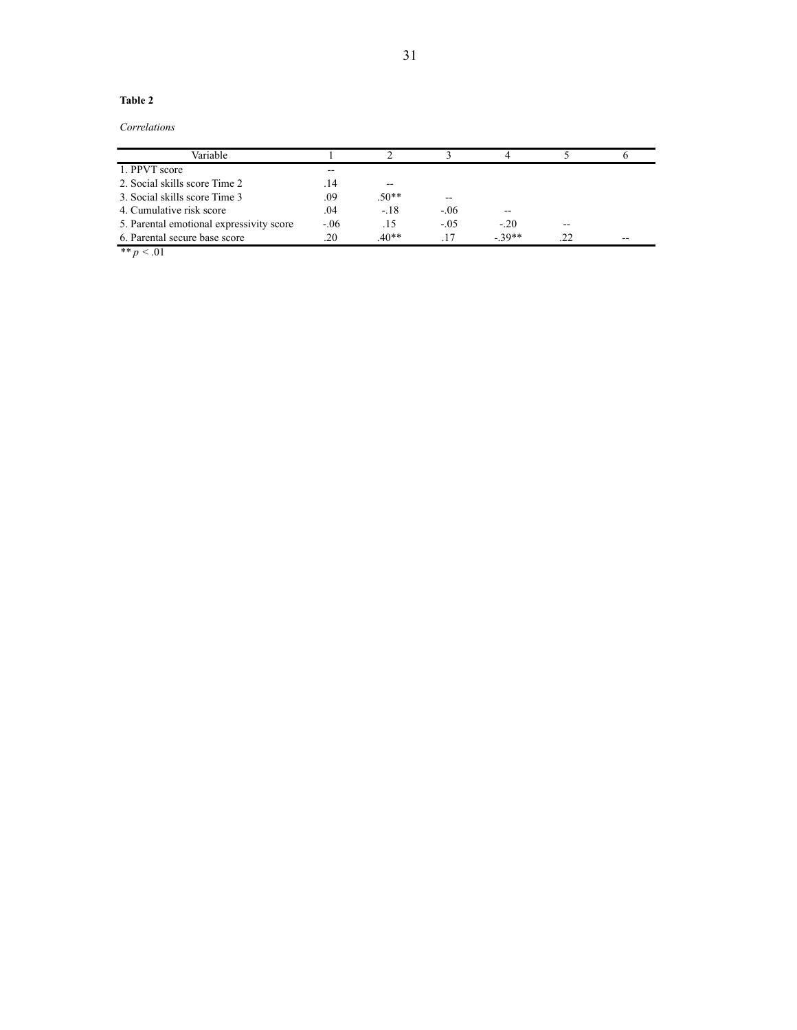**Table 2**

*Correlations*

| Variable | 1 | 2 | 3 | 4 | 5 | 6 |
|---|---|---|---|---|---|---|
| 1. PPVT score | -- | | | | | |
| 2. Social skills score Time 2 | .14 | -- | | | | |
| 3. Social skills score Time 3 | .09 | .50** | -- | | | |
| 4. Cumulative risk score | .04 | -.18 | -.06 | -- | | |
| 5. Parental emotional expressivity score | -.06 | .15 | -.05 | -.20 | -- | |
| 6. Parental secure base score | .20 | .40** | .17 | -.39** | .22 | -- |

** $p < .01$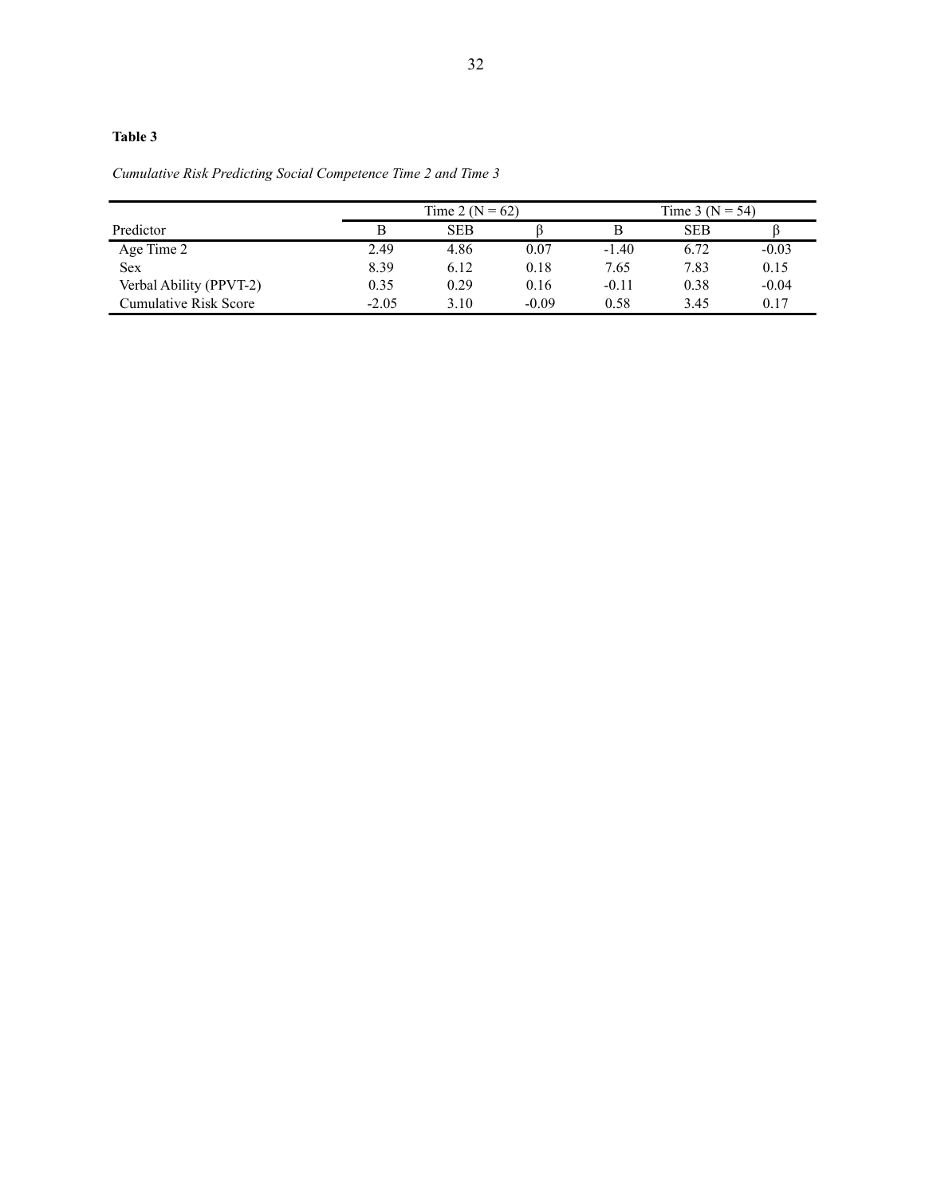**Table 3**

*Cumulative Risk Predicting Social Competence Time 2 and Time 3*

| | Time 2 (N = 62) | | | Time 3 (N = 54) | | |
|---|---|---|---|---|---|---|
| Predictor | B | SEB | β | B | SEB | β |
| Age Time 2 | 2.49 | 4.86 | 0.07 | -1.40 | 6.72 | -0.03 |
| Sex | 8.39 | 6.12 | 0.18 | 7.65 | 7.83 | 0.15 |
| Verbal Ability (PPVT-2) | 0.35 | 0.29 | 0.16 | -0.11 | 0.38 | -0.04 |
| Cumulative Risk Score | -2.05 | 3.10 | -0.09 | 0.58 | 3.45 | 0.17 |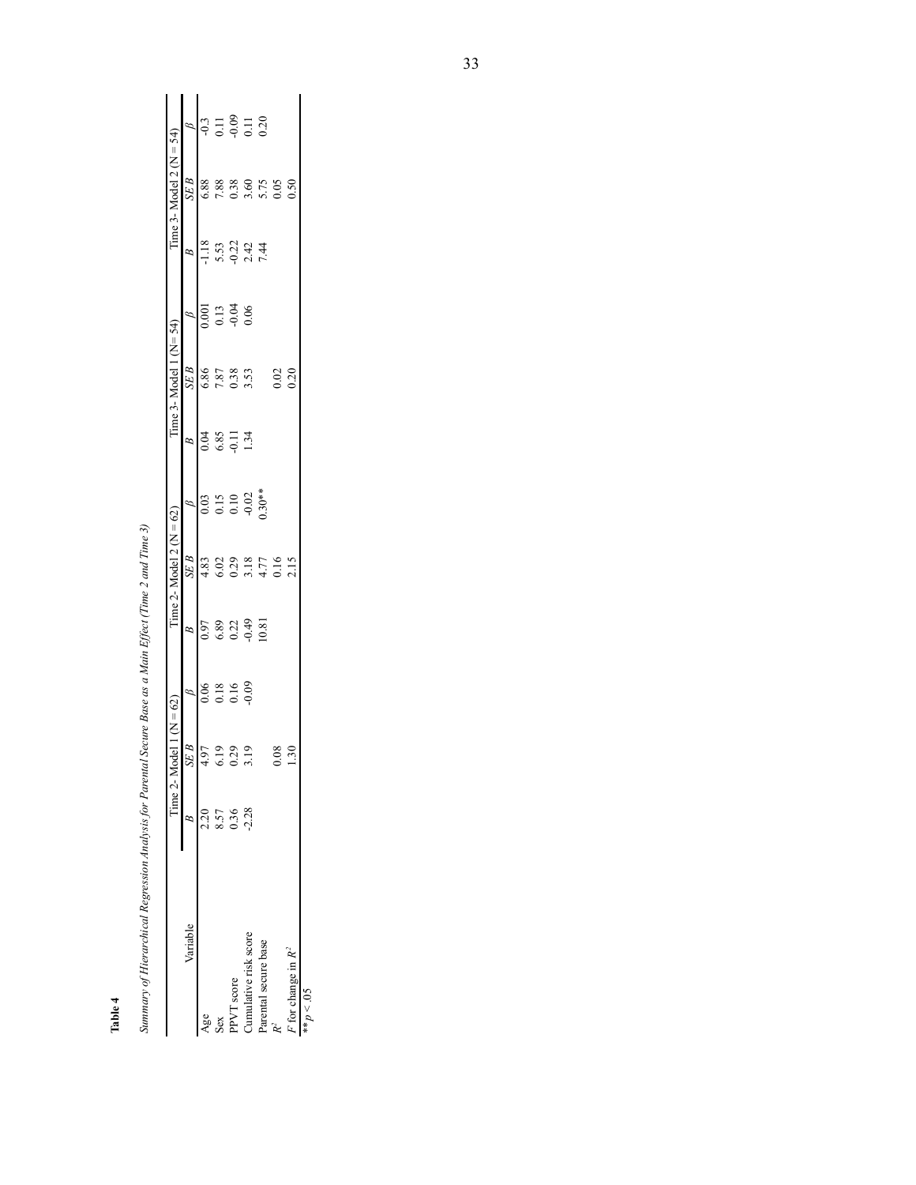**Table 4**

*Summary of Hierarchical Regression Analysis for Parental Secure Base as a Main Effect (Time 2 and Time 3)*

| Variable | Time 2- Model 1 (N = 62) | | | Time 2- Model 2 (N = 62) | | | Time 3- Model 1 (N= 54) | | | Time 3- Model 2 (N = 54) | | |
|---|---|---|---|---|---|---|---|---|---|---|---|---|
| | *B* | *SE B* | *β* | *B* | *SE B* | *β* | *B* | *SE B* | *β* | *B* | *SE B* | *β* |
| Age | 2.20 | 4.97 | 0.06 | 0.97 | 4.83 | 0.03 | 0.04 | 6.86 | 0.001 | -1.18 | 6.88 | -0.3 |
| Sex | 8.57 | 6.19 | 0.18 | 6.89 | 6.02 | 0.15 | 6.85 | 7.87 | 0.13 | 5.53 | 7.88 | 0.11 |
| PPVT score | 0.36 | 0.29 | 0.16 | 0.22 | 0.29 | 0.10 | -0.11 | 0.38 | -0.04 | -0.22 | 0.38 | -0.09 |
| Cumulative risk score | -2.28 | 3.19 | -0.09 | -0.49 | 3.18 | -0.02 | 1.34 | 3.53 | 0.06 | 2.42 | 3.60 | 0.11 |
| Parental secure base | | | | 10.81 | 4.77 | 0.30** | | | | 7.44 | 5.75 | 0.20 |
| $R^2$ | | 0.08 | | | 0.16 | | | 0.02 | | | 0.05 | |
| $F$ for change in $R^2$ | | 1.30 | | | 2.15 | | | 0.20 | | | 0.50 | |

** $p < .05$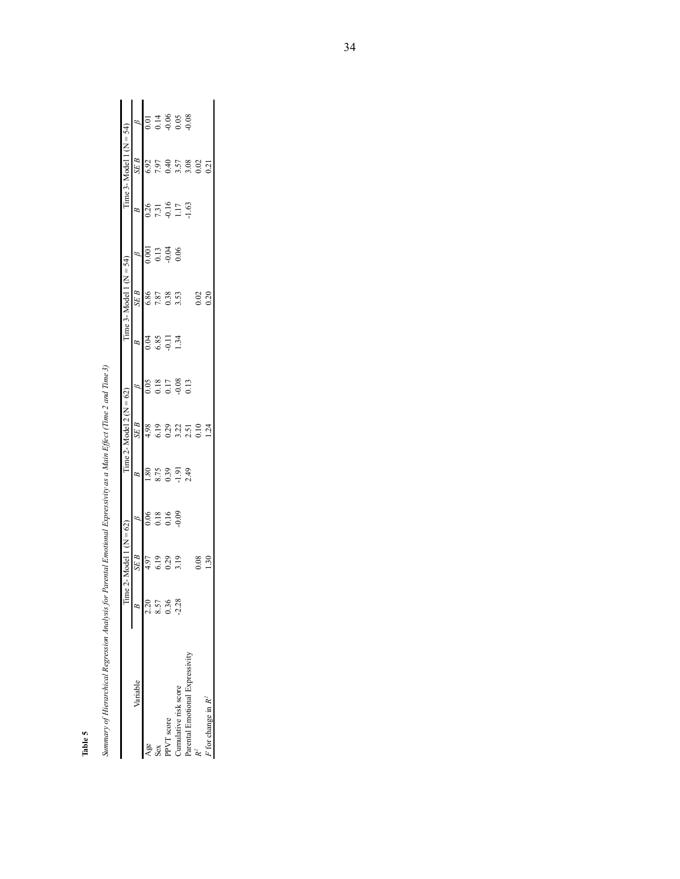**Table 5**

*Summary of Hierarchical Regression Analysis for Parental Emotional Expressivity as a Main Effect (Time 2 and Time 3)*

| Variable | Time 2- Model 1 (N = 62) | | | Time 2- Model 2 (N = 62) | | | Time 3- Model 1 (N = 54) | | | Time 3- Model 1 (N = 54) | | |
|---|---|---|---|---|---|---|---|---|---|---|---|---|
| | *B* | *SE B* | *β* | *B* | *SE B* | *β* | *B* | *SE B* | *β* | *B* | *SE B* | *β* |
| Age | 2.20 | 4.97 | 0.06 | 1.80 | 4.98 | 0.05 | 0.04 | 6.86 | 0.001 | 0.26 | 6.92 | 0.01 |
| Sex | 8.57 | 6.19 | 0.18 | 8.75 | 6.19 | 0.18 | 6.85 | 7.87 | 0.13 | 7.31 | 7.97 | 0.14 |
| PPVT score | 0.36 | 0.29 | 0.16 | 0.39 | 0.29 | 0.17 | -0.11 | 0.38 | -0.04 | -0.16 | 0.40 | -0.06 |
| Cumulative risk score | -2.28 | 3.19 | -0.09 | -1.91 | 3.22 | -0.08 | 1.34 | 3.53 | 0.06 | 1.17 | 3.57 | 0.05 |
| Parental Emotional Expressivity | | | | 2.49 | 2.51 | 0.13 | | | | -1.63 | 3.08 | -0.08 |
| $R^2$ | | 0.08 | | | 0.10 | | | 0.02 | | | 0.02 | |
| $F$ for change in $R^2$ | | 1.30 | | | 1.24 | | | 0.20 | | | 0.21 | |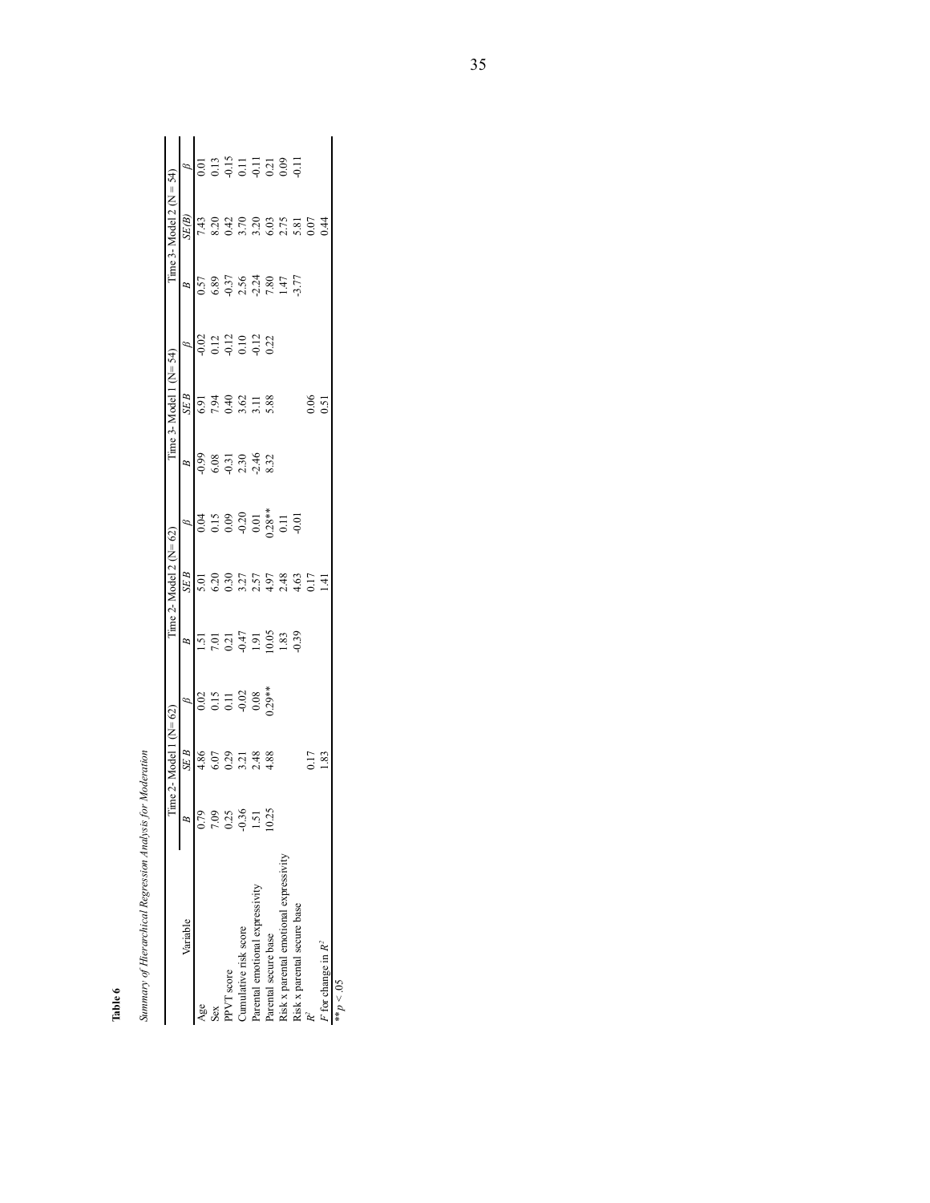**Table 6**

*Summary of Hierarchical Regression Analysis for Moderation*

| Variable | Time 2- Model 1 (N= 62) | | | Time 2- Model 2 (N= 62) | | | Time 3- Model 1 (N= 54) | | | Time 3- Model 2 (N = 54) | | |
|---|---|---|---|---|---|---|---|---|---|---|---|---|
| | *B* | *SE B* | *β* | *B* | *SE B* | *β* | *B* | *SE B* | *β* | *B* | *SE(B)* | *β* |
| Age | 0.79 | 4.86 | 0.02 | 1.51 | 5.01 | 0.04 | -0.99 | 6.91 | -0.02 | 0.57 | 7.43 | 0.01 |
| Sex | 7.09 | 6.07 | 0.15 | 7.01 | 6.20 | 0.15 | 6.08 | 7.94 | 0.12 | 6.89 | 8.20 | 0.13 |
| PPVT score | 0.25 | 0.29 | 0.11 | 0.21 | 0.30 | 0.09 | -0.31 | 0.40 | -0.12 | -0.37 | 0.42 | -0.15 |
| Cumulative risk score | -0.36 | 3.21 | -0.02 | -0.47 | 3.27 | -0.20 | 2.30 | 3.62 | 0.10 | 2.56 | 3.70 | 0.11 |
| Parental emotional expressivity | 1.51 | 2.48 | 0.08 | 1.91 | 2.57 | 0.01 | -2.46 | 3.11 | -0.12 | -2.24 | 3.20 | -0.11 |
| Parental secure base | 10.25 | 4.88 | 0.29** | 10.05 | 4.97 | 0.28** | 8.32 | 5.88 | 0.22 | 7.80 | 6.03 | 0.21 |
| Risk x parental emotional expressivity | | | | 1.83 | 2.48 | 0.11 | | | | 1.47 | 2.75 | 0.09 |
| Risk x parental secure base | | | | -0.39 | 4.63 | -0.01 | | | | -3.77 | 5.81 | -0.11 |
| $R^2$ | | 0.17 | | | 0.17 | | | 0.06 | | | 0.07 | |
| $F$ for change in $R^2$ | | 1.83 | | | 1.41 | | | 0.51 | | | 0.44 | |

** $p < .05$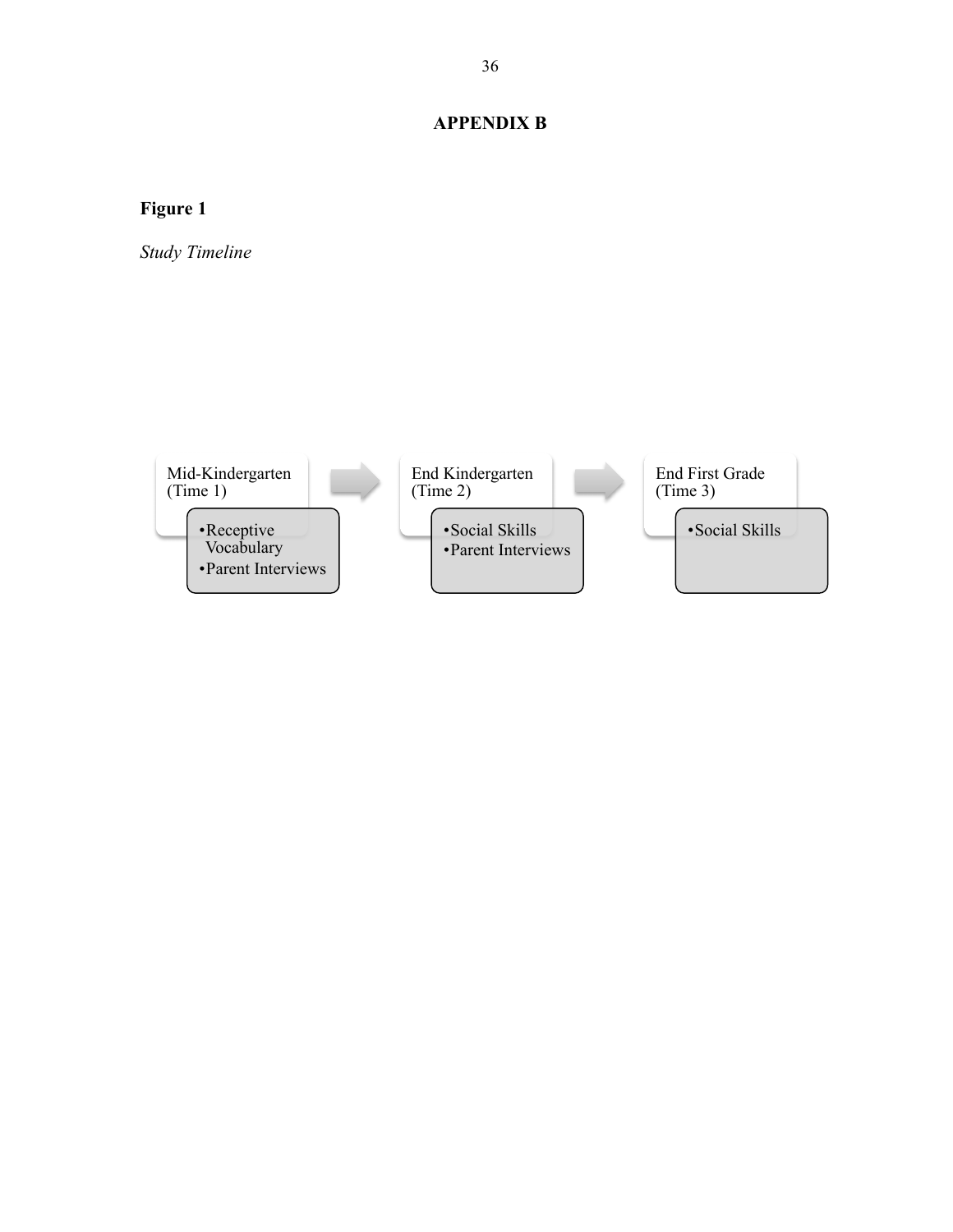# APPENDIX B

**Figure 1**

*Study Timeline*

Mid-Kindergarten (Time 1)

- Receptive Vocabulary
- Parent Interviews

End Kindergarten (Time 2)

- Social Skills
- Parent Interviews

End First Grade (Time 3)

- Social Skills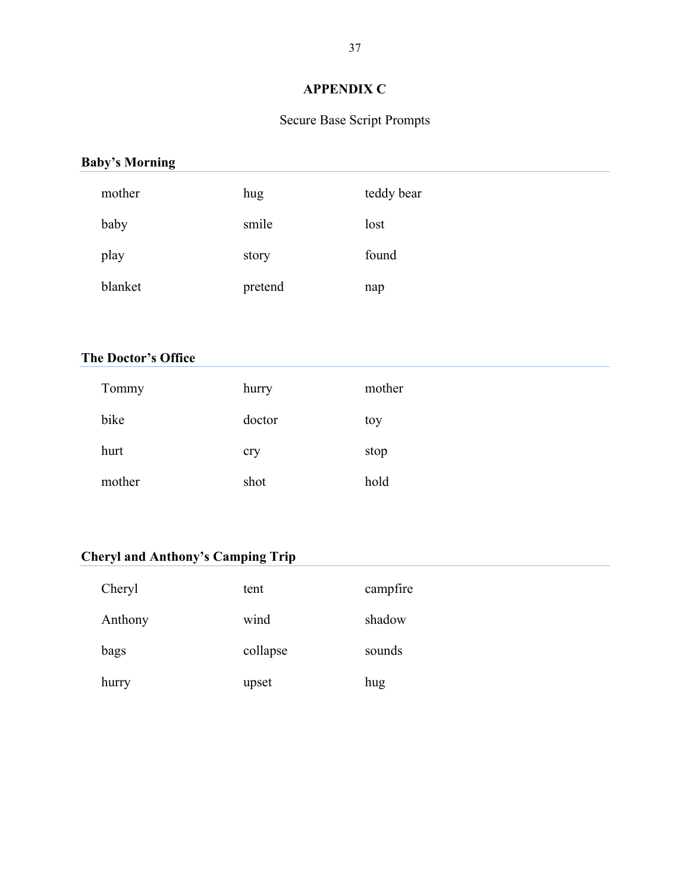# APPENDIX C

Secure Base Script Prompts

## Baby's Morning

| | | |
|---|---|---|
| mother | hug | teddy bear |
| baby | smile | lost |
| play | story | found |
| blanket | pretend | nap |

## The Doctor's Office

| | | |
|---|---|---|
| Tommy | hurry | mother |
| bike | doctor | toy |
| hurt | cry | stop |
| mother | shot | hold |

## Cheryl and Anthony's Camping Trip

| | | |
|---|---|---|
| Cheryl | tent | campfire |
| Anthony | wind | shadow |
| bags | collapse | sounds |
| hurry | upset | hug |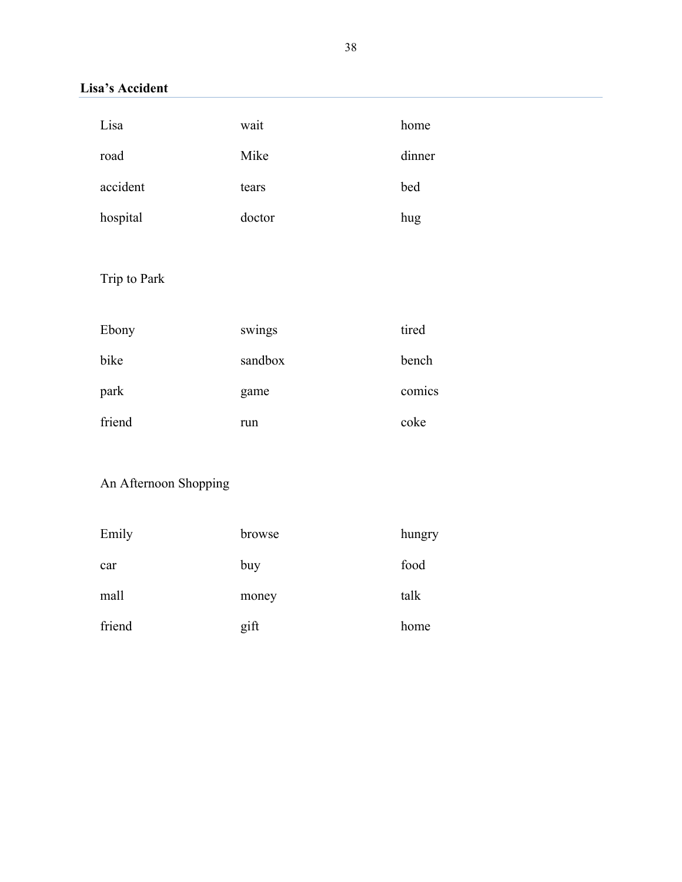**Lisa's Accident**

| | | |
|---|---|---|
| Lisa | wait | home |
| road | Mike | dinner |
| accident | tears | bed |
| hospital | doctor | hug |

Trip to Park

| | | |
|---|---|---|
| Ebony | swings | tired |
| bike | sandbox | bench |
| park | game | comics |
| friend | run | coke |

An Afternoon Shopping

| | | |
|---|---|---|
| Emily | browse | hungry |
| car | buy | food |
| mall | money | talk |
| friend | gift | home |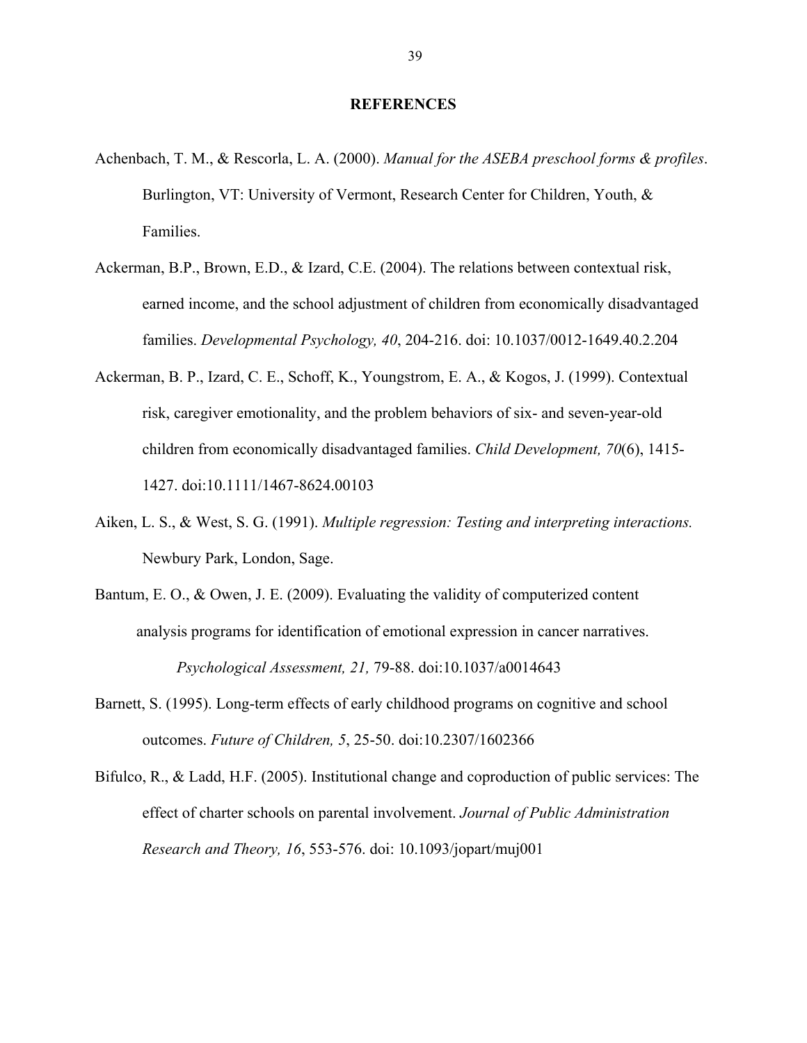# REFERENCES

Achenbach, T. M., & Rescorla, L. A. (2000). *Manual for the ASEBA preschool forms & profiles*. Burlington, VT: University of Vermont, Research Center for Children, Youth, & Families.

Ackerman, B.P., Brown, E.D., & Izard, C.E. (2004). The relations between contextual risk, earned income, and the school adjustment of children from economically disadvantaged families. *Developmental Psychology, 40*, 204-216. doi: 10.1037/0012-1649.40.2.204

Ackerman, B. P., Izard, C. E., Schoff, K., Youngstrom, E. A., & Kogos, J. (1999). Contextual risk, caregiver emotionality, and the problem behaviors of six- and seven-year-old children from economically disadvantaged families. *Child Development, 70*(6), 1415-1427. doi:10.1111/1467-8624.00103

Aiken, L. S., & West, S. G. (1991). *Multiple regression: Testing and interpreting interactions.* Newbury Park, London, Sage.

Bantum, E. O., & Owen, J. E. (2009). Evaluating the validity of computerized content analysis programs for identification of emotional expression in cancer narratives. *Psychological Assessment, 21,* 79-88. doi:10.1037/a0014643

Barnett, S. (1995). Long-term effects of early childhood programs on cognitive and school outcomes. *Future of Children, 5*, 25-50. doi:10.2307/1602366

Bifulco, R., & Ladd, H.F. (2005). Institutional change and coproduction of public services: The effect of charter schools on parental involvement. *Journal of Public Administration Research and Theory, 16*, 553-576. doi: 10.1093/jopart/muj001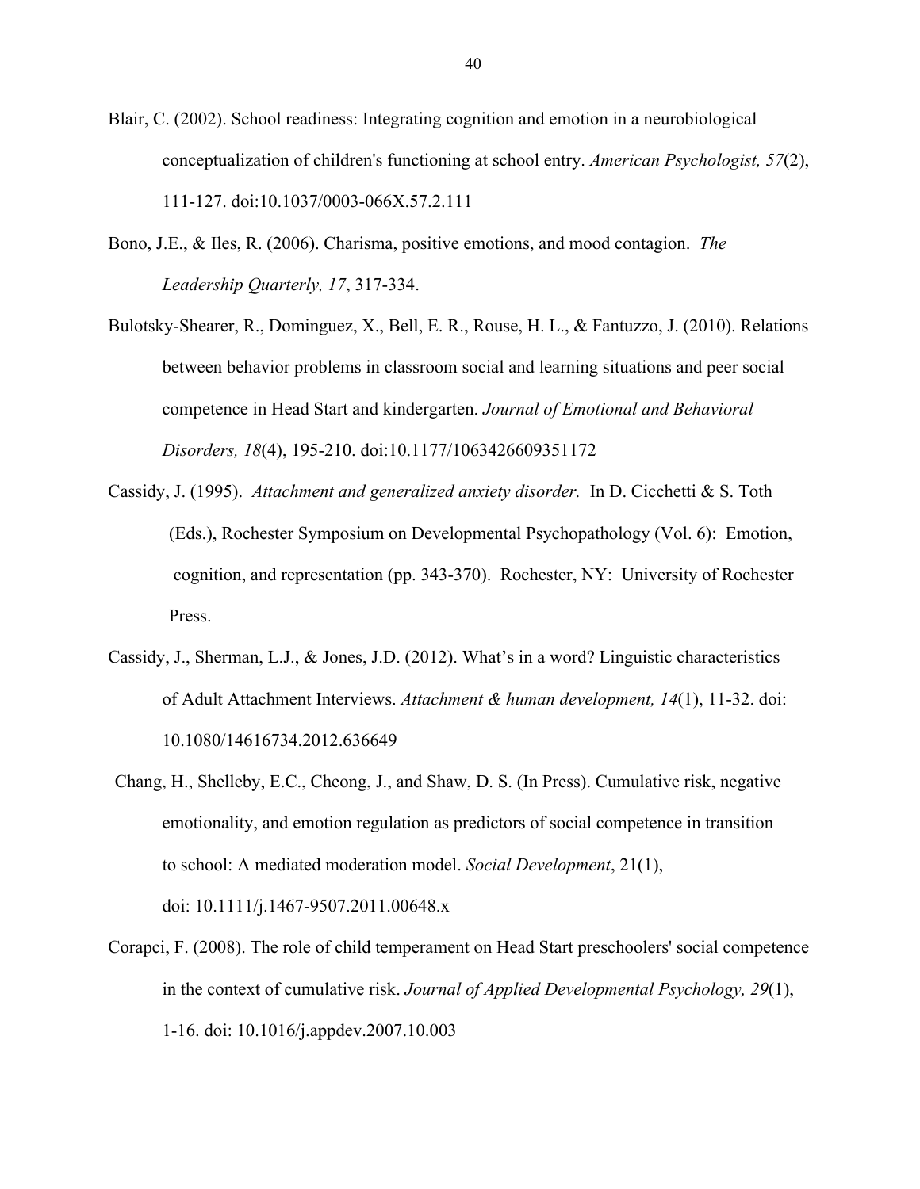Blair, C. (2002). School readiness: Integrating cognition and emotion in a neurobiological conceptualization of children's functioning at school entry. *American Psychologist, 57*(2), 111-127. doi:10.1037/0003-066X.57.2.111

Bono, J.E., & Iles, R. (2006). Charisma, positive emotions, and mood contagion. *The Leadership Quarterly, 17*, 317-334.

Bulotsky-Shearer, R., Dominguez, X., Bell, E. R., Rouse, H. L., & Fantuzzo, J. (2010). Relations between behavior problems in classroom social and learning situations and peer social competence in Head Start and kindergarten. *Journal of Emotional and Behavioral Disorders, 18*(4), 195-210. doi:10.1177/1063426609351172

Cassidy, J. (1995). *Attachment and generalized anxiety disorder.* In D. Cicchetti & S. Toth (Eds.), Rochester Symposium on Developmental Psychopathology (Vol. 6): Emotion, cognition, and representation (pp. 343-370). Rochester, NY: University of Rochester Press.

Cassidy, J., Sherman, L.J., & Jones, J.D. (2012). What's in a word? Linguistic characteristics of Adult Attachment Interviews. *Attachment & human development, 14*(1), 11-32. doi: 10.1080/14616734.2012.636649

Chang, H., Shelleby, E.C., Cheong, J., and Shaw, D. S. (In Press). Cumulative risk, negative emotionality, and emotion regulation as predictors of social competence in transition to school: A mediated moderation model. *Social Development*, 21(1), doi: 10.1111/j.1467-9507.2011.00648.x

Corapci, F. (2008). The role of child temperament on Head Start preschoolers' social competence in the context of cumulative risk. *Journal of Applied Developmental Psychology, 29*(1), 1-16. doi: 10.1016/j.appdev.2007.10.003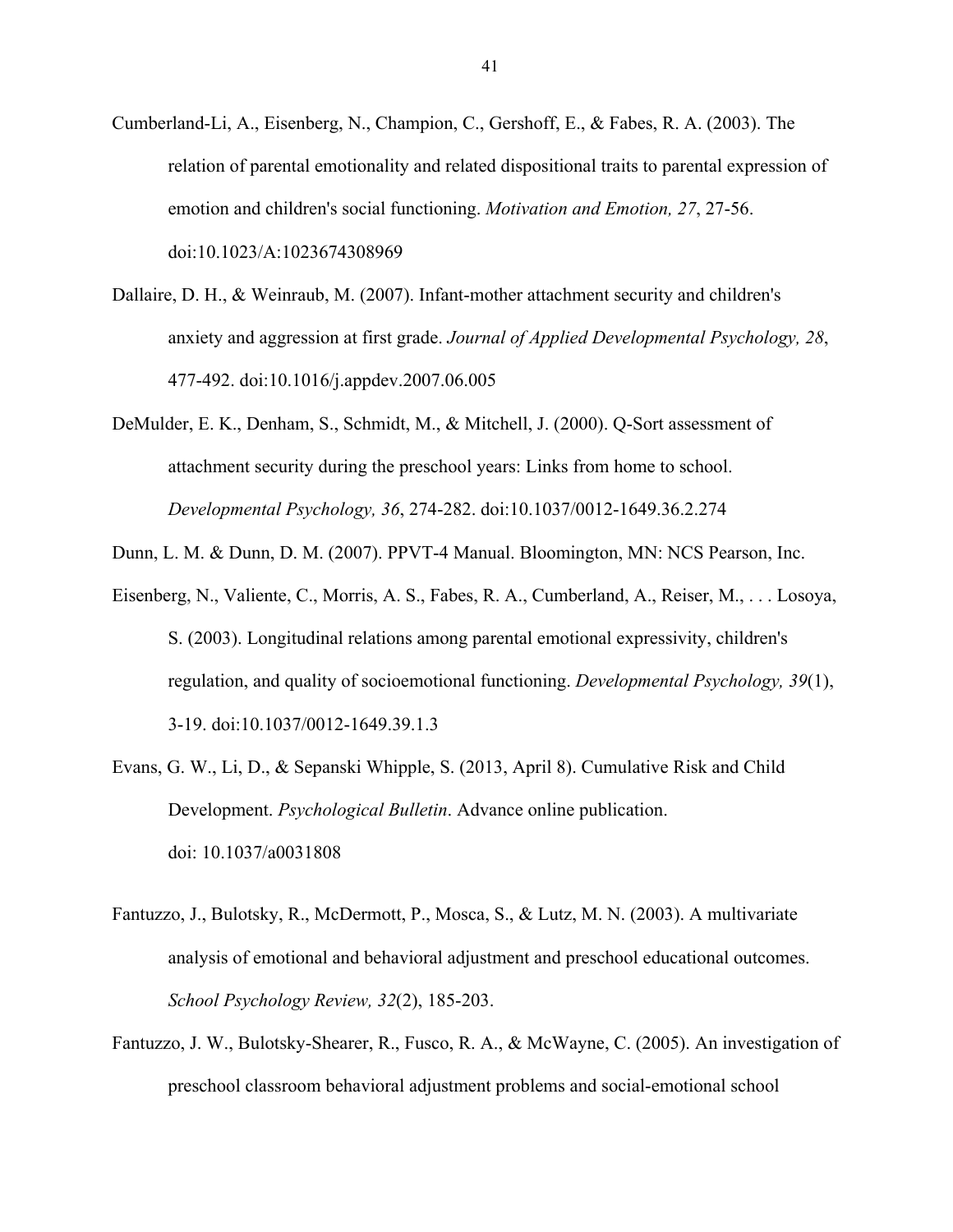Cumberland-Li, A., Eisenberg, N., Champion, C., Gershoff, E., & Fabes, R. A. (2003). The relation of parental emotionality and related dispositional traits to parental expression of emotion and children's social functioning. *Motivation and Emotion, 27*, 27-56. doi:10.1023/A:1023674308969

Dallaire, D. H., & Weinraub, M. (2007). Infant-mother attachment security and children's anxiety and aggression at first grade. *Journal of Applied Developmental Psychology, 28*, 477-492. doi:10.1016/j.appdev.2007.06.005

DeMulder, E. K., Denham, S., Schmidt, M., & Mitchell, J. (2000). Q-Sort assessment of attachment security during the preschool years: Links from home to school. *Developmental Psychology, 36*, 274-282. doi:10.1037/0012-1649.36.2.274

Dunn, L. M. & Dunn, D. M. (2007). PPVT-4 Manual. Bloomington, MN: NCS Pearson, Inc.

Eisenberg, N., Valiente, C., Morris, A. S., Fabes, R. A., Cumberland, A., Reiser, M., . . . Losoya, S. (2003). Longitudinal relations among parental emotional expressivity, children's regulation, and quality of socioemotional functioning. *Developmental Psychology, 39*(1), 3-19. doi:10.1037/0012-1649.39.1.3

Evans, G. W., Li, D., & Sepanski Whipple, S. (2013, April 8). Cumulative Risk and Child Development. *Psychological Bulletin*. Advance online publication. doi: 10.1037/a0031808

Fantuzzo, J., Bulotsky, R., McDermott, P., Mosca, S., & Lutz, M. N. (2003). A multivariate analysis of emotional and behavioral adjustment and preschool educational outcomes. *School Psychology Review, 32*(2), 185-203.

Fantuzzo, J. W., Bulotsky-Shearer, R., Fusco, R. A., & McWayne, C. (2005). An investigation of preschool classroom behavioral adjustment problems and social-emotional school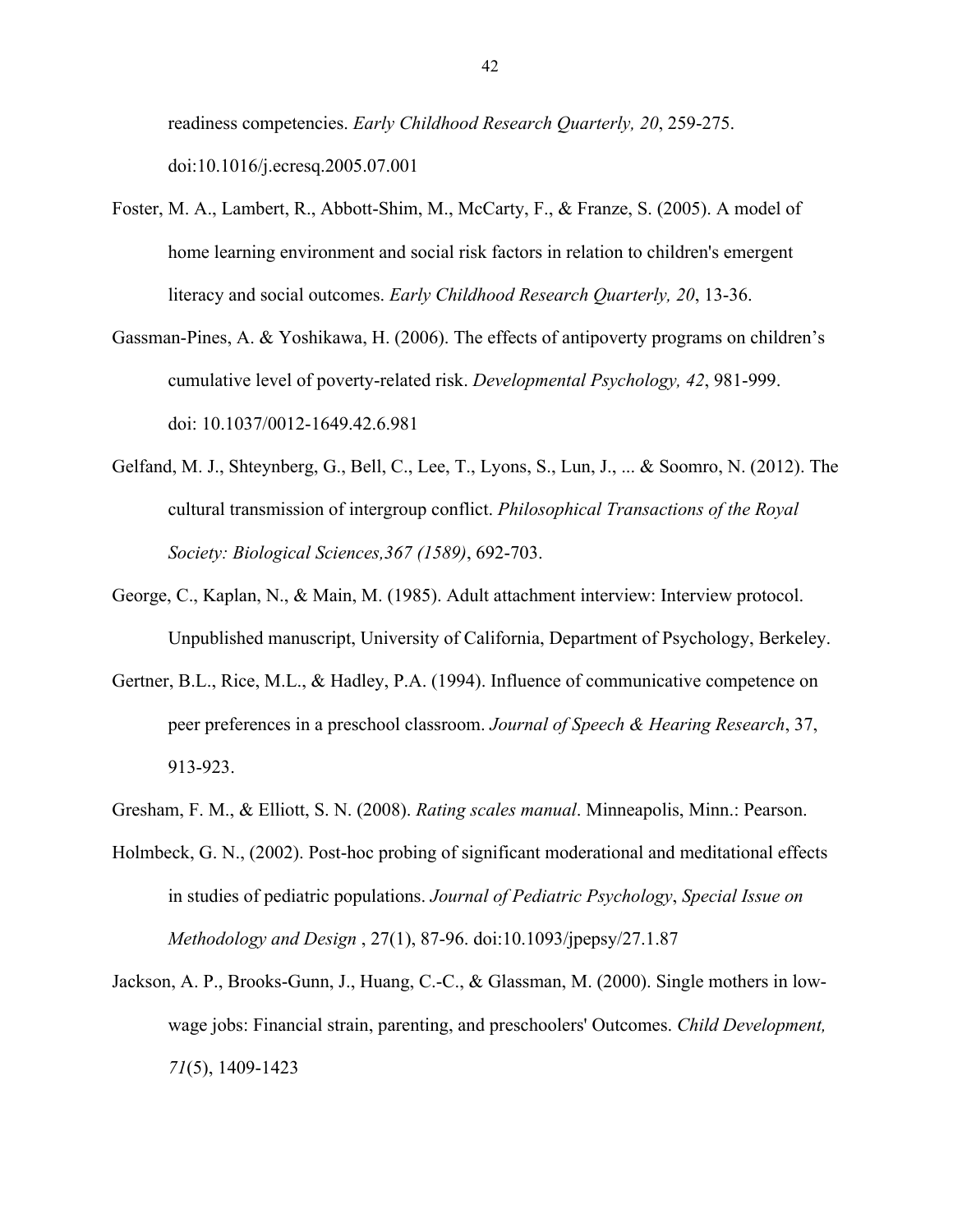readiness competencies. *Early Childhood Research Quarterly, 20*, 259-275. doi:10.1016/j.ecresq.2005.07.001

Foster, M. A., Lambert, R., Abbott-Shim, M., McCarty, F., & Franze, S. (2005). A model of home learning environment and social risk factors in relation to children's emergent literacy and social outcomes. *Early Childhood Research Quarterly, 20*, 13-36.

Gassman-Pines, A. & Yoshikawa, H. (2006). The effects of antipoverty programs on children's cumulative level of poverty-related risk. *Developmental Psychology, 42*, 981-999. doi: 10.1037/0012-1649.42.6.981

Gelfand, M. J., Shteynberg, G., Bell, C., Lee, T., Lyons, S., Lun, J., ... & Soomro, N. (2012). The cultural transmission of intergroup conflict. *Philosophical Transactions of the Royal Society: Biological Sciences,367 (1589)*, 692-703.

George, C., Kaplan, N., & Main, M. (1985). Adult attachment interview: Interview protocol. Unpublished manuscript, University of California, Department of Psychology, Berkeley.

Gertner, B.L., Rice, M.L., & Hadley, P.A. (1994). Influence of communicative competence on peer preferences in a preschool classroom. *Journal of Speech & Hearing Research*, 37, 913-923.

Gresham, F. M., & Elliott, S. N. (2008). *Rating scales manual*. Minneapolis, Minn.: Pearson.

Holmbeck, G. N., (2002). Post-hoc probing of significant moderational and meditational effects in studies of pediatric populations. *Journal of Pediatric Psychology*, *Special Issue on Methodology and Design* , 27(1), 87-96. doi:10.1093/jpepsy/27.1.87

Jackson, A. P., Brooks-Gunn, J., Huang, C.-C., & Glassman, M. (2000). Single mothers in low-wage jobs: Financial strain, parenting, and preschoolers' Outcomes. *Child Development, 71*(5), 1409-1423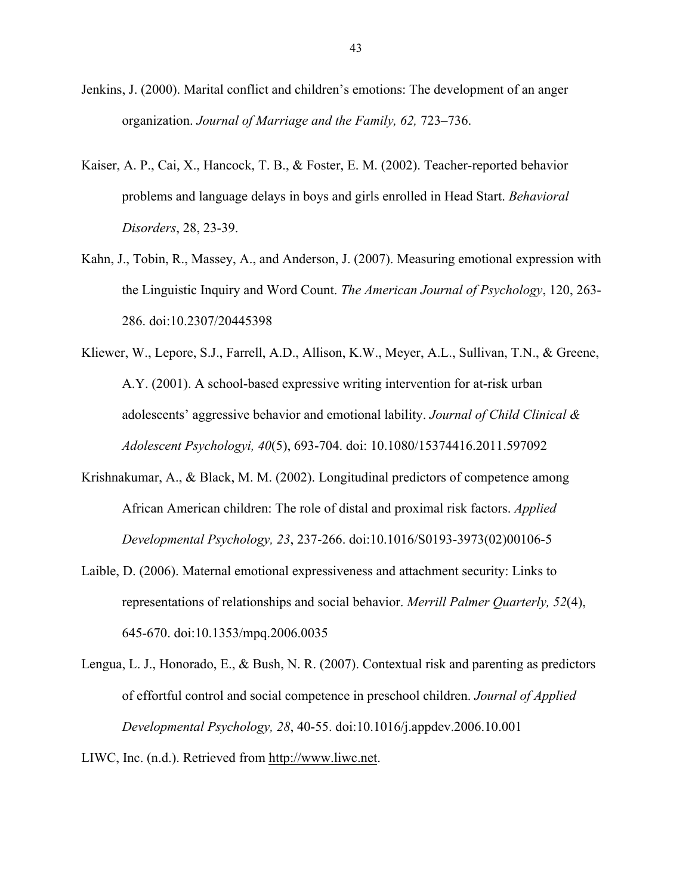Jenkins, J. (2000). Marital conflict and children's emotions: The development of an anger organization. *Journal of Marriage and the Family, 62,* 723–736.

Kaiser, A. P., Cai, X., Hancock, T. B., & Foster, E. M. (2002). Teacher-reported behavior problems and language delays in boys and girls enrolled in Head Start. *Behavioral Disorders*, 28, 23-39.

Kahn, J., Tobin, R., Massey, A., and Anderson, J. (2007). Measuring emotional expression with the Linguistic Inquiry and Word Count. *The American Journal of Psychology*, 120, 263-286. doi:10.2307/20445398

Kliewer, W., Lepore, S.J., Farrell, A.D., Allison, K.W., Meyer, A.L., Sullivan, T.N., & Greene, A.Y. (2001). A school-based expressive writing intervention for at-risk urban adolescents' aggressive behavior and emotional lability. *Journal of Child Clinical & Adolescent Psychologyi, 40*(5), 693-704. doi: 10.1080/15374416.2011.597092

Krishnakumar, A., & Black, M. M. (2002). Longitudinal predictors of competence among African American children: The role of distal and proximal risk factors. *Applied Developmental Psychology, 23*, 237-266. doi:10.1016/S0193-3973(02)00106-5

Laible, D. (2006). Maternal emotional expressiveness and attachment security: Links to representations of relationships and social behavior. *Merrill Palmer Quarterly, 52*(4), 645-670. doi:10.1353/mpq.2006.0035

Lengua, L. J., Honorado, E., & Bush, N. R. (2007). Contextual risk and parenting as predictors of effortful control and social competence in preschool children. *Journal of Applied Developmental Psychology, 28*, 40-55. doi:10.1016/j.appdev.2006.10.001

LIWC, Inc. (n.d.). Retrieved from http://www.liwc.net.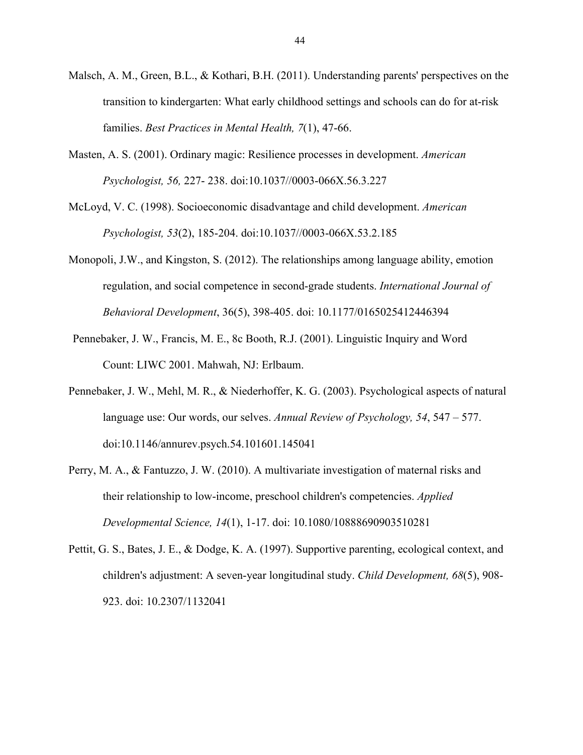Malsch, A. M., Green, B.L., & Kothari, B.H. (2011). Understanding parents' perspectives on the transition to kindergarten: What early childhood settings and schools can do for at-risk families. *Best Practices in Mental Health, 7*(1), 47-66.

Masten, A. S. (2001). Ordinary magic: Resilience processes in development. *American Psychologist, 56,* 227- 238. doi:10.1037//0003-066X.56.3.227

McLoyd, V. C. (1998). Socioeconomic disadvantage and child development. *American Psychologist, 53*(2), 185-204. doi:10.1037//0003-066X.53.2.185

Monopoli, J.W., and Kingston, S. (2012). The relationships among language ability, emotion regulation, and social competence in second-grade students. *International Journal of Behavioral Development*, 36(5), 398-405. doi: 10.1177/0165025412446394

Pennebaker, J. W., Francis, M. E., 8c Booth, R.J. (2001). Linguistic Inquiry and Word Count: LIWC 2001. Mahwah, NJ: Erlbaum.

Pennebaker, J. W., Mehl, M. R., & Niederhoffer, K. G. (2003). Psychological aspects of natural language use: Our words, our selves. *Annual Review of Psychology, 54*, 547 – 577. doi:10.1146/annurev.psych.54.101601.145041

Perry, M. A., & Fantuzzo, J. W. (2010). A multivariate investigation of maternal risks and their relationship to low-income, preschool children's competencies. *Applied Developmental Science, 14*(1), 1-17. doi: 10.1080/10888690903510281

Pettit, G. S., Bates, J. E., & Dodge, K. A. (1997). Supportive parenting, ecological context, and children's adjustment: A seven-year longitudinal study. *Child Development, 68*(5), 908-923. doi: 10.2307/1132041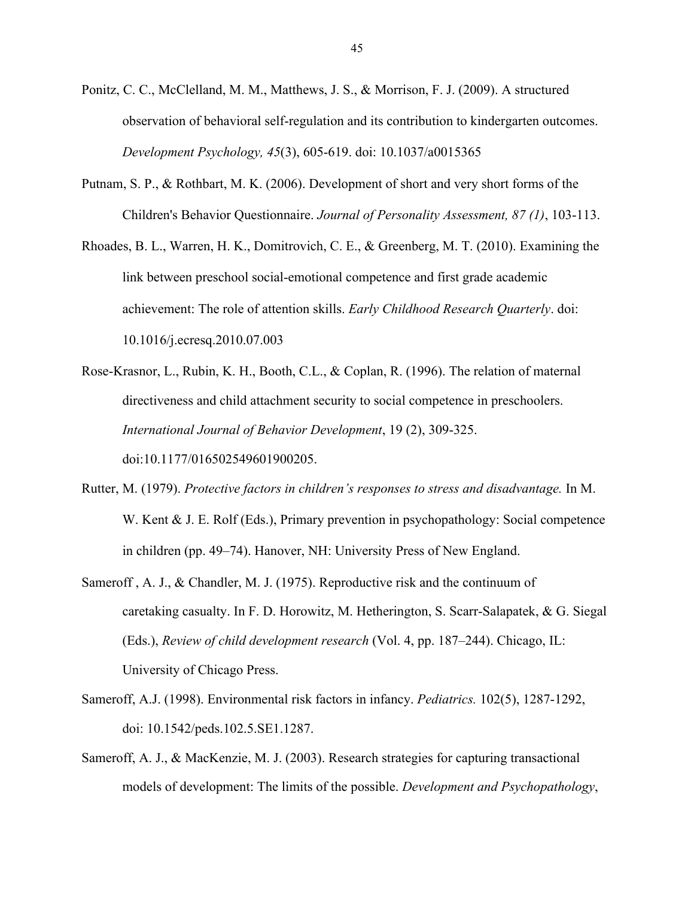Ponitz, C. C., McClelland, M. M., Matthews, J. S., & Morrison, F. J. (2009). A structured observation of behavioral self-regulation and its contribution to kindergarten outcomes. *Development Psychology, 45*(3), 605-619. doi: 10.1037/a0015365

Putnam, S. P., & Rothbart, M. K. (2006). Development of short and very short forms of the Children's Behavior Questionnaire. *Journal of Personality Assessment, 87 (1)*, 103-113.

Rhoades, B. L., Warren, H. K., Domitrovich, C. E., & Greenberg, M. T. (2010). Examining the link between preschool social-emotional competence and first grade academic achievement: The role of attention skills. *Early Childhood Research Quarterly*. doi: 10.1016/j.ecresq.2010.07.003

Rose-Krasnor, L., Rubin, K. H., Booth, C.L., & Coplan, R. (1996). The relation of maternal directiveness and child attachment security to social competence in preschoolers. *International Journal of Behavior Development*, 19 (2), 309-325. doi:10.1177/016502549601900205.

Rutter, M. (1979). *Protective factors in children's responses to stress and disadvantage.* In M. W. Kent & J. E. Rolf (Eds.), Primary prevention in psychopathology: Social competence in children (pp. 49–74). Hanover, NH: University Press of New England.

Sameroff , A. J., & Chandler, M. J. (1975). Reproductive risk and the continuum of caretaking casualty. In F. D. Horowitz, M. Hetherington, S. Scarr-Salapatek, & G. Siegal (Eds.), *Review of child development research* (Vol. 4, pp. 187–244). Chicago, IL: University of Chicago Press.

Sameroff, A.J. (1998). Environmental risk factors in infancy. *Pediatrics.* 102(5), 1287-1292, doi: 10.1542/peds.102.5.SE1.1287.

Sameroff, A. J., & MacKenzie, M. J. (2003). Research strategies for capturing transactional models of development: The limits of the possible. *Development and Psychopathology*,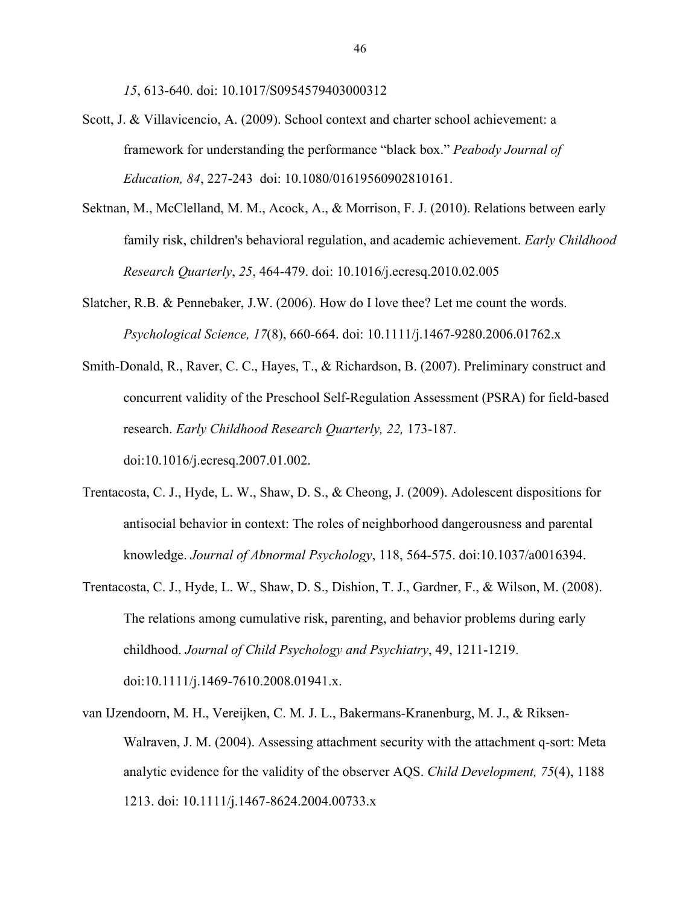*15*, 613-640. doi: 10.1017/S0954579403000312

Scott, J. & Villavicencio, A. (2009). School context and charter school achievement: a framework for understanding the performance "black box." *Peabody Journal of Education, 84*, 227-243 doi: 10.1080/01619560902810161.

Sektnan, M., McClelland, M. M., Acock, A., & Morrison, F. J. (2010). Relations between early family risk, children's behavioral regulation, and academic achievement. *Early Childhood Research Quarterly*, *25*, 464-479. doi: 10.1016/j.ecresq.2010.02.005

Slatcher, R.B. & Pennebaker, J.W. (2006). How do I love thee? Let me count the words. *Psychological Science, 17*(8), 660-664. doi: 10.1111/j.1467-9280.2006.01762.x

Smith-Donald, R., Raver, C. C., Hayes, T., & Richardson, B. (2007). Preliminary construct and concurrent validity of the Preschool Self-Regulation Assessment (PSRA) for field-based research. *Early Childhood Research Quarterly, 22,* 173-187. doi:10.1016/j.ecresq.2007.01.002.

Trentacosta, C. J., Hyde, L. W., Shaw, D. S., & Cheong, J. (2009). Adolescent dispositions for antisocial behavior in context: The roles of neighborhood dangerousness and parental knowledge. *Journal of Abnormal Psychology*, 118, 564-575. doi:10.1037/a0016394.

Trentacosta, C. J., Hyde, L. W., Shaw, D. S., Dishion, T. J., Gardner, F., & Wilson, M. (2008). The relations among cumulative risk, parenting, and behavior problems during early childhood. *Journal of Child Psychology and Psychiatry*, 49, 1211-1219. doi:10.1111/j.1469-7610.2008.01941.x.

van IJzendoorn, M. H., Vereijken, C. M. J. L., Bakermans-Kranenburg, M. J., & Riksen-Walraven, J. M. (2004). Assessing attachment security with the attachment q-sort: Meta analytic evidence for the validity of the observer AQS. *Child Development, 75*(4), 1188 1213. doi: 10.1111/j.1467-8624.2004.00733.x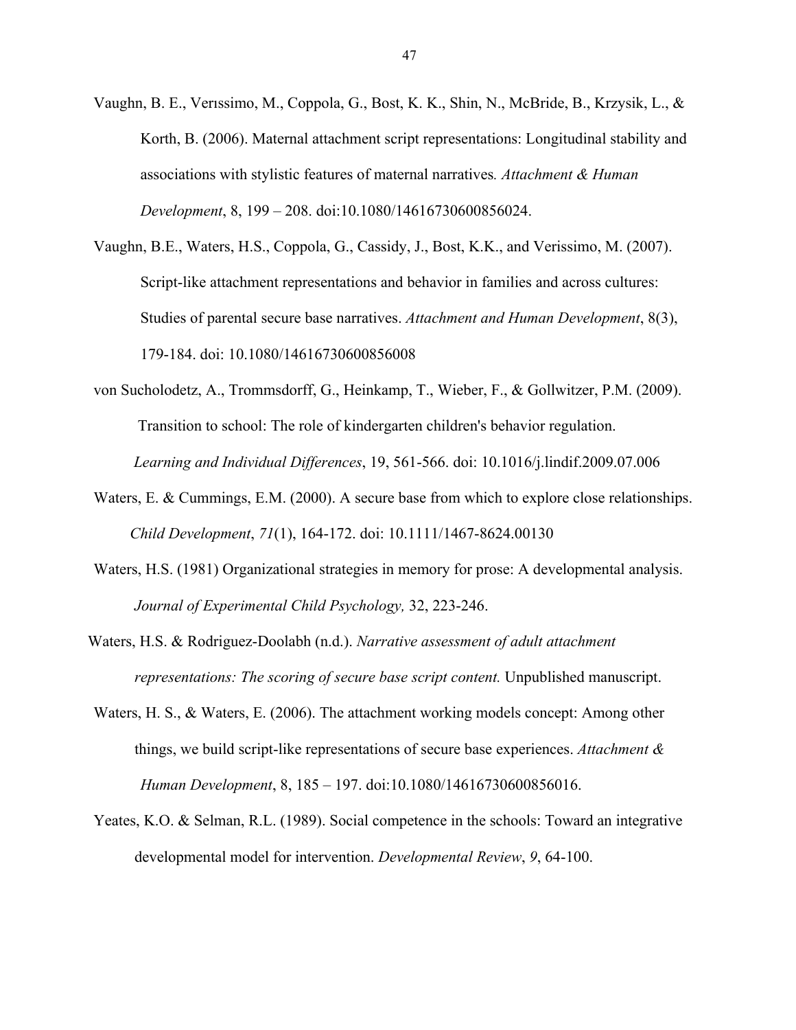Vaughn, B. E., Verıssimo, M., Coppola, G., Bost, K. K., Shin, N., McBride, B., Krzysik, L., & Korth, B. (2006). Maternal attachment script representations: Longitudinal stability and associations with stylistic features of maternal narratives*. Attachment & Human Development*, 8, 199 – 208. doi:10.1080/14616730600856024.

Vaughn, B.E., Waters, H.S., Coppola, G., Cassidy, J., Bost, K.K., and Verissimo, M. (2007). Script-like attachment representations and behavior in families and across cultures: Studies of parental secure base narratives. *Attachment and Human Development*, 8(3), 179-184. doi: 10.1080/14616730600856008

von Sucholodetz, A., Trommsdorff, G., Heinkamp, T., Wieber, F., & Gollwitzer, P.M. (2009). Transition to school: The role of kindergarten children's behavior regulation. *Learning and Individual Differences*, 19, 561-566. doi: 10.1016/j.lindif.2009.07.006

Waters, E. & Cummings, E.M. (2000). A secure base from which to explore close relationships. *Child Development*, *71*(1), 164-172. doi: 10.1111/1467-8624.00130

Waters, H.S. (1981) Organizational strategies in memory for prose: A developmental analysis. *Journal of Experimental Child Psychology,* 32, 223-246.

Waters, H.S. & Rodriguez-Doolabh (n.d.). *Narrative assessment of adult attachment representations: The scoring of secure base script content.* Unpublished manuscript.

Waters, H. S., & Waters, E. (2006). The attachment working models concept: Among other things, we build script-like representations of secure base experiences. *Attachment & Human Development*, 8, 185 – 197. doi:10.1080/14616730600856016.

Yeates, K.O. & Selman, R.L. (1989). Social competence in the schools: Toward an integrative developmental model for intervention. *Developmental Review*, *9*, 64-100.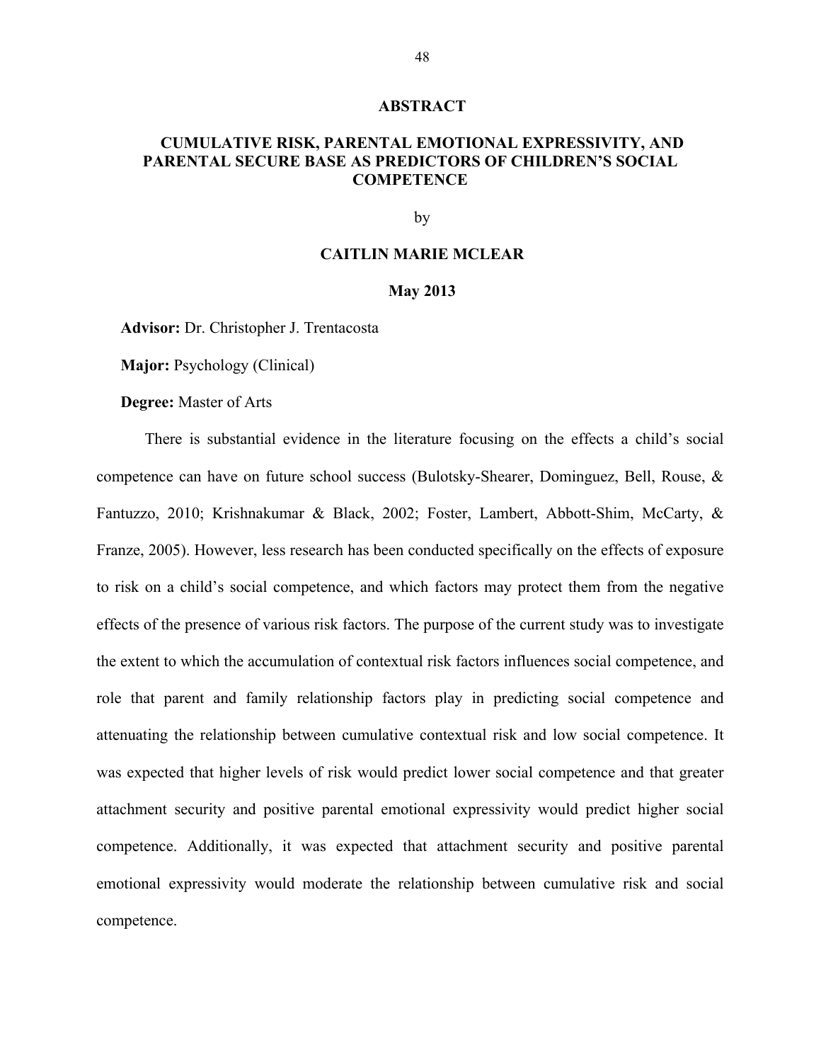## ABSTRACT

### CUMULATIVE RISK, PARENTAL EMOTIONAL EXPRESSIVITY, AND PARENTAL SECURE BASE AS PREDICTORS OF CHILDREN'S SOCIAL COMPETENCE

by

**CAITLIN MARIE MCLEAR**

**May 2013**

**Advisor:** Dr. Christopher J. Trentacosta

**Major:** Psychology (Clinical)

**Degree:** Master of Arts

There is substantial evidence in the literature focusing on the effects a child's social competence can have on future school success (Bulotsky-Shearer, Dominguez, Bell, Rouse, & Fantuzzo, 2010; Krishnakumar & Black, 2002; Foster, Lambert, Abbott-Shim, McCarty, & Franze, 2005). However, less research has been conducted specifically on the effects of exposure to risk on a child's social competence, and which factors may protect them from the negative effects of the presence of various risk factors. The purpose of the current study was to investigate the extent to which the accumulation of contextual risk factors influences social competence, and role that parent and family relationship factors play in predicting social competence and attenuating the relationship between cumulative contextual risk and low social competence. It was expected that higher levels of risk would predict lower social competence and that greater attachment security and positive parental emotional expressivity would predict higher social competence. Additionally, it was expected that attachment security and positive parental emotional expressivity would moderate the relationship between cumulative risk and social competence.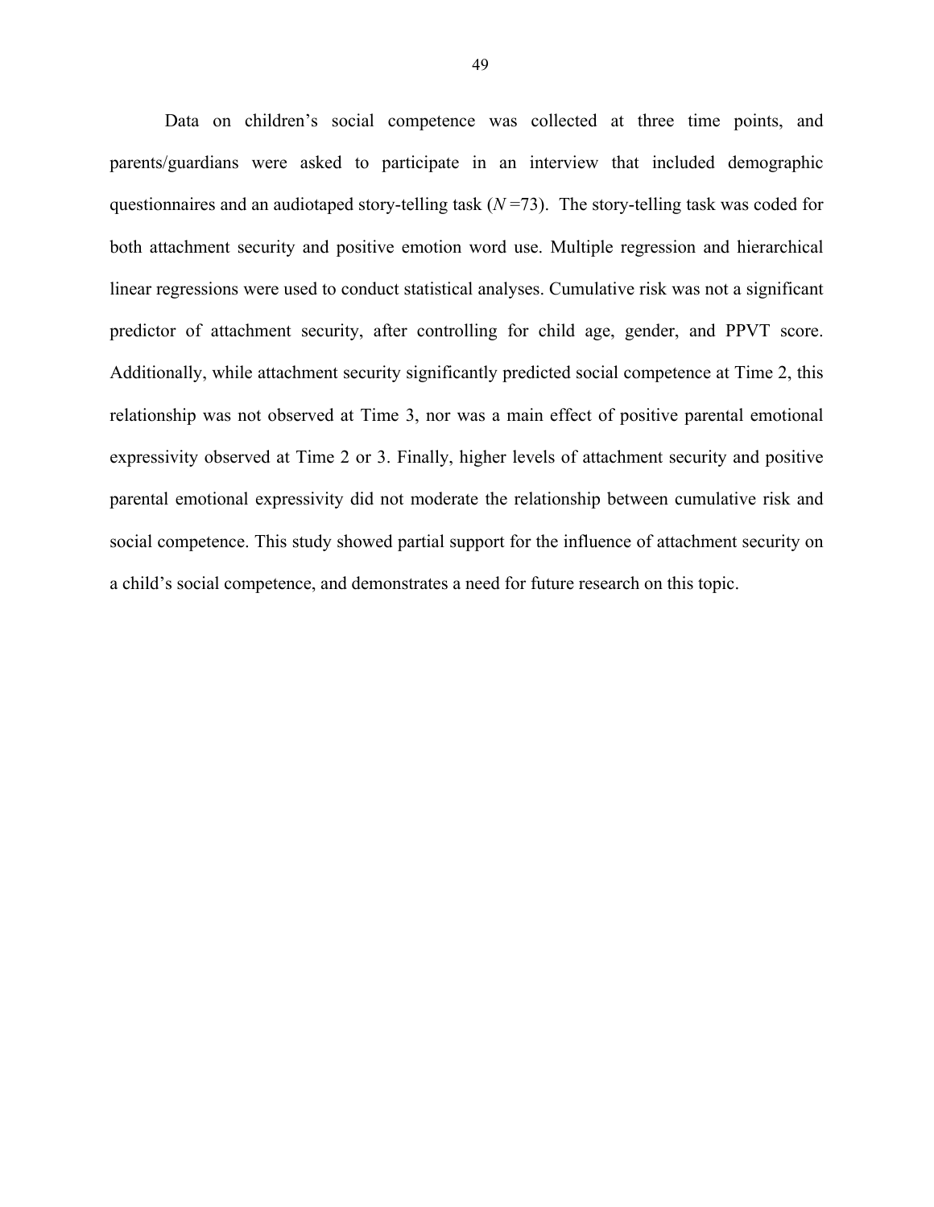Data on children's social competence was collected at three time points, and parents/guardians were asked to participate in an interview that included demographic questionnaires and an audiotaped story-telling task (*N* =73). The story-telling task was coded for both attachment security and positive emotion word use. Multiple regression and hierarchical linear regressions were used to conduct statistical analyses. Cumulative risk was not a significant predictor of attachment security, after controlling for child age, gender, and PPVT score. Additionally, while attachment security significantly predicted social competence at Time 2, this relationship was not observed at Time 3, nor was a main effect of positive parental emotional expressivity observed at Time 2 or 3. Finally, higher levels of attachment security and positive parental emotional expressivity did not moderate the relationship between cumulative risk and social competence. This study showed partial support for the influence of attachment security on a child's social competence, and demonstrates a need for future research on this topic.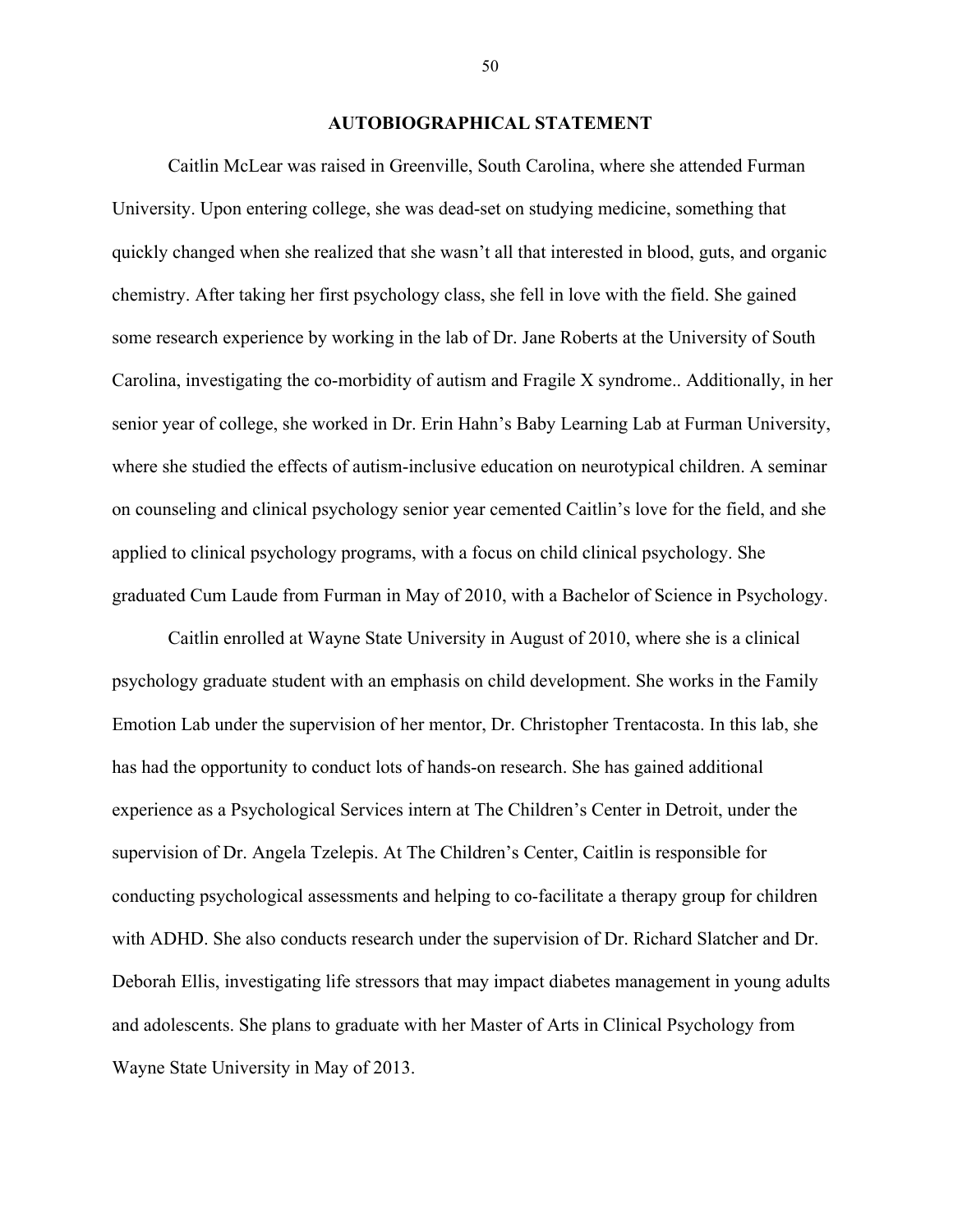# AUTOBIOGRAPHICAL STATEMENT

Caitlin McLear was raised in Greenville, South Carolina, where she attended Furman University. Upon entering college, she was dead-set on studying medicine, something that quickly changed when she realized that she wasn't all that interested in blood, guts, and organic chemistry. After taking her first psychology class, she fell in love with the field. She gained some research experience by working in the lab of Dr. Jane Roberts at the University of South Carolina, investigating the co-morbidity of autism and Fragile X syndrome.. Additionally, in her senior year of college, she worked in Dr. Erin Hahn's Baby Learning Lab at Furman University, where she studied the effects of autism-inclusive education on neurotypical children. A seminar on counseling and clinical psychology senior year cemented Caitlin's love for the field, and she applied to clinical psychology programs, with a focus on child clinical psychology. She graduated Cum Laude from Furman in May of 2010, with a Bachelor of Science in Psychology.

Caitlin enrolled at Wayne State University in August of 2010, where she is a clinical psychology graduate student with an emphasis on child development. She works in the Family Emotion Lab under the supervision of her mentor, Dr. Christopher Trentacosta. In this lab, she has had the opportunity to conduct lots of hands-on research. She has gained additional experience as a Psychological Services intern at The Children's Center in Detroit, under the supervision of Dr. Angela Tzelepis. At The Children's Center, Caitlin is responsible for conducting psychological assessments and helping to co-facilitate a therapy group for children with ADHD. She also conducts research under the supervision of Dr. Richard Slatcher and Dr. Deborah Ellis, investigating life stressors that may impact diabetes management in young adults and adolescents. She plans to graduate with her Master of Arts in Clinical Psychology from Wayne State University in May of 2013.